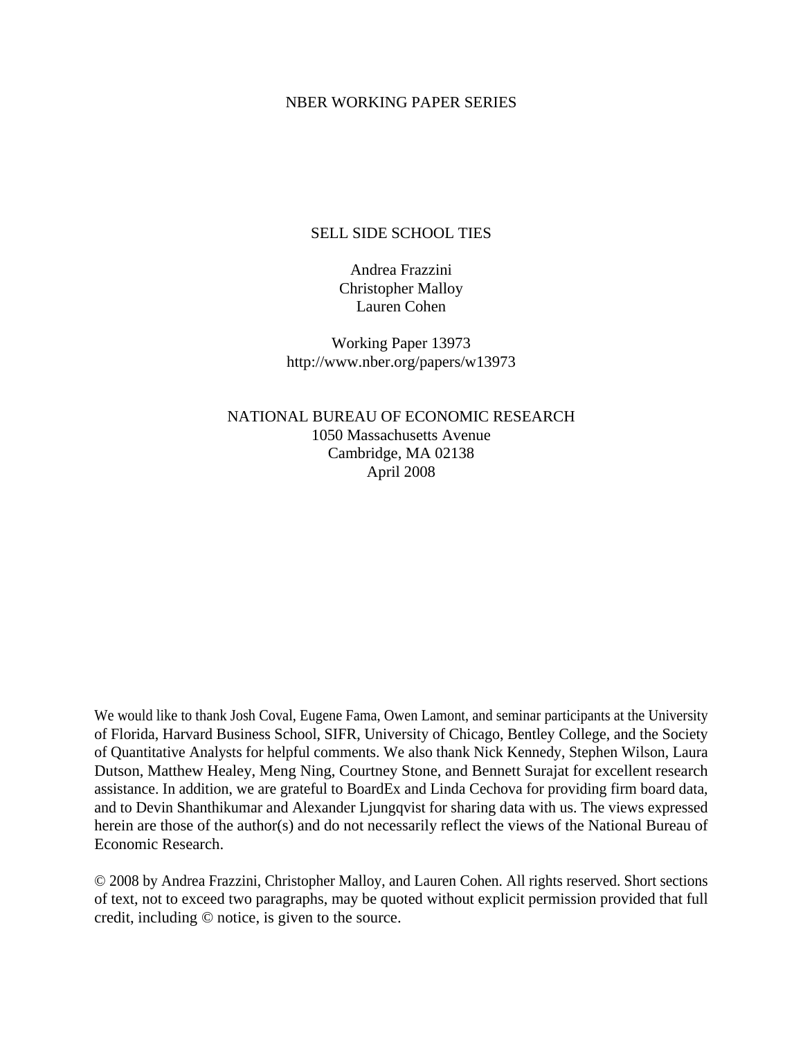NBER WORKING PAPER SERIES

# SELL SIDE SCHOOL TIES

Andrea Frazzini
Christopher Malloy
Lauren Cohen

Working Paper 13973
http://www.nber.org/papers/w13973

NATIONAL BUREAU OF ECONOMIC RESEARCH
1050 Massachusetts Avenue
Cambridge, MA 02138
April 2008

We would like to thank Josh Coval, Eugene Fama, Owen Lamont, and seminar participants at the University of Florida, Harvard Business School, SIFR, University of Chicago, Bentley College, and the Society of Quantitative Analysts for helpful comments. We also thank Nick Kennedy, Stephen Wilson, Laura Dutson, Matthew Healey, Meng Ning, Courtney Stone, and Bennett Surajat for excellent research assistance. In addition, we are grateful to BoardEx and Linda Cechova for providing firm board data, and to Devin Shanthikumar and Alexander Ljungqvist for sharing data with us. The views expressed herein are those of the author(s) and do not necessarily reflect the views of the National Bureau of Economic Research.

© 2008 by Andrea Frazzini, Christopher Malloy, and Lauren Cohen. All rights reserved. Short sections of text, not to exceed two paragraphs, may be quoted without explicit permission provided that full credit, including © notice, is given to the source.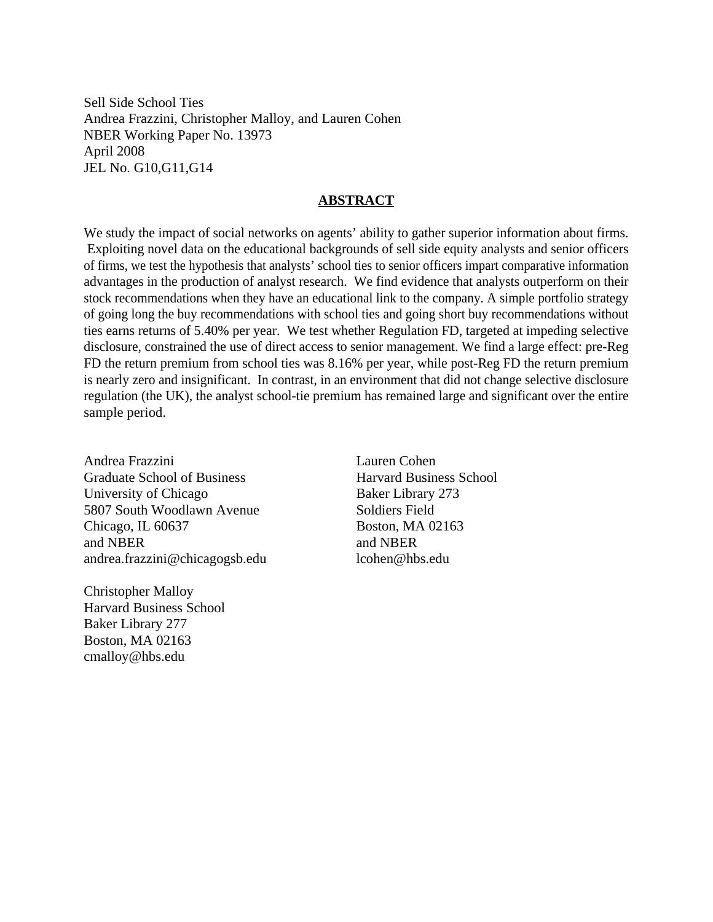Sell Side School Ties
Andrea Frazzini, Christopher Malloy, and Lauren Cohen
NBER Working Paper No. 13973
April 2008
JEL No. G10,G11,G14

## **ABSTRACT**

We study the impact of social networks on agents' ability to gather superior information about firms. Exploiting novel data on the educational backgrounds of sell side equity analysts and senior officers of firms, we test the hypothesis that analysts' school ties to senior officers impart comparative information advantages in the production of analyst research. We find evidence that analysts outperform on their stock recommendations when they have an educational link to the company. A simple portfolio strategy of going long the buy recommendations with school ties and going short buy recommendations without ties earns returns of 5.40% per year. We test whether Regulation FD, targeted at impeding selective disclosure, constrained the use of direct access to senior management. We find a large effect: pre-Reg FD the return premium from school ties was 8.16% per year, while post-Reg FD the return premium is nearly zero and insignificant. In contrast, in an environment that did not change selective disclosure regulation (the UK), the analyst school-tie premium has remained large and significant over the entire sample period.

Andrea Frazzini
Graduate School of Business
University of Chicago
5807 South Woodlawn Avenue
Chicago, IL 60637
and NBER
andrea.frazzini@chicagogsb.edu

Christopher Malloy
Harvard Business School
Baker Library 277
Boston, MA 02163
cmalloy@hbs.edu

Lauren Cohen
Harvard Business School
Baker Library 273
Soldiers Field
Boston, MA 02163
and NBER
lcohen@hbs.edu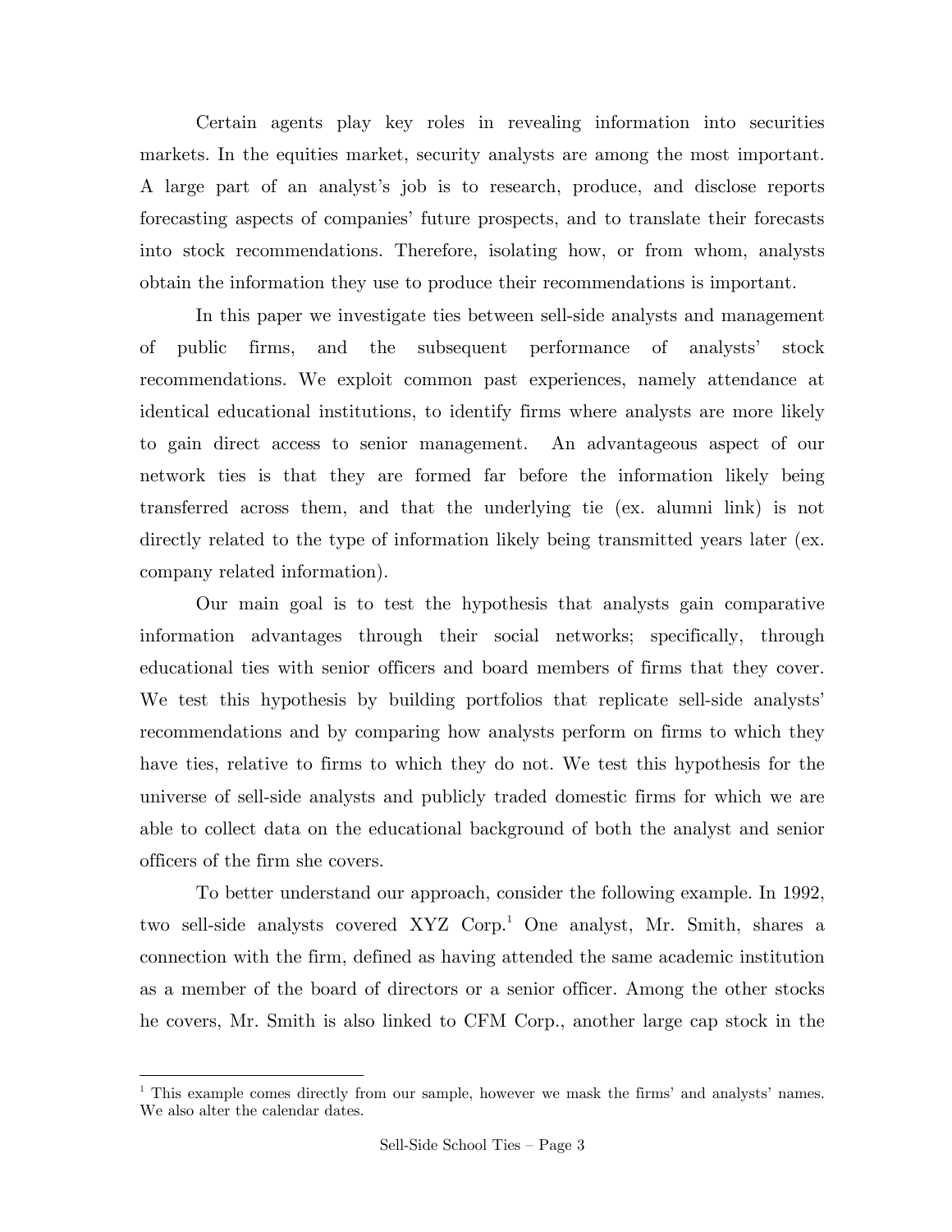Certain agents play key roles in revealing information into securities markets. In the equities market, security analysts are among the most important. A large part of an analyst's job is to research, produce, and disclose reports forecasting aspects of companies' future prospects, and to translate their forecasts into stock recommendations. Therefore, isolating how, or from whom, analysts obtain the information they use to produce their recommendations is important.

In this paper we investigate ties between sell-side analysts and management of public firms, and the subsequent performance of analysts' stock recommendations. We exploit common past experiences, namely attendance at identical educational institutions, to identify firms where analysts are more likely to gain direct access to senior management. An advantageous aspect of our network ties is that they are formed far before the information likely being transferred across them, and that the underlying tie (ex. alumni link) is not directly related to the type of information likely being transmitted years later (ex. company related information).

Our main goal is to test the hypothesis that analysts gain comparative information advantages through their social networks; specifically, through educational ties with senior officers and board members of firms that they cover. We test this hypothesis by building portfolios that replicate sell-side analysts' recommendations and by comparing how analysts perform on firms to which they have ties, relative to firms to which they do not. We test this hypothesis for the universe of sell-side analysts and publicly traded domestic firms for which we are able to collect data on the educational background of both the analyst and senior officers of the firm she covers.

To better understand our approach, consider the following example. In 1992, two sell-side analysts covered XYZ Corp.[1] One analyst, Mr. Smith, shares a connection with the firm, defined as having attended the same academic institution as a member of the board of directors or a senior officer. Among the other stocks he covers, Mr. Smith is also linked to CFM Corp., another large cap stock in the

[1] This example comes directly from our sample, however we mask the firms' and analysts' names. We also alter the calendar dates.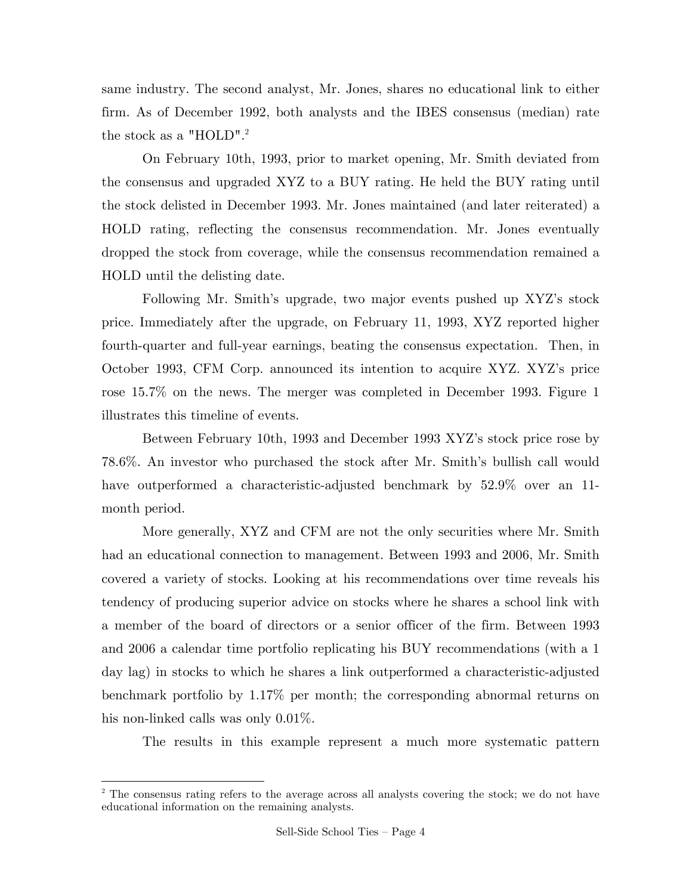same industry. The second analyst, Mr. Jones, shares no educational link to either firm. As of December 1992, both analysts and the IBES consensus (median) rate the stock as a "HOLD".[2]

On February 10th, 1993, prior to market opening, Mr. Smith deviated from the consensus and upgraded XYZ to a BUY rating. He held the BUY rating until the stock delisted in December 1993. Mr. Jones maintained (and later reiterated) a HOLD rating, reflecting the consensus recommendation. Mr. Jones eventually dropped the stock from coverage, while the consensus recommendation remained a HOLD until the delisting date.

Following Mr. Smith's upgrade, two major events pushed up XYZ's stock price. Immediately after the upgrade, on February 11, 1993, XYZ reported higher fourth-quarter and full-year earnings, beating the consensus expectation. Then, in October 1993, CFM Corp. announced its intention to acquire XYZ. XYZ's price rose 15.7% on the news. The merger was completed in December 1993. Figure 1 illustrates this timeline of events.

Between February 10th, 1993 and December 1993 XYZ's stock price rose by 78.6%. An investor who purchased the stock after Mr. Smith's bullish call would have outperformed a characteristic-adjusted benchmark by 52.9% over an 11-month period.

More generally, XYZ and CFM are not the only securities where Mr. Smith had an educational connection to management. Between 1993 and 2006, Mr. Smith covered a variety of stocks. Looking at his recommendations over time reveals his tendency of producing superior advice on stocks where he shares a school link with a member of the board of directors or a senior officer of the firm. Between 1993 and 2006 a calendar time portfolio replicating his BUY recommendations (with a 1 day lag) in stocks to which he shares a link outperformed a characteristic-adjusted benchmark portfolio by 1.17% per month; the corresponding abnormal returns on his non-linked calls was only 0.01%.

The results in this example represent a much more systematic pattern

[2] The consensus rating refers to the average across all analysts covering the stock; we do not have educational information on the remaining analysts.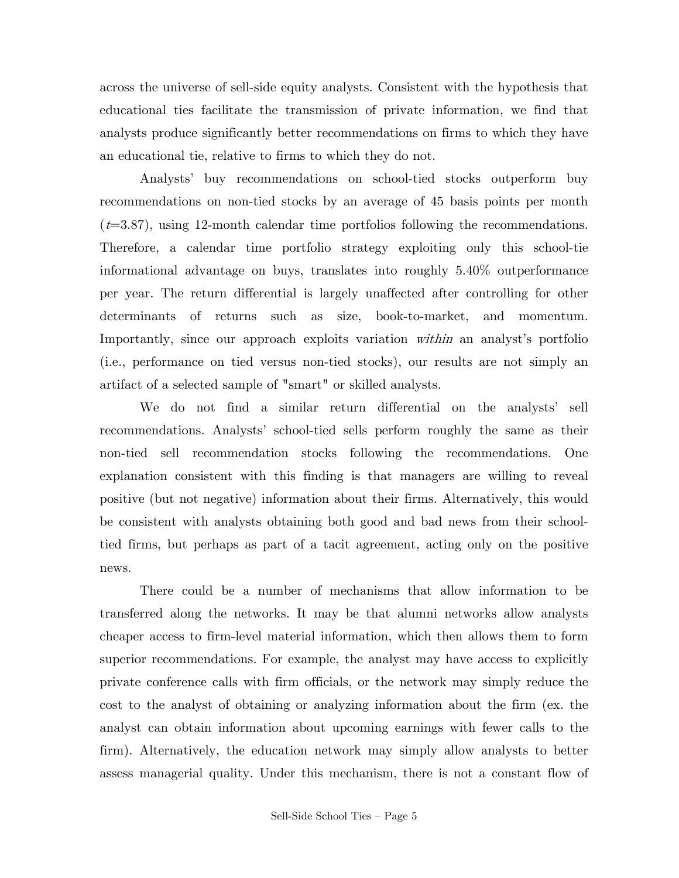across the universe of sell-side equity analysts. Consistent with the hypothesis that educational ties facilitate the transmission of private information, we find that analysts produce significantly better recommendations on firms to which they have an educational tie, relative to firms to which they do not.

Analysts' buy recommendations on school-tied stocks outperform buy recommendations on non-tied stocks by an average of 45 basis points per month ($t$=3.87), using 12-month calendar time portfolios following the recommendations. Therefore, a calendar time portfolio strategy exploiting only this school-tie informational advantage on buys, translates into roughly 5.40% outperformance per year. The return differential is largely unaffected after controlling for other determinants of returns such as size, book-to-market, and momentum. Importantly, since our approach exploits variation *within* an analyst's portfolio (i.e., performance on tied versus non-tied stocks), our results are not simply an artifact of a selected sample of "smart" or skilled analysts.

We do not find a similar return differential on the analysts' sell recommendations. Analysts' school-tied sells perform roughly the same as their non-tied sell recommendation stocks following the recommendations. One explanation consistent with this finding is that managers are willing to reveal positive (but not negative) information about their firms. Alternatively, this would be consistent with analysts obtaining both good and bad news from their school-tied firms, but perhaps as part of a tacit agreement, acting only on the positive news.

There could be a number of mechanisms that allow information to be transferred along the networks. It may be that alumni networks allow analysts cheaper access to firm-level material information, which then allows them to form superior recommendations. For example, the analyst may have access to explicitly private conference calls with firm officials, or the network may simply reduce the cost to the analyst of obtaining or analyzing information about the firm (ex. the analyst can obtain information about upcoming earnings with fewer calls to the firm). Alternatively, the education network may simply allow analysts to better assess managerial quality. Under this mechanism, there is not a constant flow of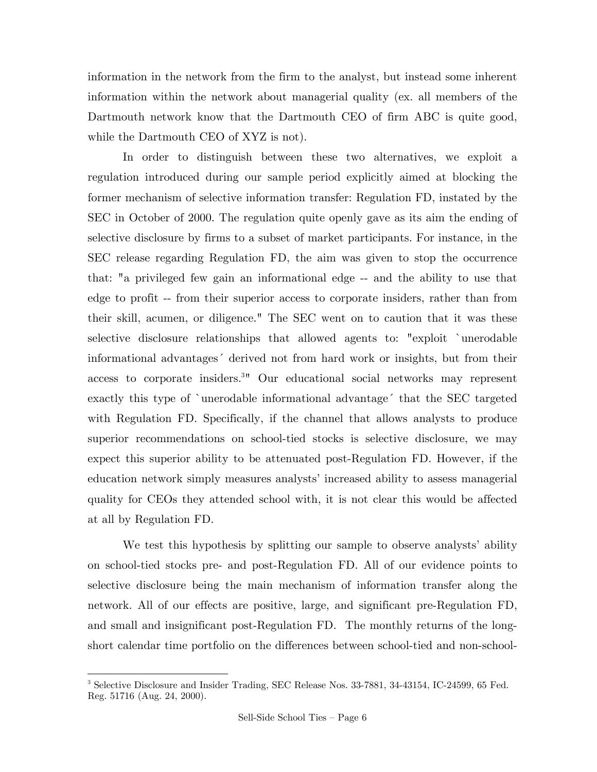information in the network from the firm to the analyst, but instead some inherent information within the network about managerial quality (ex. all members of the Dartmouth network know that the Dartmouth CEO of firm ABC is quite good, while the Dartmouth CEO of XYZ is not).

In order to distinguish between these two alternatives, we exploit a regulation introduced during our sample period explicitly aimed at blocking the former mechanism of selective information transfer: Regulation FD, instated by the SEC in October of 2000. The regulation quite openly gave as its aim the ending of selective disclosure by firms to a subset of market participants. For instance, in the SEC release regarding Regulation FD, the aim was given to stop the occurrence that: "a privileged few gain an informational edge -- and the ability to use that edge to profit -- from their superior access to corporate insiders, rather than from their skill, acumen, or diligence." The SEC went on to caution that it was these selective disclosure relationships that allowed agents to: "exploit `unerodable informational advantages´ derived not from hard work or insights, but from their access to corporate insiders.[3]" Our educational social networks may represent exactly this type of `unerodable informational advantage´ that the SEC targeted with Regulation FD. Specifically, if the channel that allows analysts to produce superior recommendations on school-tied stocks is selective disclosure, we may expect this superior ability to be attenuated post-Regulation FD. However, if the education network simply measures analysts' increased ability to assess managerial quality for CEOs they attended school with, it is not clear this would be affected at all by Regulation FD.

We test this hypothesis by splitting our sample to observe analysts' ability on school-tied stocks pre- and post-Regulation FD. All of our evidence points to selective disclosure being the main mechanism of information transfer along the network. All of our effects are positive, large, and significant pre-Regulation FD, and small and insignificant post-Regulation FD. The monthly returns of the long-short calendar time portfolio on the differences between school-tied and non-school-

[3] Selective Disclosure and Insider Trading, SEC Release Nos. 33-7881, 34-43154, IC-24599, 65 Fed. Reg. 51716 (Aug. 24, 2000).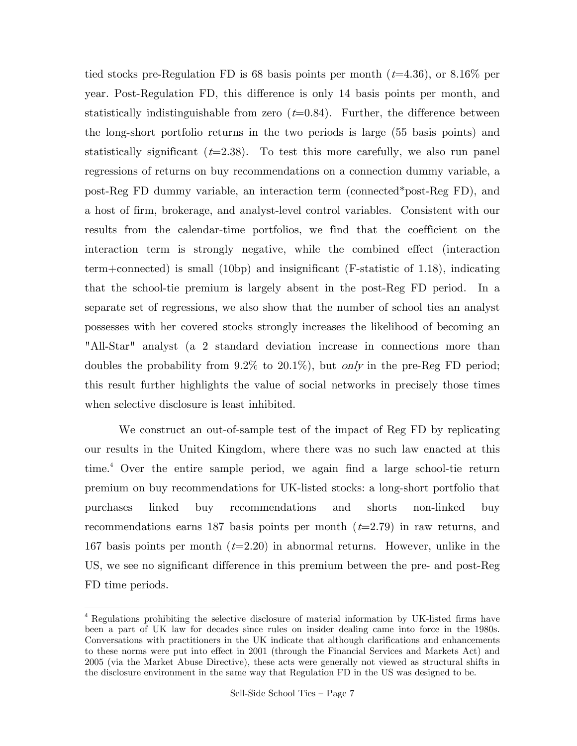tied stocks pre-Regulation FD is 68 basis points per month ($t$=4.36), or 8.16% per year. Post-Regulation FD, this difference is only 14 basis points per month, and statistically indistinguishable from zero ($t$=0.84). Further, the difference between the long-short portfolio returns in the two periods is large (55 basis points) and statistically significant ($t$=2.38). To test this more carefully, we also run panel regressions of returns on buy recommendations on a connection dummy variable, a post-Reg FD dummy variable, an interaction term (connected*post-Reg FD), and a host of firm, brokerage, and analyst-level control variables. Consistent with our results from the calendar-time portfolios, we find that the coefficient on the interaction term is strongly negative, while the combined effect (interaction term+connected) is small (10bp) and insignificant (F-statistic of 1.18), indicating that the school-tie premium is largely absent in the post-Reg FD period. In a separate set of regressions, we also show that the number of school ties an analyst possesses with her covered stocks strongly increases the likelihood of becoming an "All-Star" analyst (a 2 standard deviation increase in connections more than doubles the probability from 9.2% to 20.1%), but *only* in the pre-Reg FD period; this result further highlights the value of social networks in precisely those times when selective disclosure is least inhibited.

We construct an out-of-sample test of the impact of Reg FD by replicating our results in the United Kingdom, where there was no such law enacted at this time.[4] Over the entire sample period, we again find a large school-tie return premium on buy recommendations for UK-listed stocks: a long-short portfolio that purchases linked buy recommendations and shorts non-linked buy recommendations earns 187 basis points per month ($t$=2.79) in raw returns, and 167 basis points per month ($t$=2.20) in abnormal returns. However, unlike in the US, we see no significant difference in this premium between the pre- and post-Reg FD time periods.

[4] Regulations prohibiting the selective disclosure of material information by UK-listed firms have been a part of UK law for decades since rules on insider dealing came into force in the 1980s. Conversations with practitioners in the UK indicate that although clarifications and enhancements to these norms were put into effect in 2001 (through the Financial Services and Markets Act) and 2005 (via the Market Abuse Directive), these acts were generally not viewed as structural shifts in the disclosure environment in the same way that Regulation FD in the US was designed to be.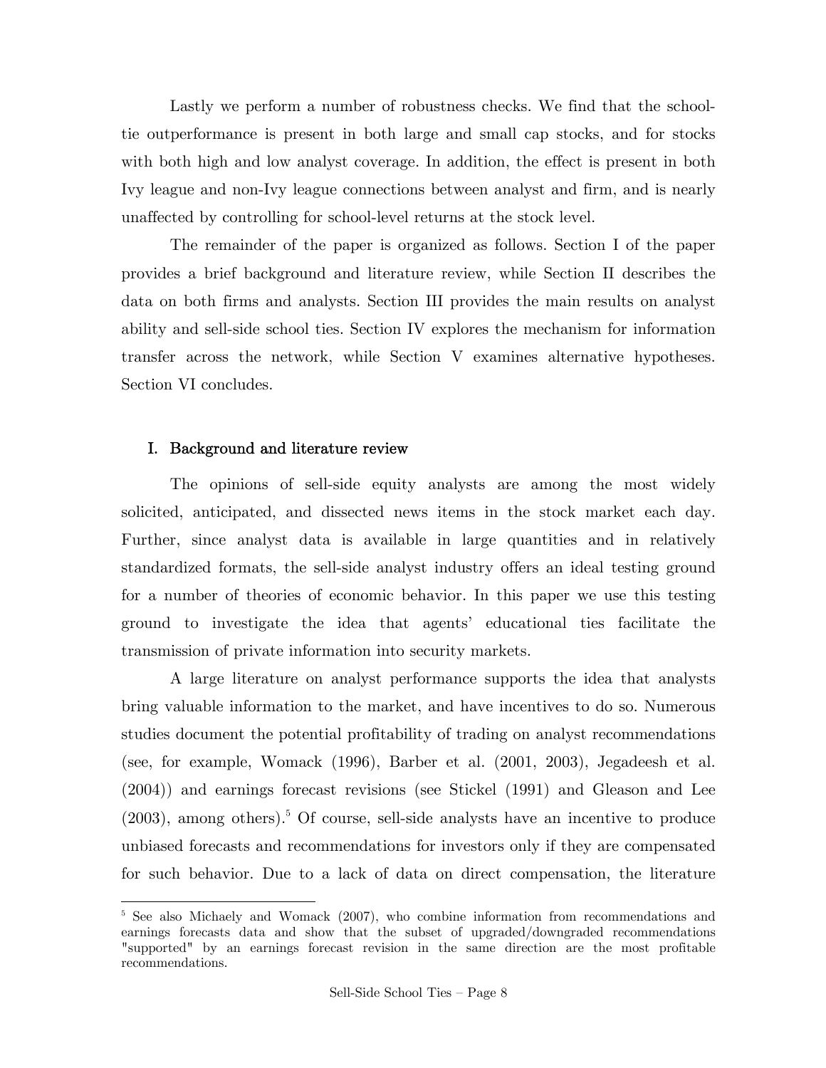Lastly we perform a number of robustness checks. We find that the school-tie outperformance is present in both large and small cap stocks, and for stocks with both high and low analyst coverage. In addition, the effect is present in both Ivy league and non-Ivy league connections between analyst and firm, and is nearly unaffected by controlling for school-level returns at the stock level.

The remainder of the paper is organized as follows. Section I of the paper provides a brief background and literature review, while Section II describes the data on both firms and analysts. Section III provides the main results on analyst ability and sell-side school ties. Section IV explores the mechanism for information transfer across the network, while Section V examines alternative hypotheses. Section VI concludes.

## I. Background and literature review

The opinions of sell-side equity analysts are among the most widely solicited, anticipated, and dissected news items in the stock market each day. Further, since analyst data is available in large quantities and in relatively standardized formats, the sell-side analyst industry offers an ideal testing ground for a number of theories of economic behavior. In this paper we use this testing ground to investigate the idea that agents' educational ties facilitate the transmission of private information into security markets.

A large literature on analyst performance supports the idea that analysts bring valuable information to the market, and have incentives to do so. Numerous studies document the potential profitability of trading on analyst recommendations (see, for example, Womack (1996), Barber et al. (2001, 2003), Jegadeesh et al. (2004)) and earnings forecast revisions (see Stickel (1991) and Gleason and Lee (2003), among others).[5] Of course, sell-side analysts have an incentive to produce unbiased forecasts and recommendations for investors only if they are compensated for such behavior. Due to a lack of data on direct compensation, the literature

[5] See also Michaely and Womack (2007), who combine information from recommendations and earnings forecasts data and show that the subset of upgraded/downgraded recommendations "supported" by an earnings forecast revision in the same direction are the most profitable recommendations.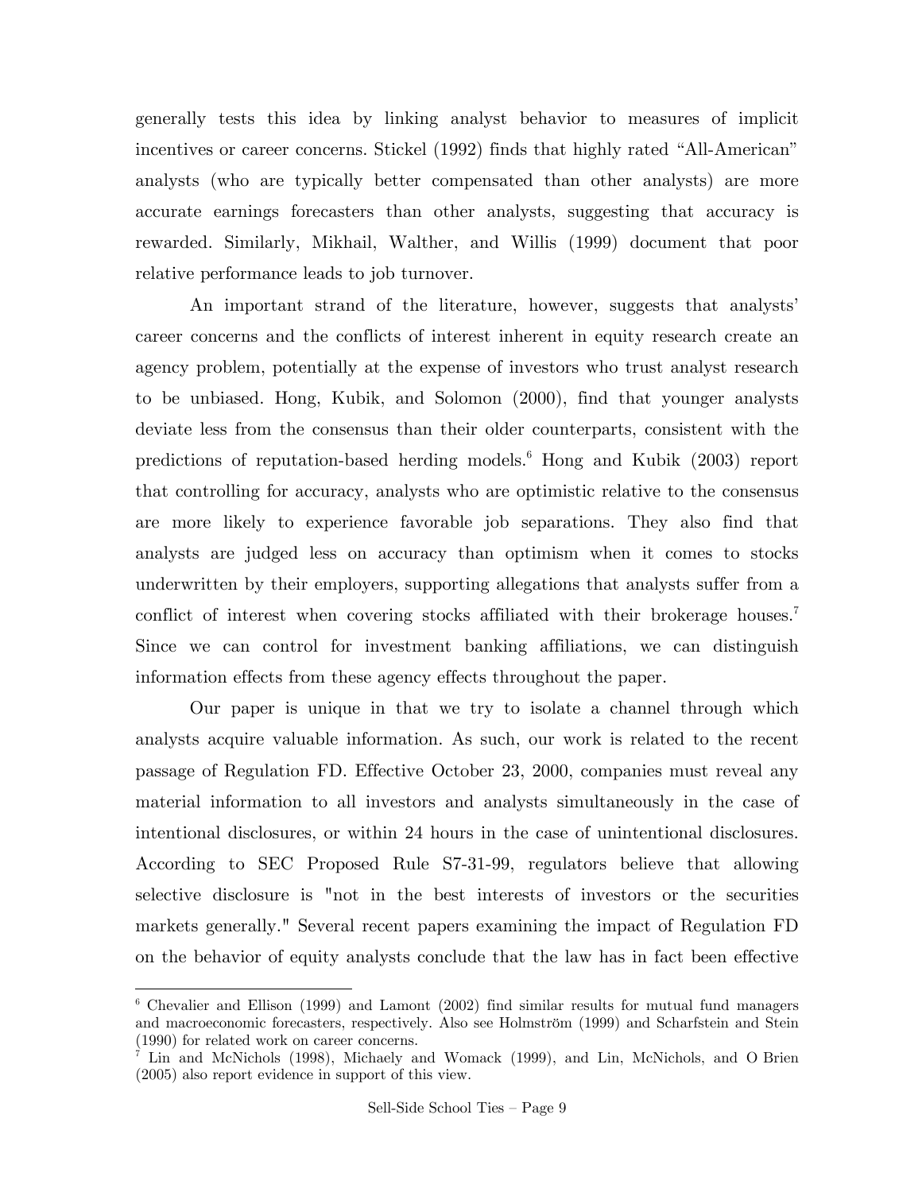generally tests this idea by linking analyst behavior to measures of implicit incentives or career concerns. Stickel (1992) finds that highly rated "All-American" analysts (who are typically better compensated than other analysts) are more accurate earnings forecasters than other analysts, suggesting that accuracy is rewarded. Similarly, Mikhail, Walther, and Willis (1999) document that poor relative performance leads to job turnover.

An important strand of the literature, however, suggests that analysts' career concerns and the conflicts of interest inherent in equity research create an agency problem, potentially at the expense of investors who trust analyst research to be unbiased. Hong, Kubik, and Solomon (2000), find that younger analysts deviate less from the consensus than their older counterparts, consistent with the predictions of reputation-based herding models.[6] Hong and Kubik (2003) report that controlling for accuracy, analysts who are optimistic relative to the consensus are more likely to experience favorable job separations. They also find that analysts are judged less on accuracy than optimism when it comes to stocks underwritten by their employers, supporting allegations that analysts suffer from a conflict of interest when covering stocks affiliated with their brokerage houses.[7] Since we can control for investment banking affiliations, we can distinguish information effects from these agency effects throughout the paper.

Our paper is unique in that we try to isolate a channel through which analysts acquire valuable information. As such, our work is related to the recent passage of Regulation FD. Effective October 23, 2000, companies must reveal any material information to all investors and analysts simultaneously in the case of intentional disclosures, or within 24 hours in the case of unintentional disclosures. According to SEC Proposed Rule S7-31-99, regulators believe that allowing selective disclosure is "not in the best interests of investors or the securities markets generally." Several recent papers examining the impact of Regulation FD on the behavior of equity analysts conclude that the law has in fact been effective

---

[6] Chevalier and Ellison (1999) and Lamont (2002) find similar results for mutual fund managers and macroeconomic forecasters, respectively. Also see Holmström (1999) and Scharfstein and Stein (1990) for related work on career concerns.

[7] Lin and McNichols (1998), Michaely and Womack (1999), and Lin, McNichols, and O Brien (2005) also report evidence in support of this view.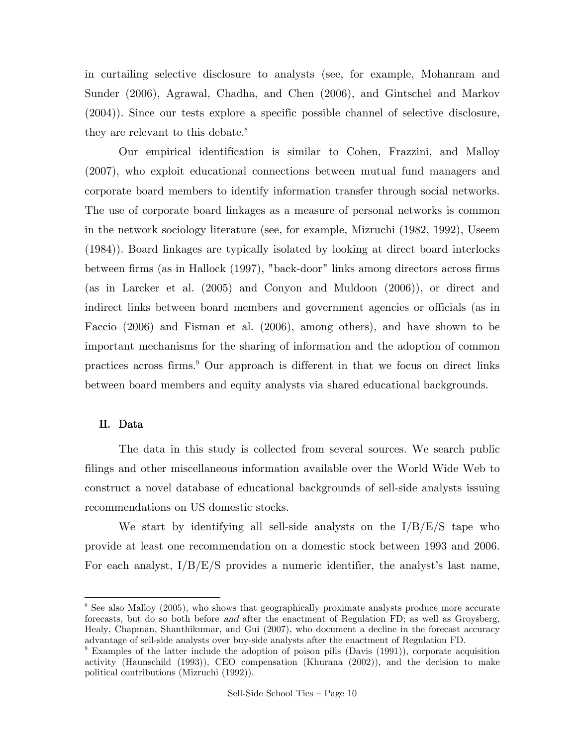in curtailing selective disclosure to analysts (see, for example, Mohanram and Sunder (2006), Agrawal, Chadha, and Chen (2006), and Gintschel and Markov (2004)). Since our tests explore a specific possible channel of selective disclosure, they are relevant to this debate.[8]

Our empirical identification is similar to Cohen, Frazzini, and Malloy (2007), who exploit educational connections between mutual fund managers and corporate board members to identify information transfer through social networks. The use of corporate board linkages as a measure of personal networks is common in the network sociology literature (see, for example, Mizruchi (1982, 1992), Useem (1984)). Board linkages are typically isolated by looking at direct board interlocks between firms (as in Hallock (1997), "back-door" links among directors across firms (as in Larcker et al. (2005) and Conyon and Muldoon (2006)), or direct and indirect links between board members and government agencies or officials (as in Faccio (2006) and Fisman et al. (2006), among others), and have shown to be important mechanisms for the sharing of information and the adoption of common practices across firms.[9] Our approach is different in that we focus on direct links between board members and equity analysts via shared educational backgrounds.

## II. Data

The data in this study is collected from several sources. We search public filings and other miscellaneous information available over the World Wide Web to construct a novel database of educational backgrounds of sell-side analysts issuing recommendations on US domestic stocks.

We start by identifying all sell-side analysts on the I/B/E/S tape who provide at least one recommendation on a domestic stock between 1993 and 2006. For each analyst, I/B/E/S provides a numeric identifier, the analyst's last name,

[8] See also Malloy (2005), who shows that geographically proximate analysts produce more accurate forecasts, but do so both before *and* after the enactment of Regulation FD; as well as Groysberg, Healy, Chapman, Shanthikumar, and Gui (2007), who document a decline in the forecast accuracy advantage of sell-side analysts over buy-side analysts after the enactment of Regulation FD.

[9] Examples of the latter include the adoption of poison pills (Davis (1991)), corporate acquisition activity (Haunschild (1993)), CEO compensation (Khurana (2002)), and the decision to make political contributions (Mizruchi (1992)).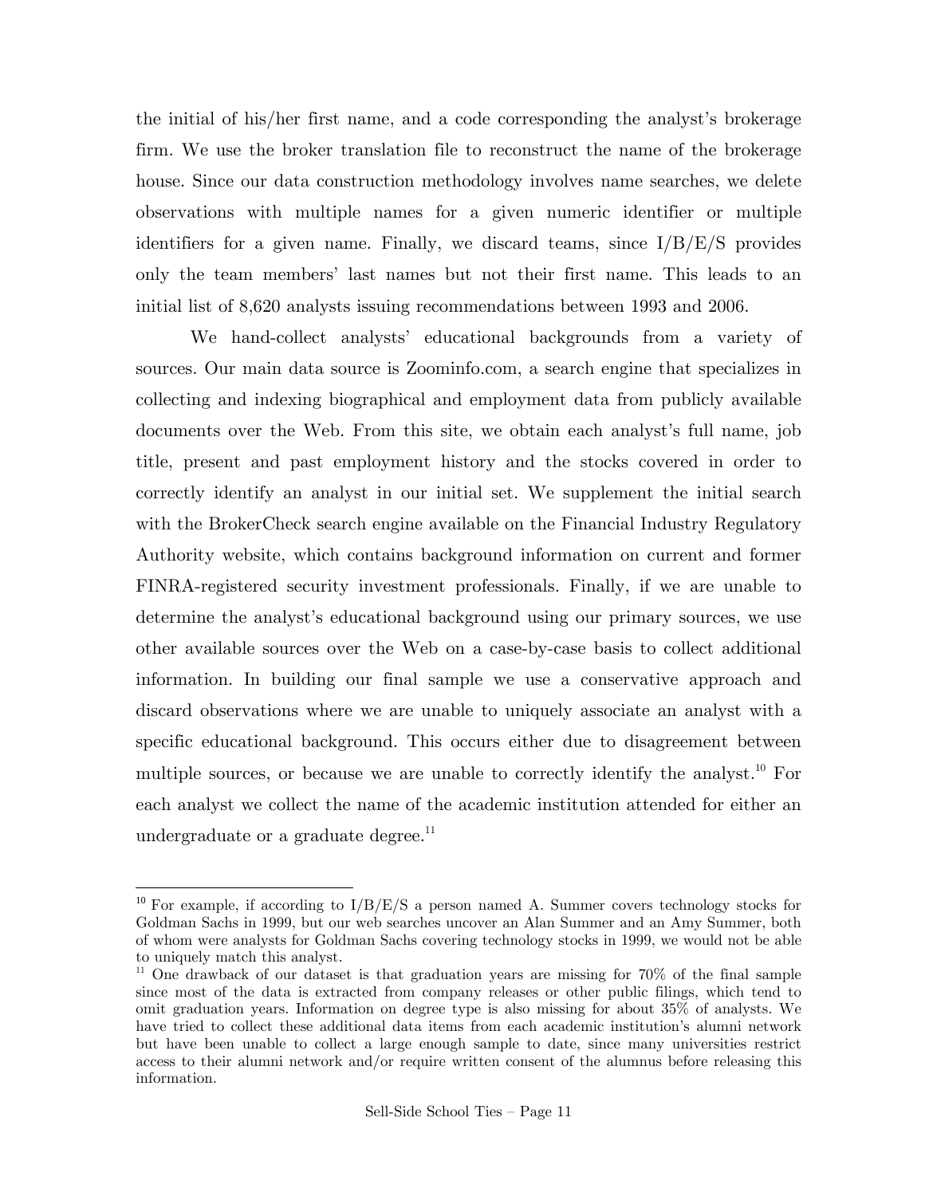the initial of his/her first name, and a code corresponding the analyst's brokerage firm. We use the broker translation file to reconstruct the name of the brokerage house. Since our data construction methodology involves name searches, we delete observations with multiple names for a given numeric identifier or multiple identifiers for a given name. Finally, we discard teams, since I/B/E/S provides only the team members' last names but not their first name. This leads to an initial list of 8,620 analysts issuing recommendations between 1993 and 2006.

We hand-collect analysts' educational backgrounds from a variety of sources. Our main data source is Zoominfo.com, a search engine that specializes in collecting and indexing biographical and employment data from publicly available documents over the Web. From this site, we obtain each analyst's full name, job title, present and past employment history and the stocks covered in order to correctly identify an analyst in our initial set. We supplement the initial search with the BrokerCheck search engine available on the Financial Industry Regulatory Authority website, which contains background information on current and former FINRA-registered security investment professionals. Finally, if we are unable to determine the analyst's educational background using our primary sources, we use other available sources over the Web on a case-by-case basis to collect additional information. In building our final sample we use a conservative approach and discard observations where we are unable to uniquely associate an analyst with a specific educational background. This occurs either due to disagreement between multiple sources, or because we are unable to correctly identify the analyst.[10] For each analyst we collect the name of the academic institution attended for either an undergraduate or a graduate degree.[11]

---

[10] For example, if according to I/B/E/S a person named A. Summer covers technology stocks for Goldman Sachs in 1999, but our web searches uncover an Alan Summer and an Amy Summer, both of whom were analysts for Goldman Sachs covering technology stocks in 1999, we would not be able to uniquely match this analyst.

[11] One drawback of our dataset is that graduation years are missing for 70% of the final sample since most of the data is extracted from company releases or other public filings, which tend to omit graduation years. Information on degree type is also missing for about 35% of analysts. We have tried to collect these additional data items from each academic institution's alumni network but have been unable to collect a large enough sample to date, since many universities restrict access to their alumni network and/or require written consent of the alumnus before releasing this information.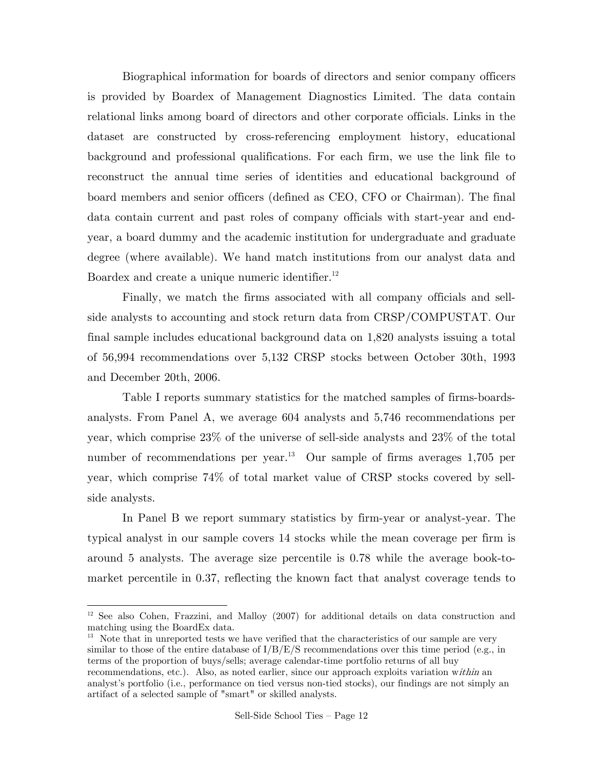Biographical information for boards of directors and senior company officers is provided by Boardex of Management Diagnostics Limited. The data contain relational links among board of directors and other corporate officials. Links in the dataset are constructed by cross-referencing employment history, educational background and professional qualifications. For each firm, we use the link file to reconstruct the annual time series of identities and educational background of board members and senior officers (defined as CEO, CFO or Chairman). The final data contain current and past roles of company officials with start-year and end-year, a board dummy and the academic institution for undergraduate and graduate degree (where available). We hand match institutions from our analyst data and Boardex and create a unique numeric identifier.[12]

Finally, we match the firms associated with all company officials and sell-side analysts to accounting and stock return data from CRSP/COMPUSTAT. Our final sample includes educational background data on 1,820 analysts issuing a total of 56,994 recommendations over 5,132 CRSP stocks between October 30th, 1993 and December 20th, 2006.

Table I reports summary statistics for the matched samples of firms-boards-analysts. From Panel A, we average 604 analysts and 5,746 recommendations per year, which comprise 23% of the universe of sell-side analysts and 23% of the total number of recommendations per year.[13] Our sample of firms averages 1,705 per year, which comprise 74% of total market value of CRSP stocks covered by sell-side analysts.

In Panel B we report summary statistics by firm-year or analyst-year. The typical analyst in our sample covers 14 stocks while the mean coverage per firm is around 5 analysts. The average size percentile is 0.78 while the average book-to-market percentile in 0.37, reflecting the known fact that analyst coverage tends to

---

[12] See also Cohen, Frazzini, and Malloy (2007) for additional details on data construction and matching using the BoardEx data.

[13] Note that in unreported tests we have verified that the characteristics of our sample are very similar to those of the entire database of I/B/E/S recommendations over this time period (e.g., in terms of the proportion of buys/sells; average calendar-time portfolio returns of all buy recommendations, etc.). Also, as noted earlier, since our approach exploits variation *within* an analyst's portfolio (i.e., performance on tied versus non-tied stocks), our findings are not simply an artifact of a selected sample of "smart" or skilled analysts.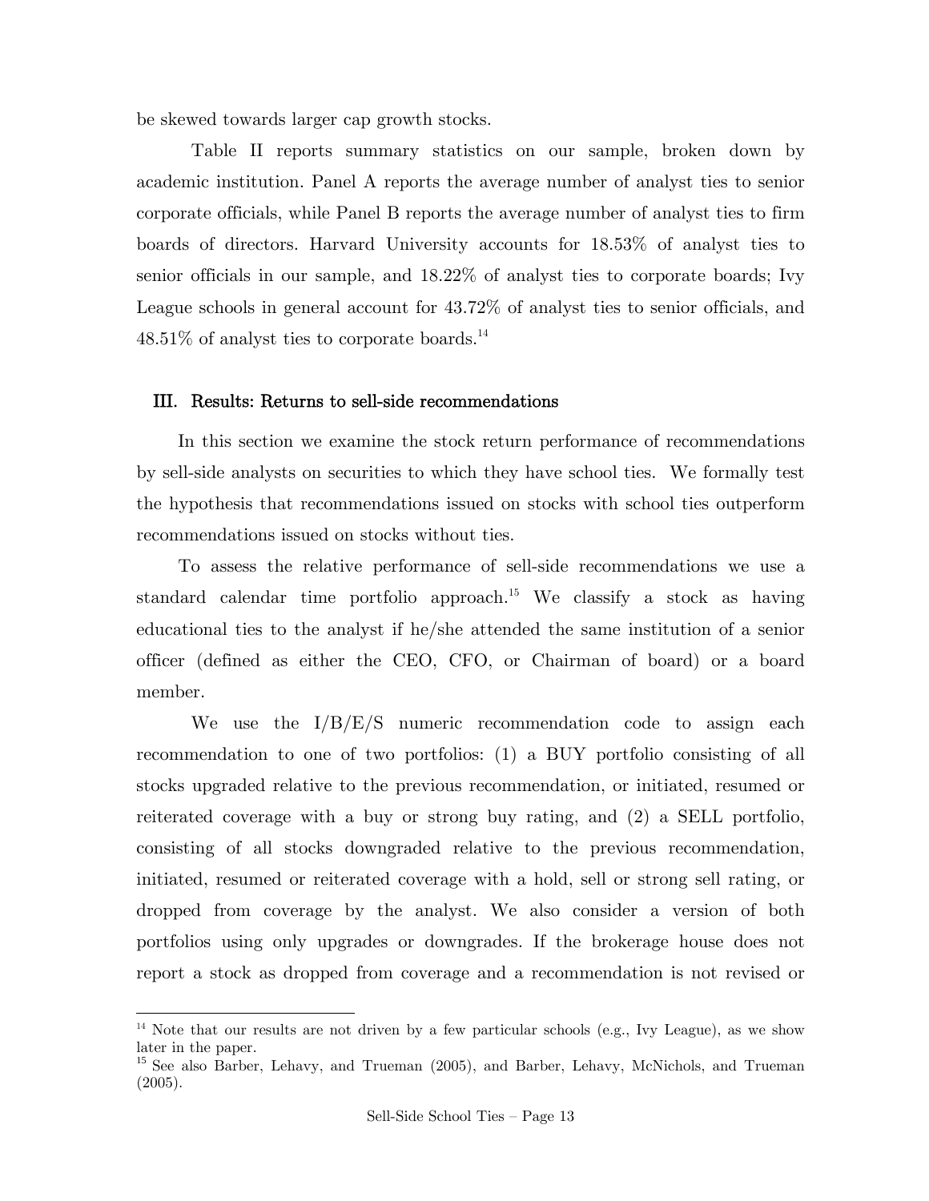be skewed towards larger cap growth stocks.

Table II reports summary statistics on our sample, broken down by academic institution. Panel A reports the average number of analyst ties to senior corporate officials, while Panel B reports the average number of analyst ties to firm boards of directors. Harvard University accounts for 18.53% of analyst ties to senior officials in our sample, and 18.22% of analyst ties to corporate boards; Ivy League schools in general account for 43.72% of analyst ties to senior officials, and 48.51% of analyst ties to corporate boards.[14]

## III. Results: Returns to sell-side recommendations

In this section we examine the stock return performance of recommendations by sell-side analysts on securities to which they have school ties. We formally test the hypothesis that recommendations issued on stocks with school ties outperform recommendations issued on stocks without ties.

To assess the relative performance of sell-side recommendations we use a standard calendar time portfolio approach.[15] We classify a stock as having educational ties to the analyst if he/she attended the same institution of a senior officer (defined as either the CEO, CFO, or Chairman of board) or a board member.

We use the I/B/E/S numeric recommendation code to assign each recommendation to one of two portfolios: (1) a BUY portfolio consisting of all stocks upgraded relative to the previous recommendation, or initiated, resumed or reiterated coverage with a buy or strong buy rating, and (2) a SELL portfolio, consisting of all stocks downgraded relative to the previous recommendation, initiated, resumed or reiterated coverage with a hold, sell or strong sell rating, or dropped from coverage by the analyst. We also consider a version of both portfolios using only upgrades or downgrades. If the brokerage house does not report a stock as dropped from coverage and a recommendation is not revised or

---

[14] Note that our results are not driven by a few particular schools (e.g., Ivy League), as we show later in the paper.

[15] See also Barber, Lehavy, and Trueman (2005), and Barber, Lehavy, McNichols, and Trueman (2005).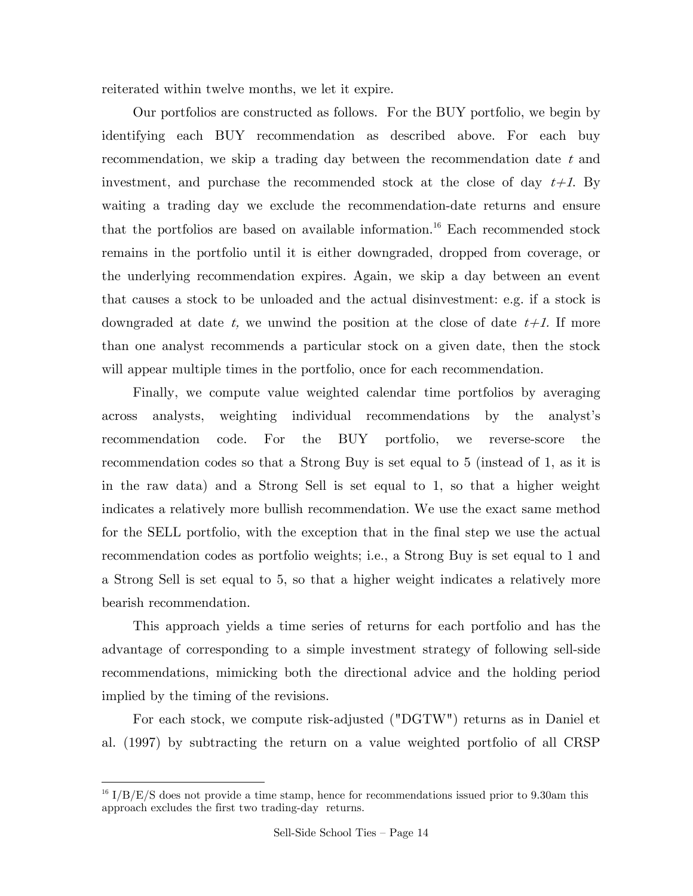reiterated within twelve months, we let it expire.

Our portfolios are constructed as follows. For the BUY portfolio, we begin by identifying each BUY recommendation as described above. For each buy recommendation, we skip a trading day between the recommendation date $t$ and investment, and purchase the recommended stock at the close of day $t+1$. By waiting a trading day we exclude the recommendation-date returns and ensure that the portfolios are based on available information.[16] Each recommended stock remains in the portfolio until it is either downgraded, dropped from coverage, or the underlying recommendation expires. Again, we skip a day between an event that causes a stock to be unloaded and the actual disinvestment: e.g. if a stock is downgraded at date $t$, we unwind the position at the close of date $t+1$. If more than one analyst recommends a particular stock on a given date, then the stock will appear multiple times in the portfolio, once for each recommendation.

Finally, we compute value weighted calendar time portfolios by averaging across analysts, weighting individual recommendations by the analyst's recommendation code. For the BUY portfolio, we reverse-score the recommendation codes so that a Strong Buy is set equal to 5 (instead of 1, as it is in the raw data) and a Strong Sell is set equal to 1, so that a higher weight indicates a relatively more bullish recommendation. We use the exact same method for the SELL portfolio, with the exception that in the final step we use the actual recommendation codes as portfolio weights; i.e., a Strong Buy is set equal to 1 and a Strong Sell is set equal to 5, so that a higher weight indicates a relatively more bearish recommendation.

This approach yields a time series of returns for each portfolio and has the advantage of corresponding to a simple investment strategy of following sell-side recommendations, mimicking both the directional advice and the holding period implied by the timing of the revisions.

For each stock, we compute risk-adjusted ("DGTW") returns as in Daniel et al. (1997) by subtracting the return on a value weighted portfolio of all CRSP

---

[16] I/B/E/S does not provide a time stamp, hence for recommendations issued prior to 9.30am this approach excludes the first two trading-day returns.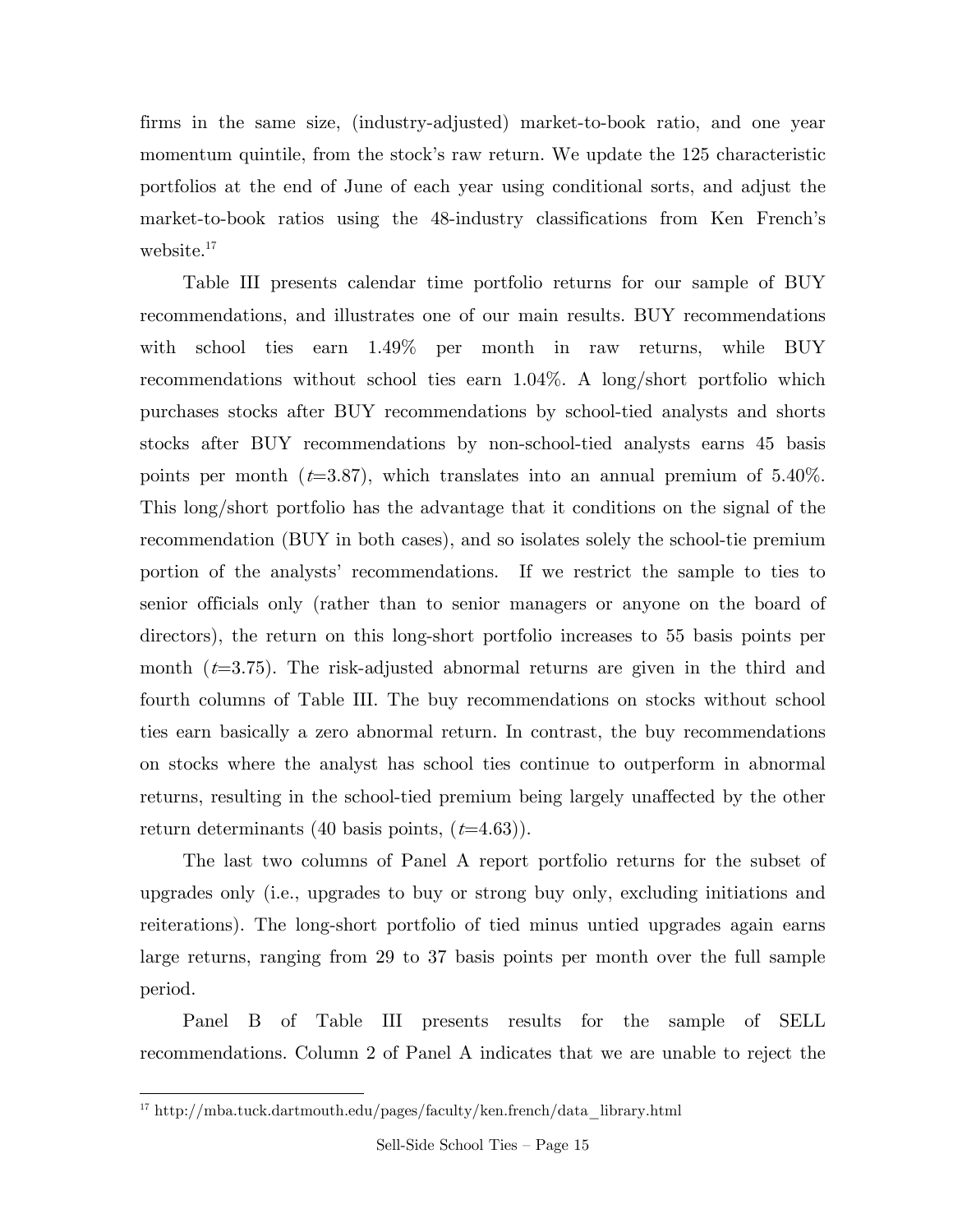firms in the same size, (industry-adjusted) market-to-book ratio, and one year momentum quintile, from the stock's raw return. We update the 125 characteristic portfolios at the end of June of each year using conditional sorts, and adjust the market-to-book ratios using the 48-industry classifications from Ken French's website.[17]

Table III presents calendar time portfolio returns for our sample of BUY recommendations, and illustrates one of our main results. BUY recommendations with school ties earn 1.49% per month in raw returns, while BUY recommendations without school ties earn 1.04%. A long/short portfolio which purchases stocks after BUY recommendations by school-tied analysts and shorts stocks after BUY recommendations by non-school-tied analysts earns 45 basis points per month ($t$=3.87), which translates into an annual premium of 5.40%. This long/short portfolio has the advantage that it conditions on the signal of the recommendation (BUY in both cases), and so isolates solely the school-tie premium portion of the analysts' recommendations. If we restrict the sample to ties to senior officials only (rather than to senior managers or anyone on the board of directors), the return on this long-short portfolio increases to 55 basis points per month ($t$=3.75). The risk-adjusted abnormal returns are given in the third and fourth columns of Table III. The buy recommendations on stocks without school ties earn basically a zero abnormal return. In contrast, the buy recommendations on stocks where the analyst has school ties continue to outperform in abnormal returns, resulting in the school-tied premium being largely unaffected by the other return determinants (40 basis points, ($t$=4.63)).

The last two columns of Panel A report portfolio returns for the subset of upgrades only (i.e., upgrades to buy or strong buy only, excluding initiations and reiterations). The long-short portfolio of tied minus untied upgrades again earns large returns, ranging from 29 to 37 basis points per month over the full sample period.

Panel B of Table III presents results for the sample of SELL recommendations. Column 2 of Panel A indicates that we are unable to reject the

[17] http://mba.tuck.dartmouth.edu/pages/faculty/ken.french/data_library.html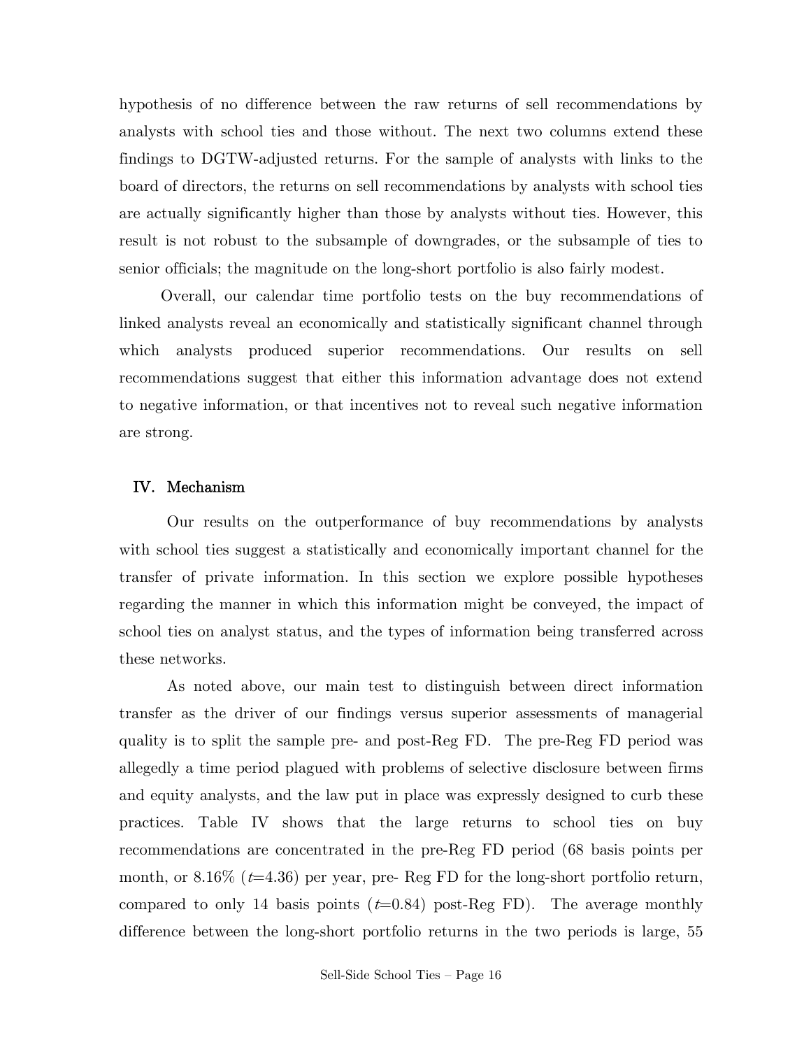hypothesis of no difference between the raw returns of sell recommendations by analysts with school ties and those without. The next two columns extend these findings to DGTW-adjusted returns. For the sample of analysts with links to the board of directors, the returns on sell recommendations by analysts with school ties are actually significantly higher than those by analysts without ties. However, this result is not robust to the subsample of downgrades, or the subsample of ties to senior officials; the magnitude on the long-short portfolio is also fairly modest.

Overall, our calendar time portfolio tests on the buy recommendations of linked analysts reveal an economically and statistically significant channel through which analysts produced superior recommendations. Our results on sell recommendations suggest that either this information advantage does not extend to negative information, or that incentives not to reveal such negative information are strong.

## IV. Mechanism

Our results on the outperformance of buy recommendations by analysts with school ties suggest a statistically and economically important channel for the transfer of private information. In this section we explore possible hypotheses regarding the manner in which this information might be conveyed, the impact of school ties on analyst status, and the types of information being transferred across these networks.

As noted above, our main test to distinguish between direct information transfer as the driver of our findings versus superior assessments of managerial quality is to split the sample pre- and post-Reg FD. The pre-Reg FD period was allegedly a time period plagued with problems of selective disclosure between firms and equity analysts, and the law put in place was expressly designed to curb these practices. Table IV shows that the large returns to school ties on buy recommendations are concentrated in the pre-Reg FD period (68 basis points per month, or 8.16% ($t$=4.36) per year, pre- Reg FD for the long-short portfolio return, compared to only 14 basis points ($t$=0.84) post-Reg FD). The average monthly difference between the long-short portfolio returns in the two periods is large, 55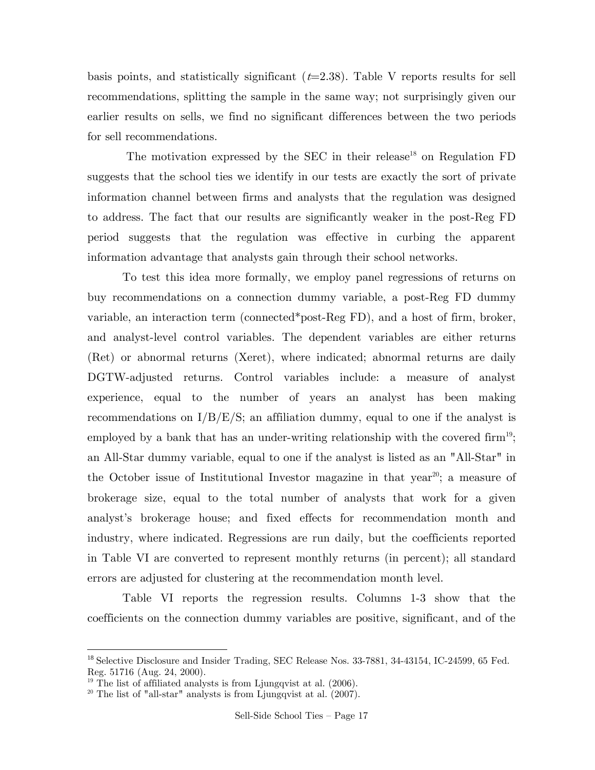basis points, and statistically significant ($t$=2.38). Table V reports results for sell recommendations, splitting the sample in the same way; not surprisingly given our earlier results on sells, we find no significant differences between the two periods for sell recommendations.

The motivation expressed by the SEC in their release[18] on Regulation FD suggests that the school ties we identify in our tests are exactly the sort of private information channel between firms and analysts that the regulation was designed to address. The fact that our results are significantly weaker in the post-Reg FD period suggests that the regulation was effective in curbing the apparent information advantage that analysts gain through their school networks.

To test this idea more formally, we employ panel regressions of returns on buy recommendations on a connection dummy variable, a post-Reg FD dummy variable, an interaction term (connected*post-Reg FD), and a host of firm, broker, and analyst-level control variables. The dependent variables are either returns (Ret) or abnormal returns (Xeret), where indicated; abnormal returns are daily DGTW-adjusted returns. Control variables include: a measure of analyst experience, equal to the number of years an analyst has been making recommendations on I/B/E/S; an affiliation dummy, equal to one if the analyst is employed by a bank that has an under-writing relationship with the covered firm[19]; an All-Star dummy variable, equal to one if the analyst is listed as an "All-Star" in the October issue of Institutional Investor magazine in that year[20]; a measure of brokerage size, equal to the total number of analysts that work for a given analyst's brokerage house; and fixed effects for recommendation month and industry, where indicated. Regressions are run daily, but the coefficients reported in Table VI are converted to represent monthly returns (in percent); all standard errors are adjusted for clustering at the recommendation month level.

Table VI reports the regression results. Columns 1-3 show that the coefficients on the connection dummy variables are positive, significant, and of the

---

[18] Selective Disclosure and Insider Trading, SEC Release Nos. 33-7881, 34-43154, IC-24599, 65 Fed. Reg. 51716 (Aug. 24, 2000).

[19] The list of affiliated analysts is from Ljungqvist at al. (2006).

[20] The list of "all-star" analysts is from Ljungqvist at al. (2007).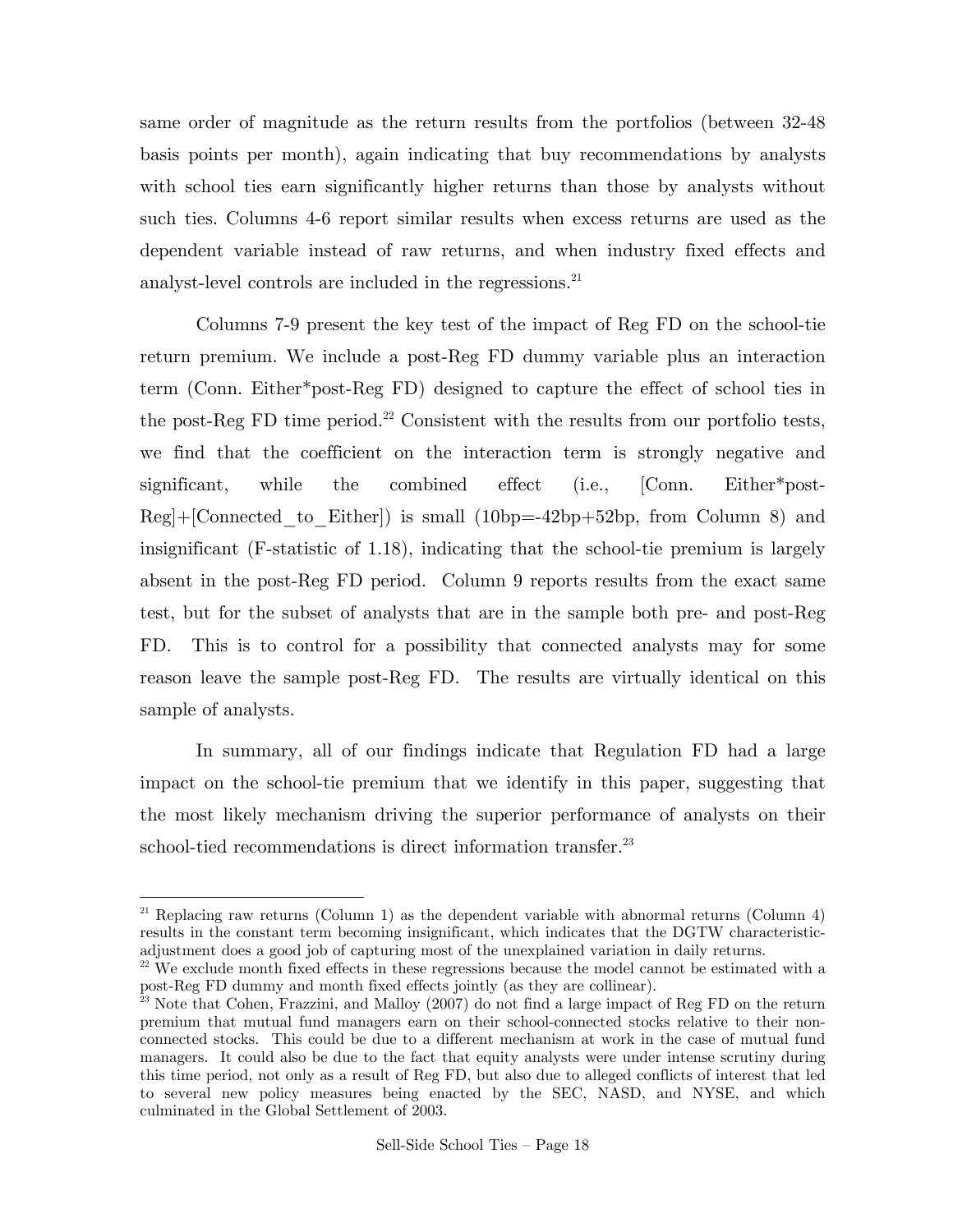same order of magnitude as the return results from the portfolios (between 32-48 basis points per month), again indicating that buy recommendations by analysts with school ties earn significantly higher returns than those by analysts without such ties. Columns 4-6 report similar results when excess returns are used as the dependent variable instead of raw returns, and when industry fixed effects and analyst-level controls are included in the regressions.[21]

Columns 7-9 present the key test of the impact of Reg FD on the school-tie return premium. We include a post-Reg FD dummy variable plus an interaction term (Conn. Either*post-Reg FD) designed to capture the effect of school ties in the post-Reg FD time period.[22] Consistent with the results from our portfolio tests, we find that the coefficient on the interaction term is strongly negative and significant, while the combined effect (i.e., [Conn. Either*post-Reg]+[Connected_to_Either]) is small (10bp=-42bp+52bp, from Column 8) and insignificant (F-statistic of 1.18), indicating that the school-tie premium is largely absent in the post-Reg FD period. Column 9 reports results from the exact same test, but for the subset of analysts that are in the sample both pre- and post-Reg FD. This is to control for a possibility that connected analysts may for some reason leave the sample post-Reg FD. The results are virtually identical on this sample of analysts.

In summary, all of our findings indicate that Regulation FD had a large impact on the school-tie premium that we identify in this paper, suggesting that the most likely mechanism driving the superior performance of analysts on their school-tied recommendations is direct information transfer.[23]

---

[21] Replacing raw returns (Column 1) as the dependent variable with abnormal returns (Column 4) results in the constant term becoming insignificant, which indicates that the DGTW characteristic-adjustment does a good job of capturing most of the unexplained variation in daily returns.

[22] We exclude month fixed effects in these regressions because the model cannot be estimated with a post-Reg FD dummy and month fixed effects jointly (as they are collinear).

[23] Note that Cohen, Frazzini, and Malloy (2007) do not find a large impact of Reg FD on the return premium that mutual fund managers earn on their school-connected stocks relative to their non-connected stocks. This could be due to a different mechanism at work in the case of mutual fund managers. It could also be due to the fact that equity analysts were under intense scrutiny during this time period, not only as a result of Reg FD, but also due to alleged conflicts of interest that led to several new policy measures being enacted by the SEC, NASD, and NYSE, and which culminated in the Global Settlement of 2003.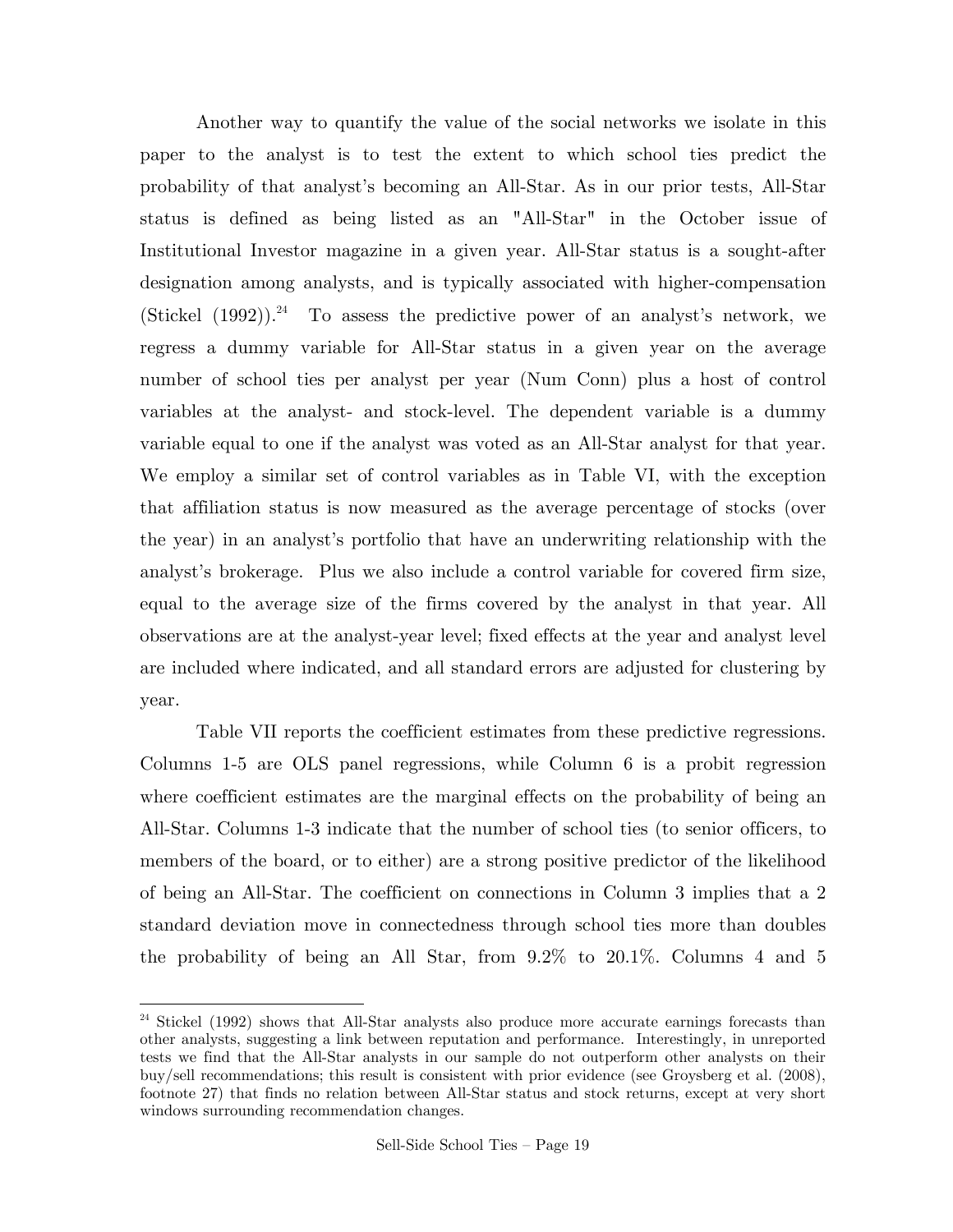Another way to quantify the value of the social networks we isolate in this paper to the analyst is to test the extent to which school ties predict the probability of that analyst's becoming an All-Star. As in our prior tests, All-Star status is defined as being listed as an "All-Star" in the October issue of Institutional Investor magazine in a given year. All-Star status is a sought-after designation among analysts, and is typically associated with higher-compensation (Stickel (1992)).[24] To assess the predictive power of an analyst's network, we regress a dummy variable for All-Star status in a given year on the average number of school ties per analyst per year (Num Conn) plus a host of control variables at the analyst- and stock-level. The dependent variable is a dummy variable equal to one if the analyst was voted as an All-Star analyst for that year. We employ a similar set of control variables as in Table VI, with the exception that affiliation status is now measured as the average percentage of stocks (over the year) in an analyst's portfolio that have an underwriting relationship with the analyst's brokerage. Plus we also include a control variable for covered firm size, equal to the average size of the firms covered by the analyst in that year. All observations are at the analyst-year level; fixed effects at the year and analyst level are included where indicated, and all standard errors are adjusted for clustering by year.

Table VII reports the coefficient estimates from these predictive regressions. Columns 1-5 are OLS panel regressions, while Column 6 is a probit regression where coefficient estimates are the marginal effects on the probability of being an All-Star. Columns 1-3 indicate that the number of school ties (to senior officers, to members of the board, or to either) are a strong positive predictor of the likelihood of being an All-Star. The coefficient on connections in Column 3 implies that a 2 standard deviation move in connectedness through school ties more than doubles the probability of being an All Star, from 9.2% to 20.1%. Columns 4 and 5

[24] Stickel (1992) shows that All-Star analysts also produce more accurate earnings forecasts than other analysts, suggesting a link between reputation and performance. Interestingly, in unreported tests we find that the All-Star analysts in our sample do not outperform other analysts on their buy/sell recommendations; this result is consistent with prior evidence (see Groysberg et al. (2008), footnote 27) that finds no relation between All-Star status and stock returns, except at very short windows surrounding recommendation changes.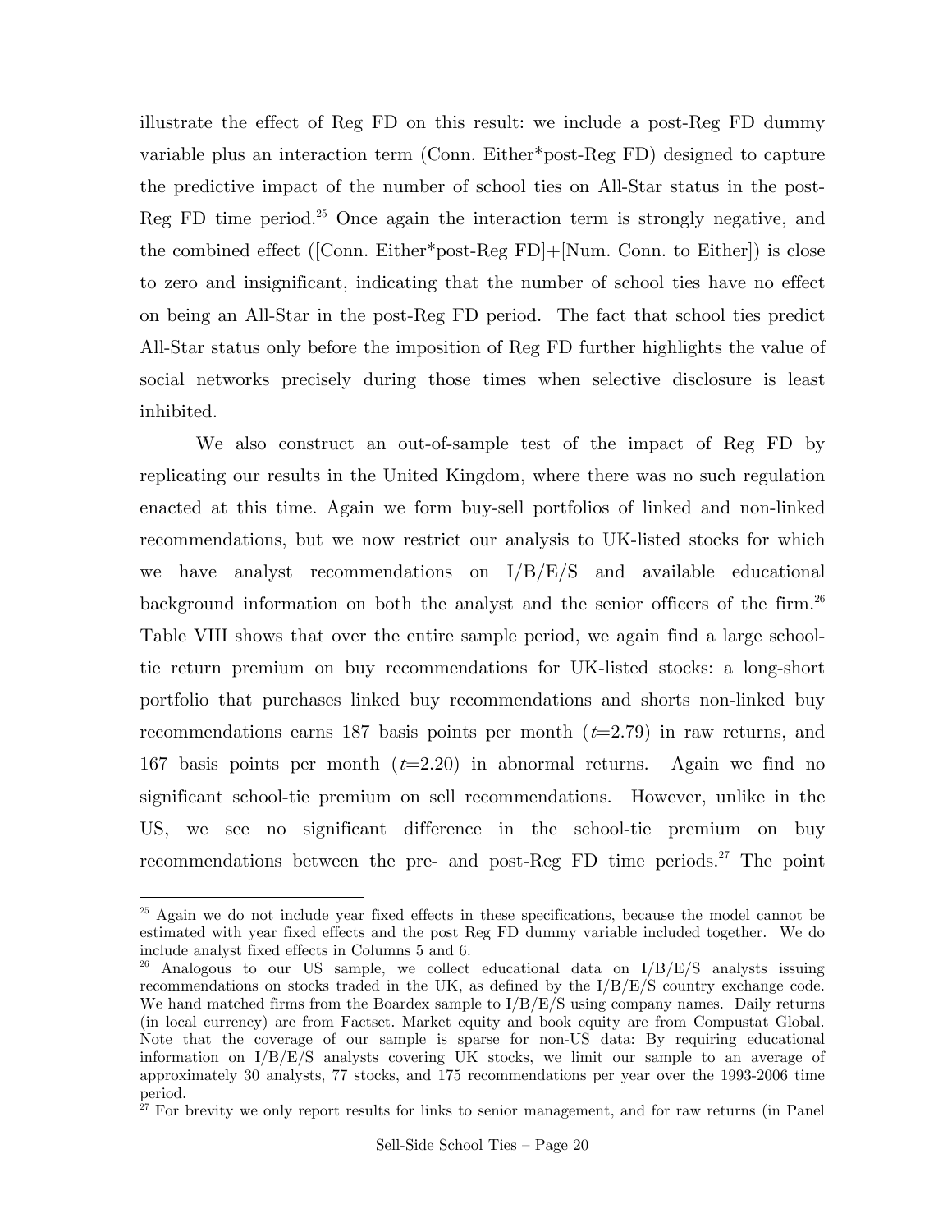illustrate the effect of Reg FD on this result: we include a post-Reg FD dummy variable plus an interaction term (Conn. Either*post-Reg FD) designed to capture the predictive impact of the number of school ties on All-Star status in the post-Reg FD time period.[25] Once again the interaction term is strongly negative, and the combined effect ([Conn. Either*post-Reg FD]+[Num. Conn. to Either]) is close to zero and insignificant, indicating that the number of school ties have no effect on being an All-Star in the post-Reg FD period. The fact that school ties predict All-Star status only before the imposition of Reg FD further highlights the value of social networks precisely during those times when selective disclosure is least inhibited.

We also construct an out-of-sample test of the impact of Reg FD by replicating our results in the United Kingdom, where there was no such regulation enacted at this time. Again we form buy-sell portfolios of linked and non-linked recommendations, but we now restrict our analysis to UK-listed stocks for which we have analyst recommendations on I/B/E/S and available educational background information on both the analyst and the senior officers of the firm.[26] Table VIII shows that over the entire sample period, we again find a large school-tie return premium on buy recommendations for UK-listed stocks: a long-short portfolio that purchases linked buy recommendations and shorts non-linked buy recommendations earns 187 basis points per month ($t$=2.79) in raw returns, and 167 basis points per month ($t$=2.20) in abnormal returns. Again we find no significant school-tie premium on sell recommendations. However, unlike in the US, we see no significant difference in the school-tie premium on buy recommendations between the pre- and post-Reg FD time periods.[27] The point

[25] Again we do not include year fixed effects in these specifications, because the model cannot be estimated with year fixed effects and the post Reg FD dummy variable included together. We do include analyst fixed effects in Columns 5 and 6.

[26] Analogous to our US sample, we collect educational data on I/B/E/S analysts issuing recommendations on stocks traded in the UK, as defined by the I/B/E/S country exchange code. We hand matched firms from the Boardex sample to I/B/E/S using company names. Daily returns (in local currency) are from Factset. Market equity and book equity are from Compustat Global. Note that the coverage of our sample is sparse for non-US data: By requiring educational information on I/B/E/S analysts covering UK stocks, we limit our sample to an average of approximately 30 analysts, 77 stocks, and 175 recommendations per year over the 1993-2006 time period.

[27] For brevity we only report results for links to senior management, and for raw returns (in Panel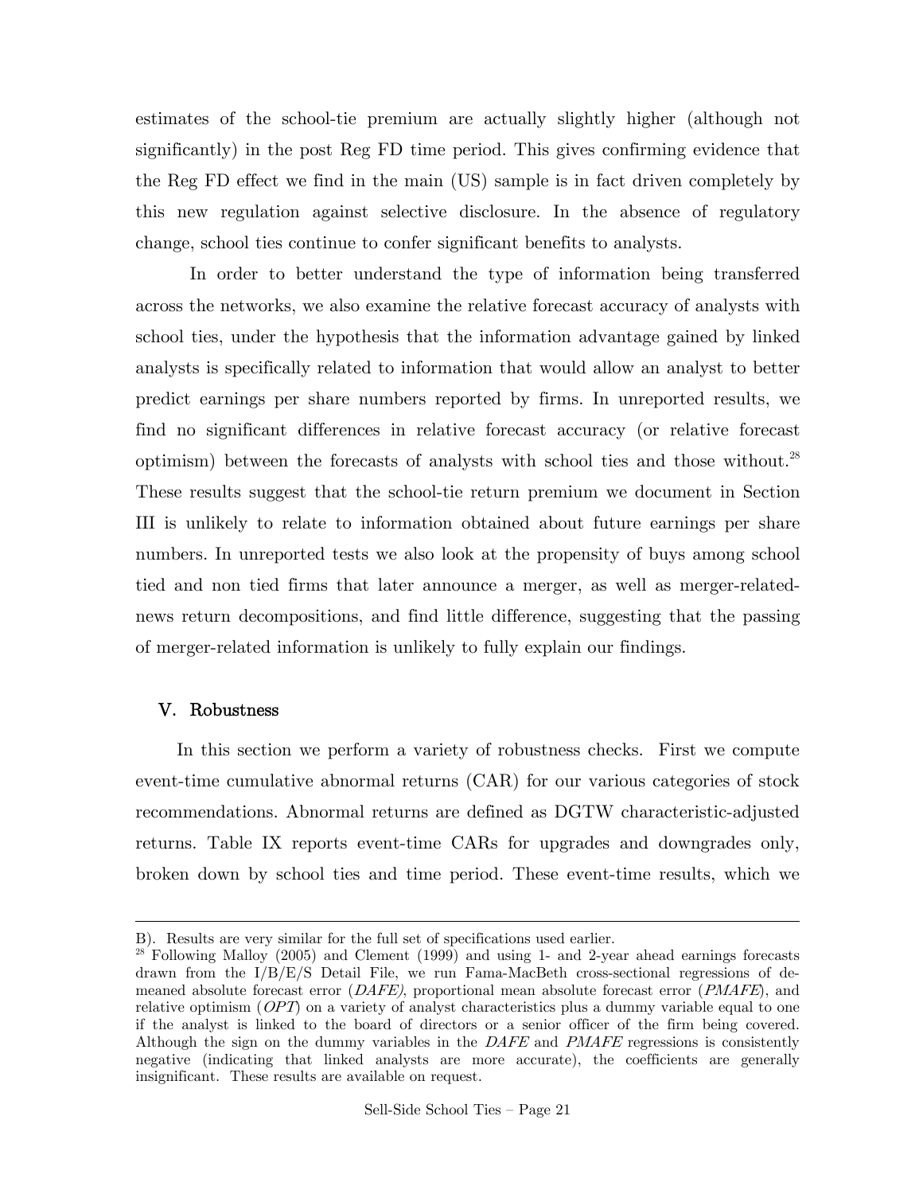estimates of the school-tie premium are actually slightly higher (although not significantly) in the post Reg FD time period. This gives confirming evidence that the Reg FD effect we find in the main (US) sample is in fact driven completely by this new regulation against selective disclosure. In the absence of regulatory change, school ties continue to confer significant benefits to analysts.

In order to better understand the type of information being transferred across the networks, we also examine the relative forecast accuracy of analysts with school ties, under the hypothesis that the information advantage gained by linked analysts is specifically related to information that would allow an analyst to better predict earnings per share numbers reported by firms. In unreported results, we find no significant differences in relative forecast accuracy (or relative forecast optimism) between the forecasts of analysts with school ties and those without.[28] These results suggest that the school-tie return premium we document in Section III is unlikely to relate to information obtained about future earnings per share numbers. In unreported tests we also look at the propensity of buys among school tied and non tied firms that later announce a merger, as well as merger-related-news return decompositions, and find little difference, suggesting that the passing of merger-related information is unlikely to fully explain our findings.

## V. Robustness

In this section we perform a variety of robustness checks. First we compute event-time cumulative abnormal returns (CAR) for our various categories of stock recommendations. Abnormal returns are defined as DGTW characteristic-adjusted returns. Table IX reports event-time CARs for upgrades and downgrades only, broken down by school ties and time period. These event-time results, which we

---

B). Results are very similar for the full set of specifications used earlier.

[28] Following Malloy (2005) and Clement (1999) and using 1- and 2-year ahead earnings forecasts drawn from the I/B/E/S Detail File, we run Fama-MacBeth cross-sectional regressions of de-meaned absolute forecast error (*DAFE)*, proportional mean absolute forecast error (*PMAFE*), and relative optimism (*OPT*) on a variety of analyst characteristics plus a dummy variable equal to one if the analyst is linked to the board of directors or a senior officer of the firm being covered. Although the sign on the dummy variables in the *DAFE* and *PMAFE* regressions is consistently negative (indicating that linked analysts are more accurate), the coefficients are generally insignificant. These results are available on request.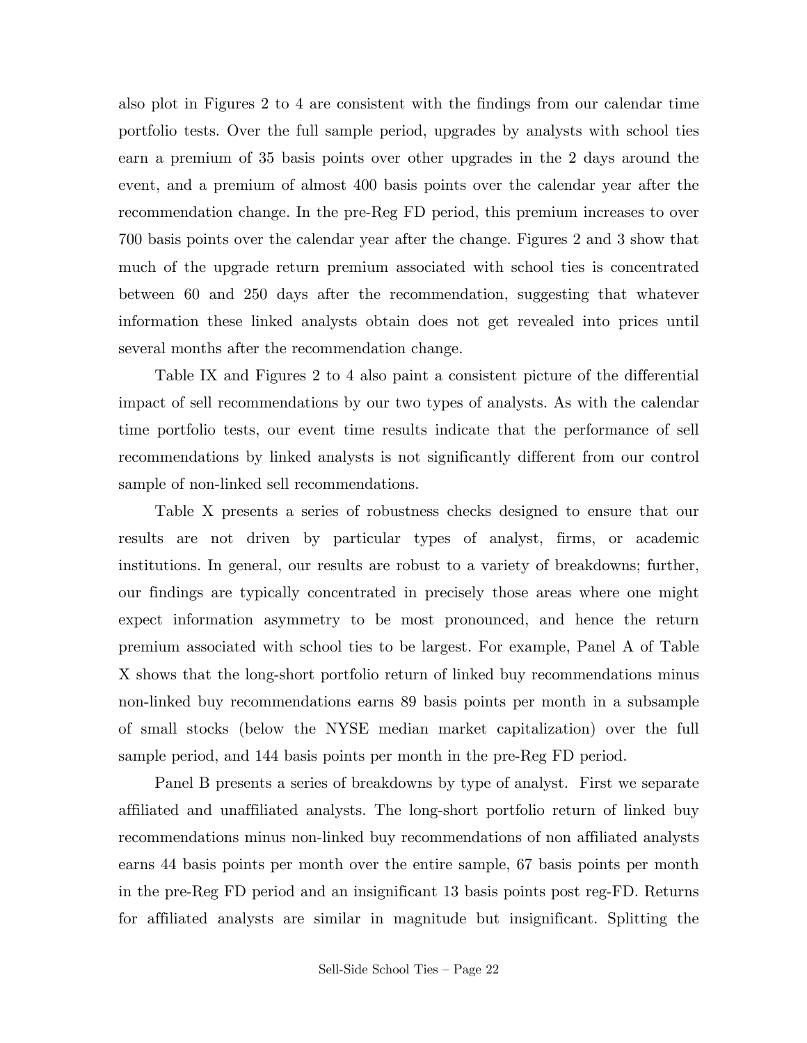also plot in Figures 2 to 4 are consistent with the findings from our calendar time portfolio tests. Over the full sample period, upgrades by analysts with school ties earn a premium of 35 basis points over other upgrades in the 2 days around the event, and a premium of almost 400 basis points over the calendar year after the recommendation change. In the pre-Reg FD period, this premium increases to over 700 basis points over the calendar year after the change. Figures 2 and 3 show that much of the upgrade return premium associated with school ties is concentrated between 60 and 250 days after the recommendation, suggesting that whatever information these linked analysts obtain does not get revealed into prices until several months after the recommendation change.

Table IX and Figures 2 to 4 also paint a consistent picture of the differential impact of sell recommendations by our two types of analysts. As with the calendar time portfolio tests, our event time results indicate that the performance of sell recommendations by linked analysts is not significantly different from our control sample of non-linked sell recommendations.

Table X presents a series of robustness checks designed to ensure that our results are not driven by particular types of analyst, firms, or academic institutions. In general, our results are robust to a variety of breakdowns; further, our findings are typically concentrated in precisely those areas where one might expect information asymmetry to be most pronounced, and hence the return premium associated with school ties to be largest. For example, Panel A of Table X shows that the long-short portfolio return of linked buy recommendations minus non-linked buy recommendations earns 89 basis points per month in a subsample of small stocks (below the NYSE median market capitalization) over the full sample period, and 144 basis points per month in the pre-Reg FD period.

Panel B presents a series of breakdowns by type of analyst. First we separate affiliated and unaffiliated analysts. The long-short portfolio return of linked buy recommendations minus non-linked buy recommendations of non affiliated analysts earns 44 basis points per month over the entire sample, 67 basis points per month in the pre-Reg FD period and an insignificant 13 basis points post reg-FD. Returns for affiliated analysts are similar in magnitude but insignificant. Splitting the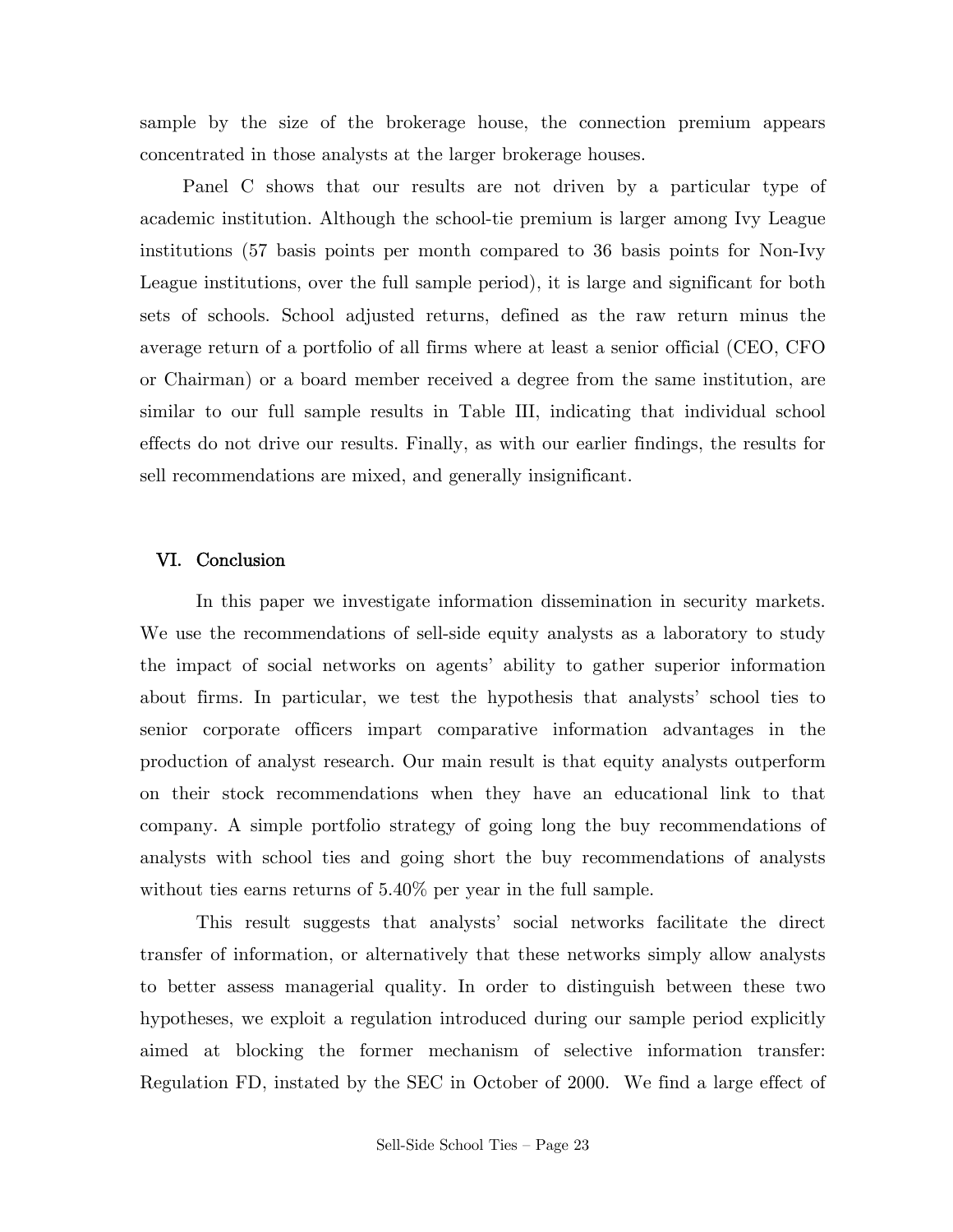sample by the size of the brokerage house, the connection premium appears concentrated in those analysts at the larger brokerage houses.

Panel C shows that our results are not driven by a particular type of academic institution. Although the school-tie premium is larger among Ivy League institutions (57 basis points per month compared to 36 basis points for Non-Ivy League institutions, over the full sample period), it is large and significant for both sets of schools. School adjusted returns, defined as the raw return minus the average return of a portfolio of all firms where at least a senior official (CEO, CFO or Chairman) or a board member received a degree from the same institution, are similar to our full sample results in Table III, indicating that individual school effects do not drive our results. Finally, as with our earlier findings, the results for sell recommendations are mixed, and generally insignificant.

## VI. Conclusion

In this paper we investigate information dissemination in security markets. We use the recommendations of sell-side equity analysts as a laboratory to study the impact of social networks on agents' ability to gather superior information about firms. In particular, we test the hypothesis that analysts' school ties to senior corporate officers impart comparative information advantages in the production of analyst research. Our main result is that equity analysts outperform on their stock recommendations when they have an educational link to that company. A simple portfolio strategy of going long the buy recommendations of analysts with school ties and going short the buy recommendations of analysts without ties earns returns of 5.40% per year in the full sample.

This result suggests that analysts' social networks facilitate the direct transfer of information, or alternatively that these networks simply allow analysts to better assess managerial quality. In order to distinguish between these two hypotheses, we exploit a regulation introduced during our sample period explicitly aimed at blocking the former mechanism of selective information transfer: Regulation FD, instated by the SEC in October of 2000. We find a large effect of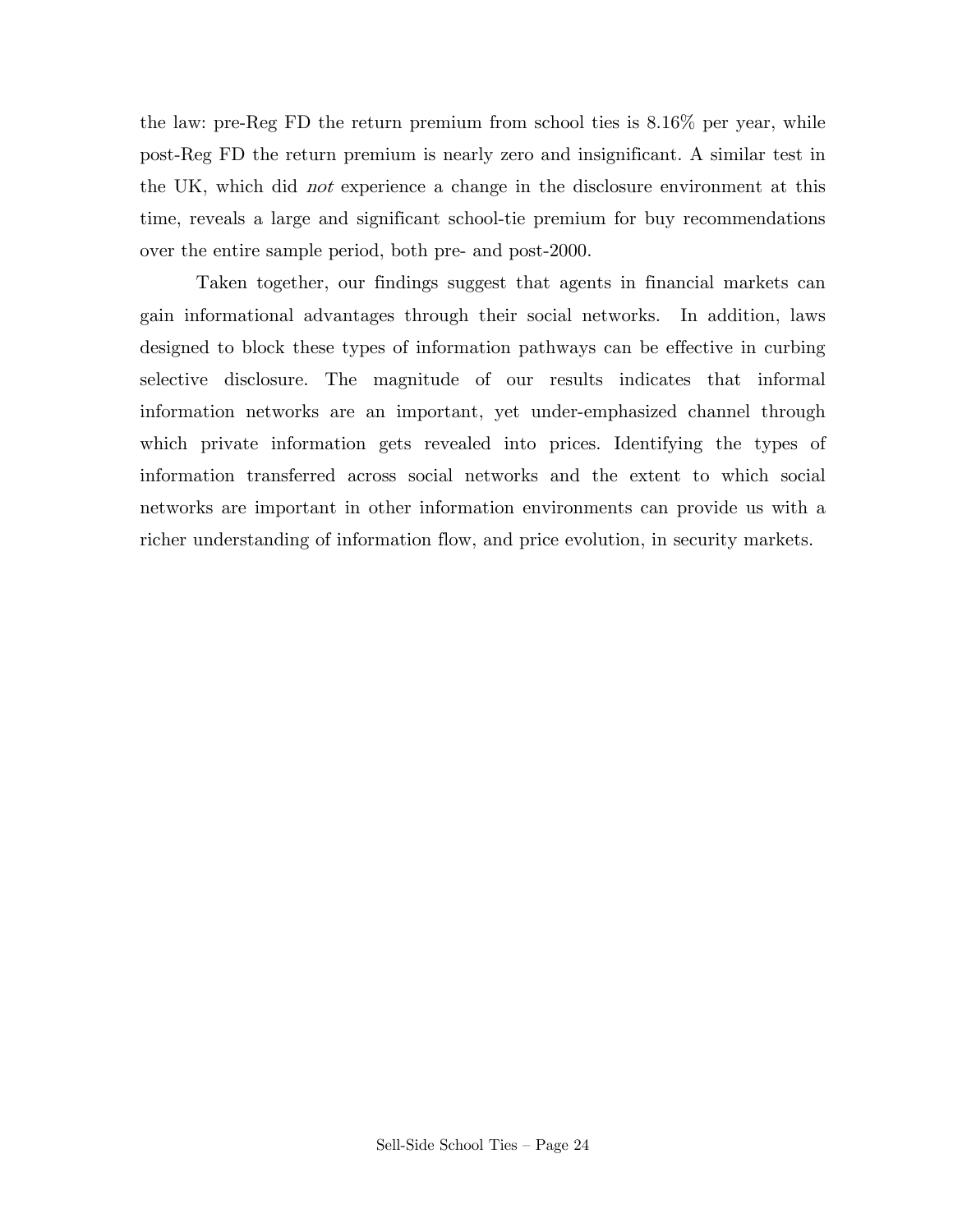the law: pre-Reg FD the return premium from school ties is 8.16% per year, while post-Reg FD the return premium is nearly zero and insignificant. A similar test in the UK, which did *not* experience a change in the disclosure environment at this time, reveals a large and significant school-tie premium for buy recommendations over the entire sample period, both pre- and post-2000.

Taken together, our findings suggest that agents in financial markets can gain informational advantages through their social networks. In addition, laws designed to block these types of information pathways can be effective in curbing selective disclosure. The magnitude of our results indicates that informal information networks are an important, yet under-emphasized channel through which private information gets revealed into prices. Identifying the types of information transferred across social networks and the extent to which social networks are important in other information environments can provide us with a richer understanding of information flow, and price evolution, in security markets.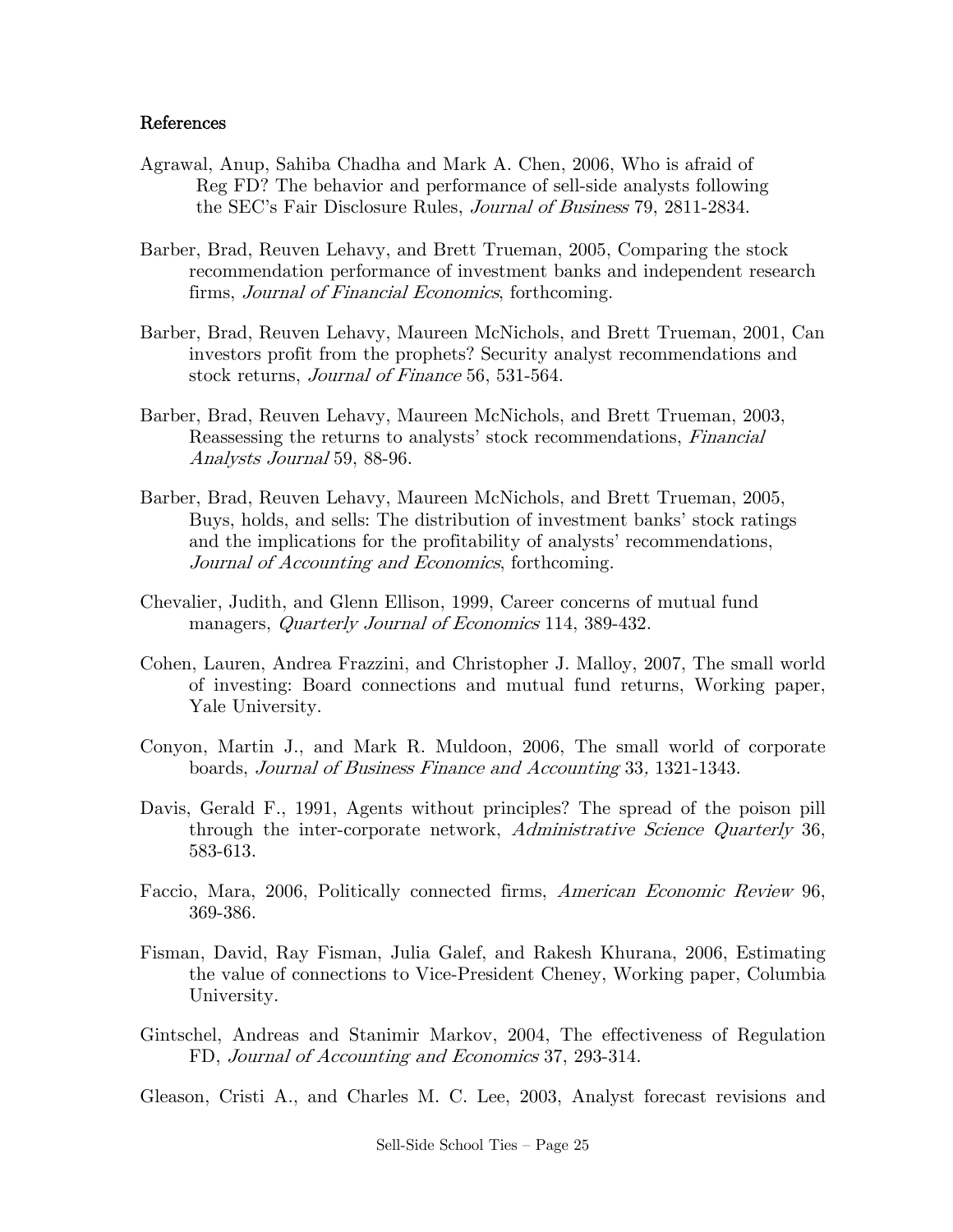## References

Agrawal, Anup, Sahiba Chadha and Mark A. Chen, 2006, Who is afraid of Reg FD? The behavior and performance of sell-side analysts following the SEC's Fair Disclosure Rules, *Journal of Business* 79, 2811-2834.

Barber, Brad, Reuven Lehavy, and Brett Trueman, 2005, Comparing the stock recommendation performance of investment banks and independent research firms, *Journal of Financial Economics*, forthcoming.

Barber, Brad, Reuven Lehavy, Maureen McNichols, and Brett Trueman, 2001, Can investors profit from the prophets? Security analyst recommendations and stock returns, *Journal of Finance* 56, 531-564.

Barber, Brad, Reuven Lehavy, Maureen McNichols, and Brett Trueman, 2003, Reassessing the returns to analysts' stock recommendations, *Financial Analysts Journal* 59, 88-96.

Barber, Brad, Reuven Lehavy, Maureen McNichols, and Brett Trueman, 2005, Buys, holds, and sells: The distribution of investment banks' stock ratings and the implications for the profitability of analysts' recommendations, *Journal of Accounting and Economics*, forthcoming.

Chevalier, Judith, and Glenn Ellison, 1999, Career concerns of mutual fund managers, *Quarterly Journal of Economics* 114, 389-432.

Cohen, Lauren, Andrea Frazzini, and Christopher J. Malloy, 2007, The small world of investing: Board connections and mutual fund returns, Working paper, Yale University.

Conyon, Martin J., and Mark R. Muldoon, 2006, The small world of corporate boards, *Journal of Business Finance and Accounting* 33, 1321-1343.

Davis, Gerald F., 1991, Agents without principles? The spread of the poison pill through the inter-corporate network, *Administrative Science Quarterly* 36, 583-613.

Faccio, Mara, 2006, Politically connected firms, *American Economic Review* 96, 369-386.

Fisman, David, Ray Fisman, Julia Galef, and Rakesh Khurana, 2006, Estimating the value of connections to Vice-President Cheney, Working paper, Columbia University.

Gintschel, Andreas and Stanimir Markov, 2004, The effectiveness of Regulation FD, *Journal of Accounting and Economics* 37, 293-314.

Gleason, Cristi A., and Charles M. C. Lee, 2003, Analyst forecast revisions and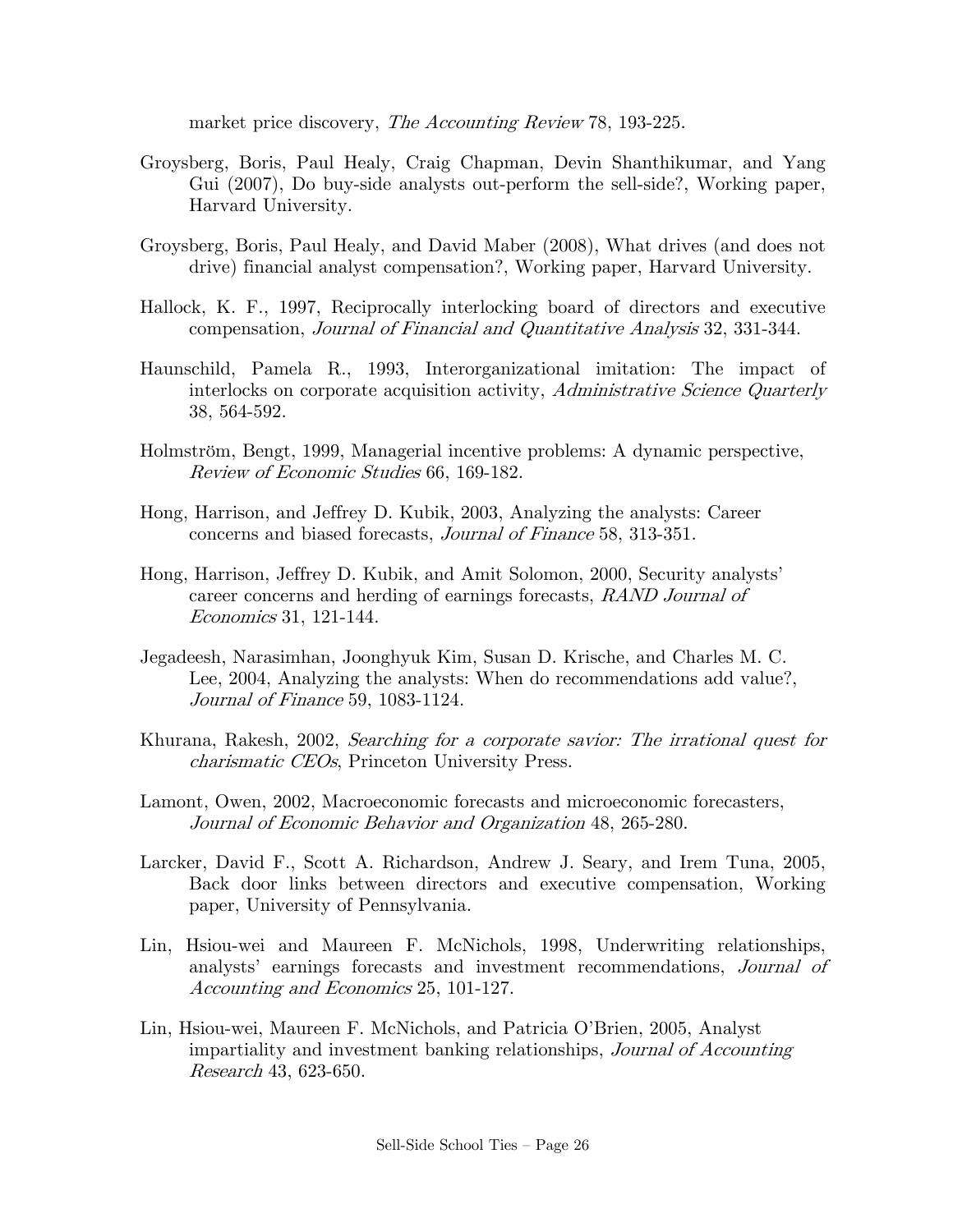market price discovery, *The Accounting Review* 78, 193-225.

Groysberg, Boris, Paul Healy, Craig Chapman, Devin Shanthikumar, and Yang Gui (2007), Do buy-side analysts out-perform the sell-side?, Working paper, Harvard University.

Groysberg, Boris, Paul Healy, and David Maber (2008), What drives (and does not drive) financial analyst compensation?, Working paper, Harvard University.

Hallock, K. F., 1997, Reciprocally interlocking board of directors and executive compensation, *Journal of Financial and Quantitative Analysis* 32, 331-344.

Haunschild, Pamela R., 1993, Interorganizational imitation: The impact of interlocks on corporate acquisition activity, *Administrative Science Quarterly* 38, 564-592.

Holmström, Bengt, 1999, Managerial incentive problems: A dynamic perspective, *Review of Economic Studies* 66, 169-182.

Hong, Harrison, and Jeffrey D. Kubik, 2003, Analyzing the analysts: Career concerns and biased forecasts, *Journal of Finance* 58, 313-351.

Hong, Harrison, Jeffrey D. Kubik, and Amit Solomon, 2000, Security analysts' career concerns and herding of earnings forecasts, *RAND Journal of Economics* 31, 121-144.

Jegadeesh, Narasimhan, Joonghyuk Kim, Susan D. Krische, and Charles M. C. Lee, 2004, Analyzing the analysts: When do recommendations add value?, *Journal of Finance* 59, 1083-1124.

Khurana, Rakesh, 2002, *Searching for a corporate savior: The irrational quest for charismatic CEOs*, Princeton University Press.

Lamont, Owen, 2002, Macroeconomic forecasts and microeconomic forecasters, *Journal of Economic Behavior and Organization* 48, 265-280.

Larcker, David F., Scott A. Richardson, Andrew J. Seary, and Irem Tuna, 2005, Back door links between directors and executive compensation, Working paper, University of Pennsylvania.

Lin, Hsiou-wei and Maureen F. McNichols, 1998, Underwriting relationships, analysts' earnings forecasts and investment recommendations, *Journal of Accounting and Economics* 25, 101-127.

Lin, Hsiou-wei, Maureen F. McNichols, and Patricia O'Brien, 2005, Analyst impartiality and investment banking relationships, *Journal of Accounting Research* 43, 623-650.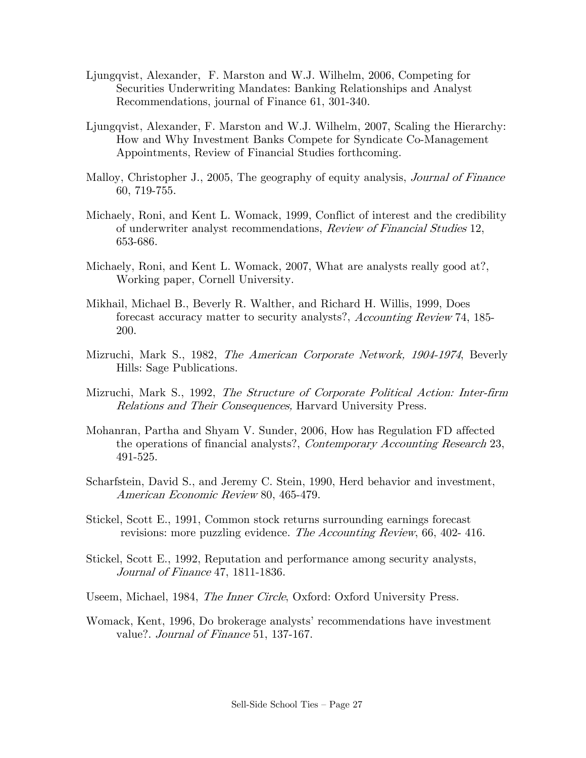Ljungqvist, Alexander, F. Marston and W.J. Wilhelm, 2006, Competing for Securities Underwriting Mandates: Banking Relationships and Analyst Recommendations, journal of Finance 61, 301-340.

Ljungqvist, Alexander, F. Marston and W.J. Wilhelm, 2007, Scaling the Hierarchy: How and Why Investment Banks Compete for Syndicate Co-Management Appointments, Review of Financial Studies forthcoming.

Malloy, Christopher J., 2005, The geography of equity analysis, *Journal of Finance* 60, 719-755.

Michaely, Roni, and Kent L. Womack, 1999, Conflict of interest and the credibility of underwriter analyst recommendations, *Review of Financial Studies* 12, 653-686.

Michaely, Roni, and Kent L. Womack, 2007, What are analysts really good at?, Working paper, Cornell University.

Mikhail, Michael B., Beverly R. Walther, and Richard H. Willis, 1999, Does forecast accuracy matter to security analysts?, *Accounting Review* 74, 185-200.

Mizruchi, Mark S., 1982, *The American Corporate Network, 1904-1974*, Beverly Hills: Sage Publications.

Mizruchi, Mark S., 1992, *The Structure of Corporate Political Action: Inter-firm Relations and Their Consequences,* Harvard University Press.

Mohanran, Partha and Shyam V. Sunder, 2006, How has Regulation FD affected the operations of financial analysts?, *Contemporary Accounting Research* 23, 491-525.

Scharfstein, David S., and Jeremy C. Stein, 1990, Herd behavior and investment, *American Economic Review* 80, 465-479.

Stickel, Scott E., 1991, Common stock returns surrounding earnings forecast revisions: more puzzling evidence. *The Accounting Review*, 66, 402- 416.

Stickel, Scott E., 1992, Reputation and performance among security analysts, *Journal of Finance* 47, 1811-1836.

Useem, Michael, 1984, *The Inner Circle*, Oxford: Oxford University Press.

Womack, Kent, 1996, Do brokerage analysts' recommendations have investment value?. *Journal of Finance* 51, 137-167.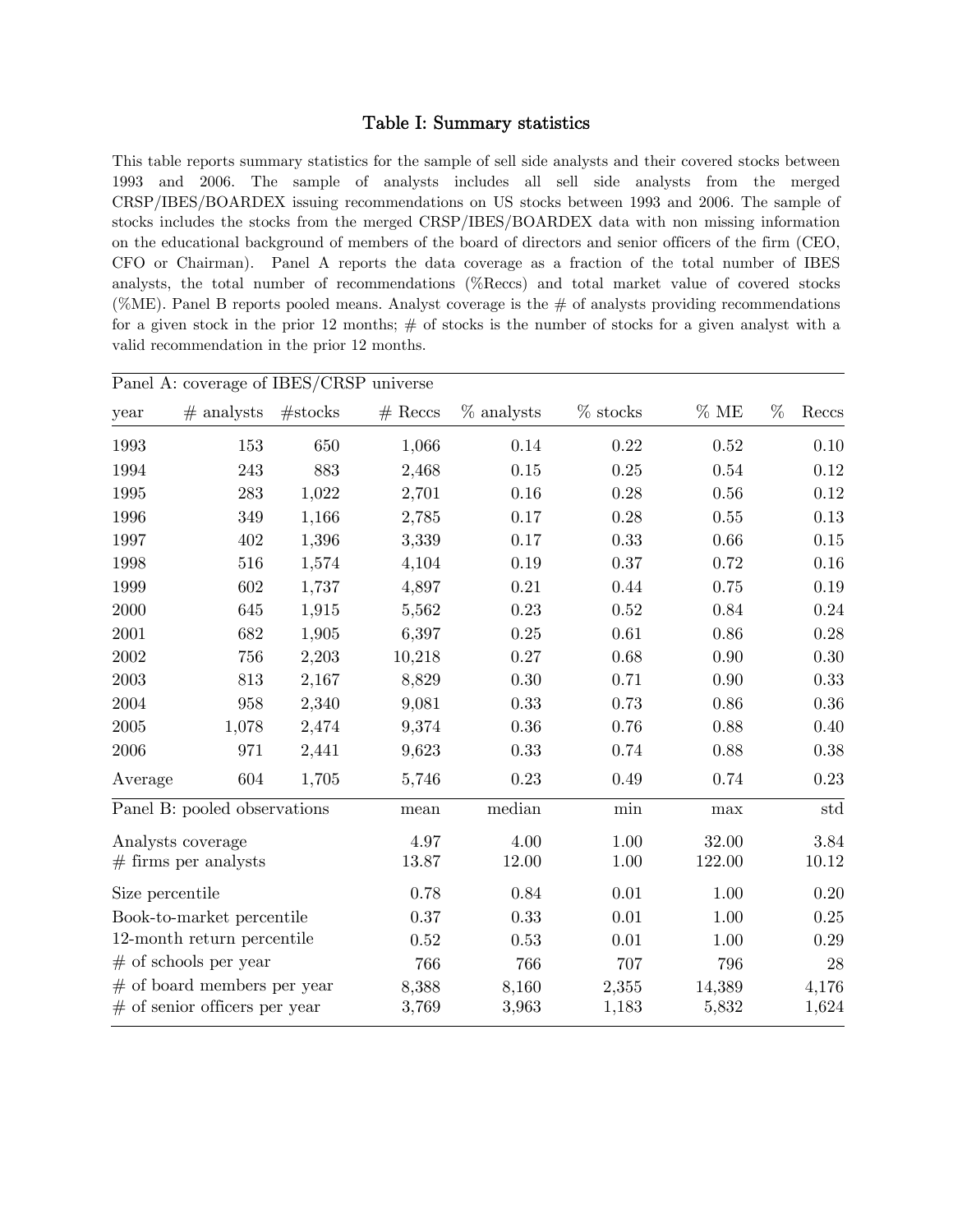# Table I: Summary statistics

This table reports summary statistics for the sample of sell side analysts and their covered stocks between 1993 and 2006. The sample of analysts includes all sell side analysts from the merged CRSP/IBES/BOARDEX issuing recommendations on US stocks between 1993 and 2006. The sample of stocks includes the stocks from the merged CRSP/IBES/BOARDEX data with non missing information on the educational background of members of the board of directors and senior officers of the firm (CEO, CFO or Chairman). Panel A reports the data coverage as a fraction of the total number of IBES analysts, the total number of recommendations (%Reccs) and total market value of covered stocks (%ME). Panel B reports pooled means. Analyst coverage is the # of analysts providing recommendations for a given stock in the prior 12 months; # of stocks is the number of stocks for a given analyst with a valid recommendation in the prior 12 months.

Panel A: coverage of IBES/CRSP universe

| year | # analysts | #stocks | # Reccs | % analysts | % stocks | % ME | % Reccs |
|---|---|---|---|---|---|---|---|
| 1993 | 153 | 650 | 1,066 | 0.14 | 0.22 | 0.52 | 0.10 |
| 1994 | 243 | 883 | 2,468 | 0.15 | 0.25 | 0.54 | 0.12 |
| 1995 | 283 | 1,022 | 2,701 | 0.16 | 0.28 | 0.56 | 0.12 |
| 1996 | 349 | 1,166 | 2,785 | 0.17 | 0.28 | 0.55 | 0.13 |
| 1997 | 402 | 1,396 | 3,339 | 0.17 | 0.33 | 0.66 | 0.15 |
| 1998 | 516 | 1,574 | 4,104 | 0.19 | 0.37 | 0.72 | 0.16 |
| 1999 | 602 | 1,737 | 4,897 | 0.21 | 0.44 | 0.75 | 0.19 |
| 2000 | 645 | 1,915 | 5,562 | 0.23 | 0.52 | 0.84 | 0.24 |
| 2001 | 682 | 1,905 | 6,397 | 0.25 | 0.61 | 0.86 | 0.28 |
| 2002 | 756 | 2,203 | 10,218 | 0.27 | 0.68 | 0.90 | 0.30 |
| 2003 | 813 | 2,167 | 8,829 | 0.30 | 0.71 | 0.90 | 0.33 |
| 2004 | 958 | 2,340 | 9,081 | 0.33 | 0.73 | 0.86 | 0.36 |
| 2005 | 1,078 | 2,474 | 9,374 | 0.36 | 0.76 | 0.88 | 0.40 |
| 2006 | 971 | 2,441 | 9,623 | 0.33 | 0.74 | 0.88 | 0.38 |
| Average | 604 | 1,705 | 5,746 | 0.23 | 0.49 | 0.74 | 0.23 |

Panel B: pooled observations

| | mean | median | min | max | std |
|---|---|---|---|---|---|
| Analysts coverage | 4.97 | 4.00 | 1.00 | 32.00 | 3.84 |
| # firms per analysts | 13.87 | 12.00 | 1.00 | 122.00 | 10.12 |
| Size percentile | 0.78 | 0.84 | 0.01 | 1.00 | 0.20 |
| Book-to-market percentile | 0.37 | 0.33 | 0.01 | 1.00 | 0.25 |
| 12-month return percentile | 0.52 | 0.53 | 0.01 | 1.00 | 0.29 |
| # of schools per year | 766 | 766 | 707 | 796 | 28 |
| # of board members per year | 8,388 | 8,160 | 2,355 | 14,389 | 4,176 |
| # of senior officers per year | 3,769 | 3,963 | 1,183 | 5,832 | 1,624 |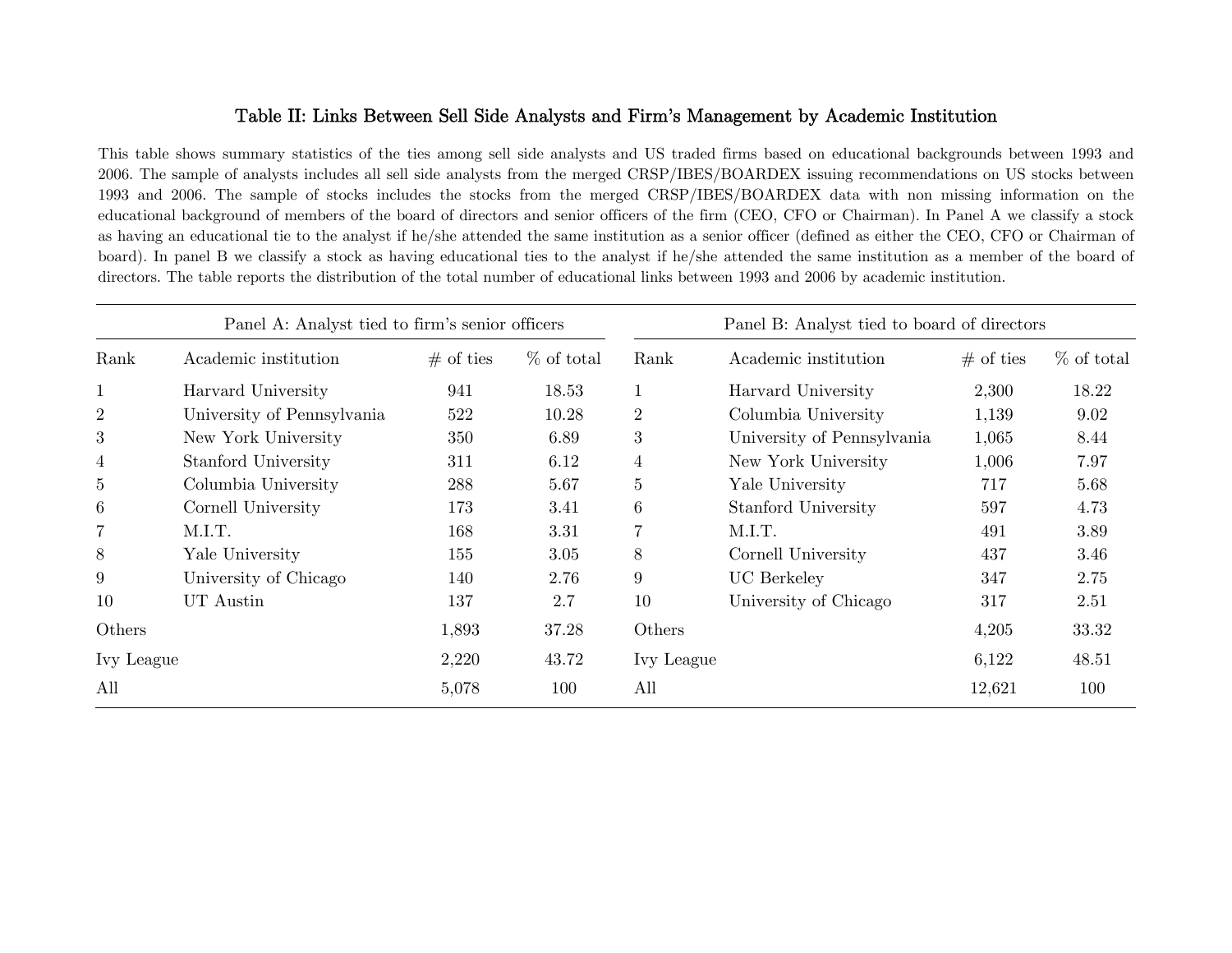# Table II: Links Between Sell Side Analysts and Firm's Management by Academic Institution

This table shows summary statistics of the ties among sell side analysts and US traded firms based on educational backgrounds between 1993 and 2006. The sample of analysts includes all sell side analysts from the merged CRSP/IBES/BOARDEX issuing recommendations on US stocks between 1993 and 2006. The sample of stocks includes the stocks from the merged CRSP/IBES/BOARDEX data with non missing information on the educational background of members of the board of directors and senior officers of the firm (CEO, CFO or Chairman). In Panel A we classify a stock as having an educational tie to the analyst if he/she attended the same institution as a senior officer (defined as either the CEO, CFO or Chairman of board). In panel B we classify a stock as having educational ties to the analyst if he/she attended the same institution as a member of the board of directors. The table reports the distribution of the total number of educational links between 1993 and 2006 by academic institution.

| Panel A: Analyst tied to firm's senior officers | | | | Panel B: Analyst tied to board of directors | | | |
|---|---|---|---|---|---|---|---|
| Rank | Academic institution | # of ties | % of total | Rank | Academic institution | # of ties | % of total |
| 1 | Harvard University | 941 | 18.53 | 1 | Harvard University | 2,300 | 18.22 |
| 2 | University of Pennsylvania | 522 | 10.28 | 2 | Columbia University | 1,139 | 9.02 |
| 3 | New York University | 350 | 6.89 | 3 | University of Pennsylvania | 1,065 | 8.44 |
| 4 | Stanford University | 311 | 6.12 | 4 | New York University | 1,006 | 7.97 |
| 5 | Columbia University | 288 | 5.67 | 5 | Yale University | 717 | 5.68 |
| 6 | Cornell University | 173 | 3.41 | 6 | Stanford University | 597 | 4.73 |
| 7 | M.I.T. | 168 | 3.31 | 7 | M.I.T. | 491 | 3.89 |
| 8 | Yale University | 155 | 3.05 | 8 | Cornell University | 437 | 3.46 |
| 9 | University of Chicago | 140 | 2.76 | 9 | UC Berkeley | 347 | 2.75 |
| 10 | UT Austin | 137 | 2.7 | 10 | University of Chicago | 317 | 2.51 |
| Others | | 1,893 | 37.28 | Others | | 4,205 | 33.32 |
| Ivy League | | 2,220 | 43.72 | Ivy League | | 6,122 | 48.51 |
| All | | 5,078 | 100 | All | | 12,621 | 100 |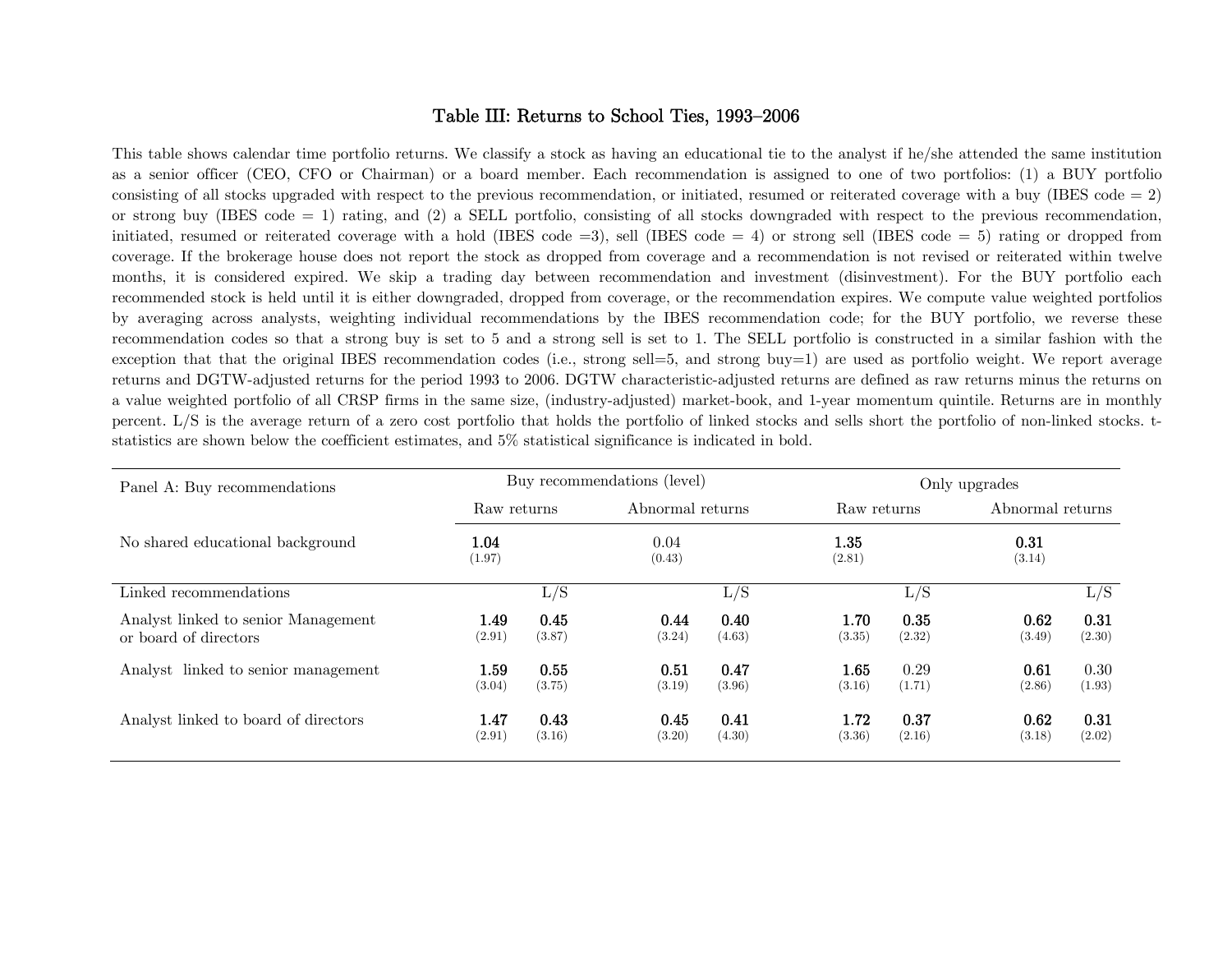# Table III: Returns to School Ties, 1993–2006

This table shows calendar time portfolio returns. We classify a stock as having an educational tie to the analyst if he/she attended the same institution as a senior officer (CEO, CFO or Chairman) or a board member. Each recommendation is assigned to one of two portfolios: (1) a BUY portfolio consisting of all stocks upgraded with respect to the previous recommendation, or initiated, resumed or reiterated coverage with a buy (IBES code = 2) or strong buy (IBES code = 1) rating, and (2) a SELL portfolio, consisting of all stocks downgraded with respect to the previous recommendation, initiated, resumed or reiterated coverage with a hold (IBES code =3), sell (IBES code = 4) or strong sell (IBES code = 5) rating or dropped from coverage. If the brokerage house does not report the stock as dropped from coverage and a recommendation is not revised or reiterated within twelve months, it is considered expired. We skip a trading day between recommendation and investment (disinvestment). For the BUY portfolio each recommended stock is held until it is either downgraded, dropped from coverage, or the recommendation expires. We compute value weighted portfolios by averaging across analysts, weighting individual recommendations by the IBES recommendation code; for the BUY portfolio, we reverse these recommendation codes so that a strong buy is set to 5 and a strong sell is set to 1. The SELL portfolio is constructed in a similar fashion with the exception that that the original IBES recommendation codes (i.e., strong sell=5, and strong buy=1) are used as portfolio weight. We report average returns and DGTW-adjusted returns for the period 1993 to 2006. DGTW characteristic-adjusted returns are defined as raw returns minus the returns on a value weighted portfolio of all CRSP firms in the same size, (industry-adjusted) market-book, and 1-year momentum quintile. Returns are in monthly percent. L/S is the average return of a zero cost portfolio that holds the portfolio of linked stocks and sells short the portfolio of non-linked stocks. t-statistics are shown below the coefficient estimates, and 5% statistical significance is indicated in bold.

| Panel A: Buy recommendations | Buy recommendations (level) | | | | Only upgrades | | | |
|---|---|---|---|---|---|---|---|---|
| | Raw returns | | Abnormal returns | | Raw returns | | Abnormal returns | |
| No shared educational background | **1.04** | | 0.04 | | **1.35** | | **0.31** | |
| | (1.97) | | (0.43) | | (2.81) | | (3.14) | |
| Linked recommendations | | L/S | | L/S | | L/S | | L/S |
| Analyst linked to senior Management or board of directors | **1.49** | **0.45** | **0.44** | **0.40** | **1.70** | **0.35** | **0.62** | **0.31** |
| | (2.91) | (3.87) | (3.24) | (4.63) | (3.35) | (2.32) | (3.49) | (2.30) |
| Analyst linked to senior management | **1.59** | **0.55** | **0.51** | **0.47** | **1.65** | 0.29 | **0.61** | 0.30 |
| | (3.04) | (3.75) | (3.19) | (3.96) | (3.16) | (1.71) | (2.86) | (1.93) |
| Analyst linked to board of directors | **1.47** | **0.43** | **0.45** | **0.41** | **1.72** | **0.37** | **0.62** | **0.31** |
| | (2.91) | (3.16) | (3.20) | (4.30) | (3.36) | (2.16) | (3.18) | (2.02) |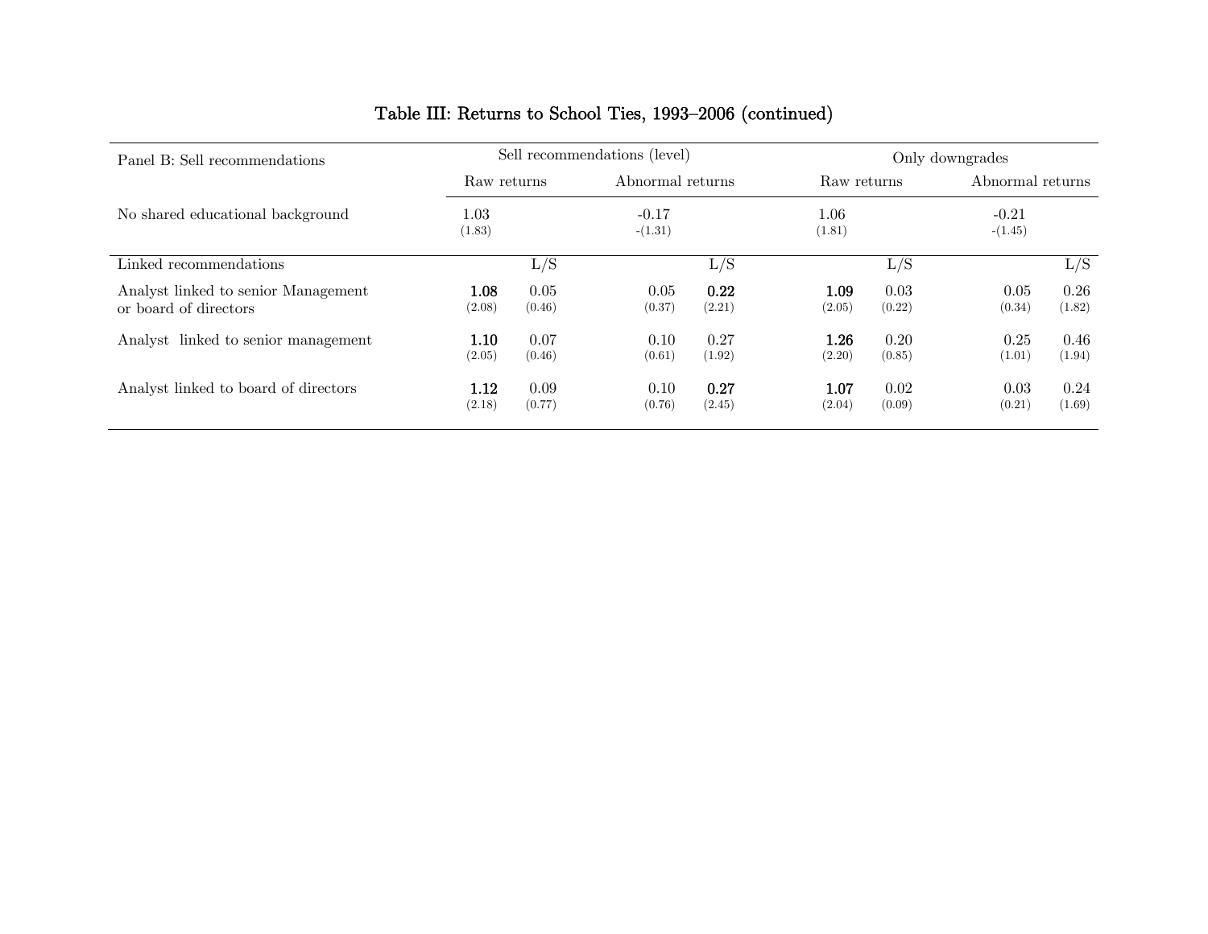## Table III: Returns to School Ties, 1993–2006 (continued)

| Panel B: Sell recommendations | Sell recommendations (level) | | | | Only downgrades | | | |
|---|---|---|---|---|---|---|---|---|
| | Raw returns | | Abnormal returns | | Raw returns | | Abnormal returns | |
| No shared educational background | 1.03 (1.83) | | -0.17 -(1.31) | | 1.06 (1.81) | | -0.21 -(1.45) | |
| Linked recommendations | | L/S | | L/S | | L/S | | L/S |
| Analyst linked to senior Management or board of directors | **1.08** (2.08) | 0.05 (0.46) | 0.05 (0.37) | **0.22** (2.21) | **1.09** (2.05) | 0.03 (0.22) | 0.05 (0.34) | 0.26 (1.82) |
| Analyst linked to senior management | **1.10** (2.05) | 0.07 (0.46) | 0.10 (0.61) | 0.27 (1.92) | **1.26** (2.20) | 0.20 (0.85) | 0.25 (1.01) | 0.46 (1.94) |
| Analyst linked to board of directors | **1.12** (2.18) | 0.09 (0.77) | 0.10 (0.76) | **0.27** (2.45) | **1.07** (2.04) | 0.02 (0.09) | 0.03 (0.21) | 0.24 (1.69) |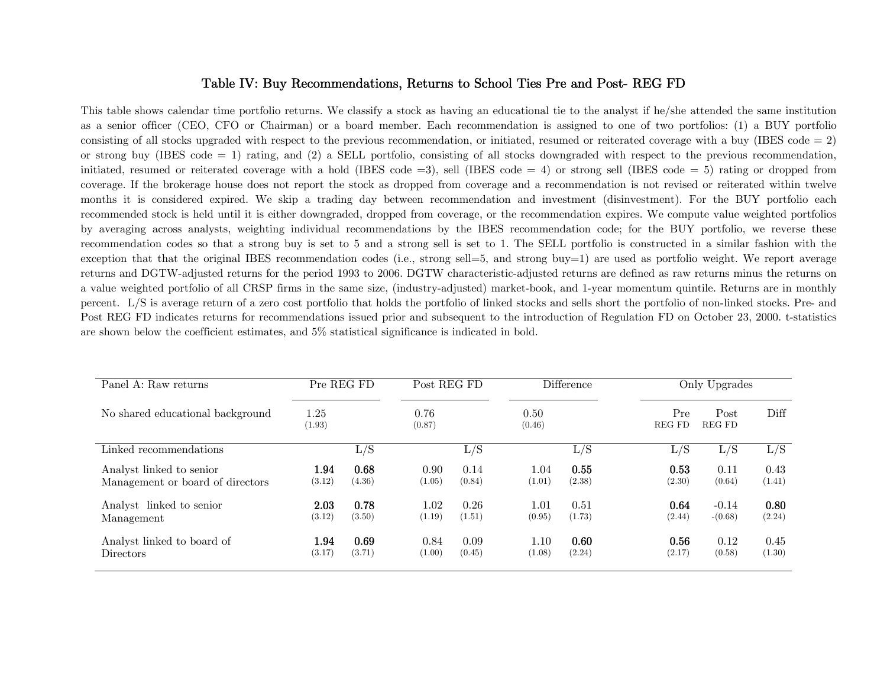# Table IV: Buy Recommendations, Returns to School Ties Pre and Post- REG FD

This table shows calendar time portfolio returns. We classify a stock as having an educational tie to the analyst if he/she attended the same institution as a senior officer (CEO, CFO or Chairman) or a board member. Each recommendation is assigned to one of two portfolios: (1) a BUY portfolio consisting of all stocks upgraded with respect to the previous recommendation, or initiated, resumed or reiterated coverage with a buy (IBES code = 2) or strong buy (IBES code = 1) rating, and (2) a SELL portfolio, consisting of all stocks downgraded with respect to the previous recommendation, initiated, resumed or reiterated coverage with a hold (IBES code =3), sell (IBES code = 4) or strong sell (IBES code = 5) rating or dropped from coverage. If the brokerage house does not report the stock as dropped from coverage and a recommendation is not revised or reiterated within twelve months it is considered expired. We skip a trading day between recommendation and investment (disinvestment). For the BUY portfolio each recommended stock is held until it is either downgraded, dropped from coverage, or the recommendation expires. We compute value weighted portfolios by averaging across analysts, weighting individual recommendations by the IBES recommendation code; for the BUY portfolio, we reverse these recommendation codes so that a strong buy is set to 5 and a strong sell is set to 1. The SELL portfolio is constructed in a similar fashion with the exception that that the original IBES recommendation codes (i.e., strong sell=5, and strong buy=1) are used as portfolio weight. We report average returns and DGTW-adjusted returns for the period 1993 to 2006. DGTW characteristic-adjusted returns are defined as raw returns minus the returns on a value weighted portfolio of all CRSP firms in the same size, (industry-adjusted) market-book, and 1-year momentum quintile. Returns are in monthly percent. L/S is average return of a zero cost portfolio that holds the portfolio of linked stocks and sells short the portfolio of non-linked stocks. Pre- and Post REG FD indicates returns for recommendations issued prior and subsequent to the introduction of Regulation FD on October 23, 2000. t-statistics are shown below the coefficient estimates, and 5% statistical significance is indicated in bold.

| Panel A: Raw returns | Pre REG FD | | Post REG FD | | Difference | | Only Upgrades | | |
|---|---|---|---|---|---|---|---|---|---|
| | | | | | | | Pre REG FD | Post REG FD | Diff |
| No shared educational background | 1.25 | | 0.76 | | 0.50 | | | | |
| | (1.93) | | (0.87) | | (0.46) | | | | |
| Linked recommendations | | L/S | | L/S | | L/S | L/S | L/S | L/S |
| Analyst linked to senior Management or board of directors | **1.94** | **0.68** | 0.90 | 0.14 | 1.04 | **0.55** | **0.53** | 0.11 | 0.43 |
| | (3.12) | (4.36) | (1.05) | (0.84) | (1.01) | (2.38) | (2.30) | (0.64) | (1.41) |
| Analyst linked to senior Management | **2.03** | **0.78** | 1.02 | 0.26 | 1.01 | 0.51 | **0.64** | -0.14 | **0.80** |
| | (3.12) | (3.50) | (1.19) | (1.51) | (0.95) | (1.73) | (2.44) | -(0.68) | (2.24) |
| Analyst linked to board of Directors | **1.94** | **0.69** | 0.84 | 0.09 | 1.10 | **0.60** | **0.56** | 0.12 | 0.45 |
| | (3.17) | (3.71) | (1.00) | (0.45) | (1.08) | (2.24) | (2.17) | (0.58) | (1.30) |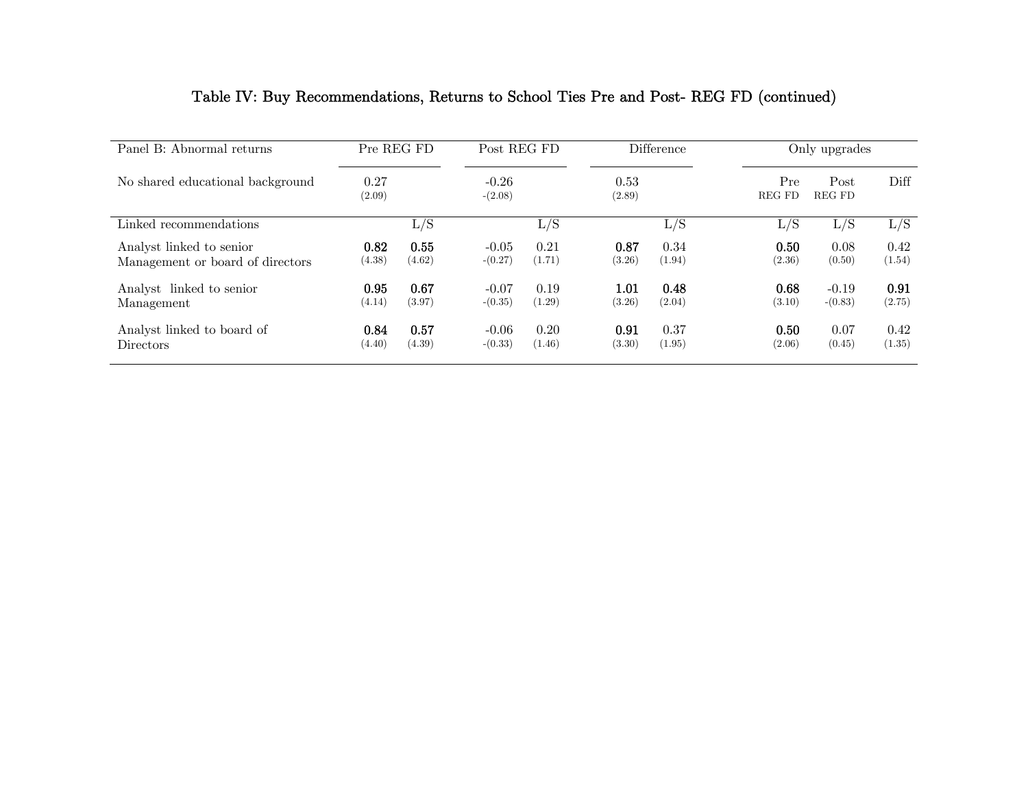# Table IV: Buy Recommendations, Returns to School Ties Pre and Post- REG FD (continued)

| Panel B: Abnormal returns | Pre REG FD | | Post REG FD | | Difference | | Only upgrades | | |
|---|---|---|---|---|---|---|---|---|---|
| No shared educational background | 0.27 (2.09) | | -0.26 -(2.08) | | 0.53 (2.89) | | Pre REG FD | Post REG FD | Diff |
| Linked recommendations | | L/S | | L/S | | L/S | L/S | L/S | L/S |
| Analyst linked to senior Management or board of directors | **0.82** (4.38) | **0.55** (4.62) | -0.05 -(0.27) | 0.21 (1.71) | **0.87** (3.26) | 0.34 (1.94) | **0.50** (2.36) | 0.08 (0.50) | 0.42 (1.54) |
| Analyst linked to senior Management | **0.95** (4.14) | **0.67** (3.97) | -0.07 -(0.35) | 0.19 (1.29) | **1.01** (3.26) | **0.48** (2.04) | **0.68** (3.10) | -0.19 -(0.83) | **0.91** (2.75) |
| Analyst linked to board of Directors | **0.84** (4.40) | **0.57** (4.39) | -0.06 -(0.33) | 0.20 (1.46) | **0.91** (3.30) | 0.37 (1.95) | **0.50** (2.06) | 0.07 (0.45) | 0.42 (1.35) |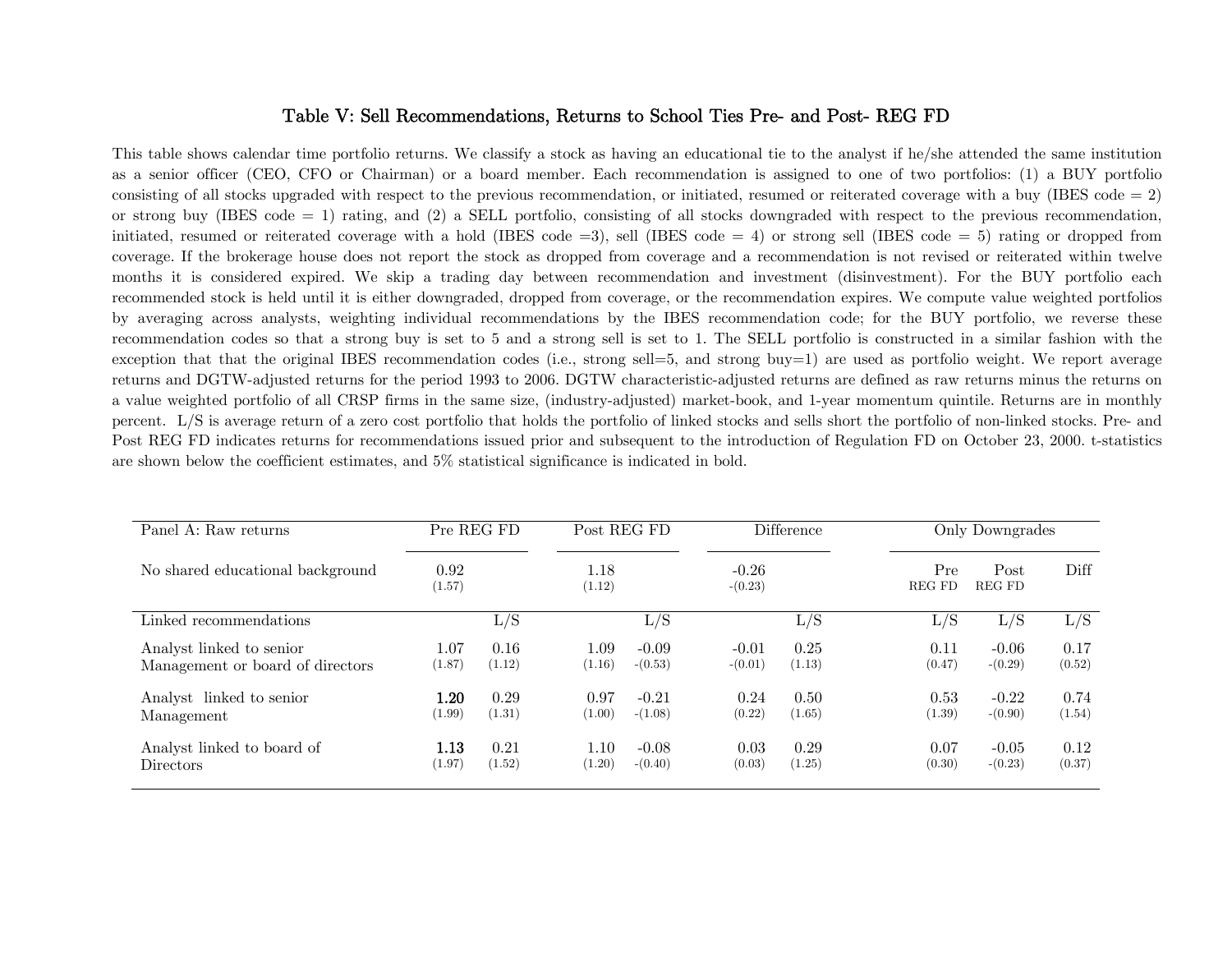# Table V: Sell Recommendations, Returns to School Ties Pre- and Post- REG FD

This table shows calendar time portfolio returns. We classify a stock as having an educational tie to the analyst if he/she attended the same institution as a senior officer (CEO, CFO or Chairman) or a board member. Each recommendation is assigned to one of two portfolios: (1) a BUY portfolio consisting of all stocks upgraded with respect to the previous recommendation, or initiated, resumed or reiterated coverage with a buy (IBES code = 2) or strong buy (IBES code = 1) rating, and (2) a SELL portfolio, consisting of all stocks downgraded with respect to the previous recommendation, initiated, resumed or reiterated coverage with a hold (IBES code =3), sell (IBES code = 4) or strong sell (IBES code = 5) rating or dropped from coverage. If the brokerage house does not report the stock as dropped from coverage and a recommendation is not revised or reiterated within twelve months it is considered expired. We skip a trading day between recommendation and investment (disinvestment). For the BUY portfolio each recommended stock is held until it is either downgraded, dropped from coverage, or the recommendation expires. We compute value weighted portfolios by averaging across analysts, weighting individual recommendations by the IBES recommendation code; for the BUY portfolio, we reverse these recommendation codes so that a strong buy is set to 5 and a strong sell is set to 1. The SELL portfolio is constructed in a similar fashion with the exception that that the original IBES recommendation codes (i.e., strong sell=5, and strong buy=1) are used as portfolio weight. We report average returns and DGTW-adjusted returns for the period 1993 to 2006. DGTW characteristic-adjusted returns are defined as raw returns minus the returns on a value weighted portfolio of all CRSP firms in the same size, (industry-adjusted) market-book, and 1-year momentum quintile. Returns are in monthly percent. L/S is average return of a zero cost portfolio that holds the portfolio of linked stocks and sells short the portfolio of non-linked stocks. Pre- and Post REG FD indicates returns for recommendations issued prior and subsequent to the introduction of Regulation FD on October 23, 2000. t-statistics are shown below the coefficient estimates, and 5% statistical significance is indicated in bold.

| Panel A: Raw returns | Pre REG FD | | Post REG FD | | Difference | | Only Downgrades | | |
|---|---|---|---|---|---|---|---|---|---|
| No shared educational background | 0.92 | | 1.18 | | -0.26 | | Pre REG FD | Post REG FD | Diff |
| | (1.57) | | (1.12) | | -(0.23) | | | | |
| Linked recommendations | | L/S | | L/S | | L/S | L/S | L/S | L/S |
| Analyst linked to senior Management or board of directors | 1.07 | 0.16 | 1.09 | -0.09 | -0.01 | 0.25 | 0.11 | -0.06 | 0.17 |
| | (1.87) | (1.12) | (1.16) | -(0.53) | -(0.01) | (1.13) | (0.47) | -(0.29) | (0.52) |
| Analyst linked to senior Management | **1.20** | 0.29 | 0.97 | -0.21 | 0.24 | 0.50 | 0.53 | -0.22 | 0.74 |
| | (1.99) | (1.31) | (1.00) | -(1.08) | (0.22) | (1.65) | (1.39) | -(0.90) | (1.54) |
| Analyst linked to board of Directors | **1.13** | 0.21 | 1.10 | -0.08 | 0.03 | 0.29 | 0.07 | -0.05 | 0.12 |
| | (1.97) | (1.52) | (1.20) | -(0.40) | (0.03) | (1.25) | (0.30) | -(0.23) | (0.37) |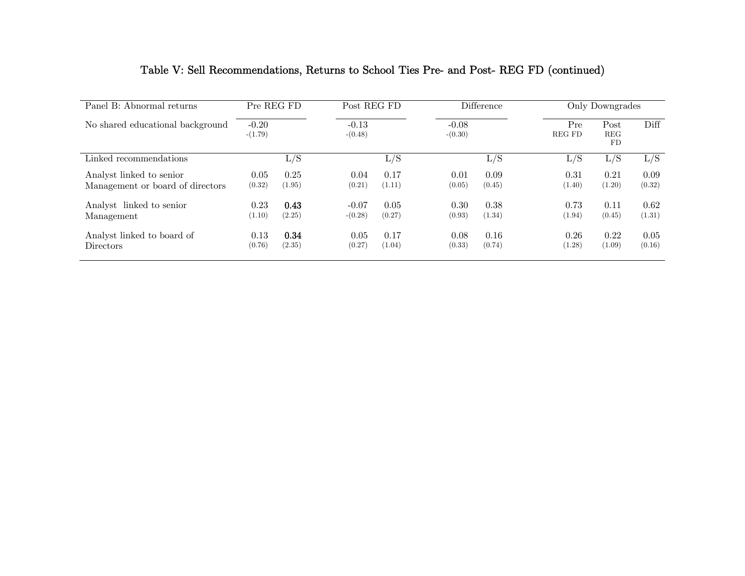## Table V: Sell Recommendations, Returns to School Ties Pre- and Post- REG FD (continued)

| Panel B: Abnormal returns | Pre REG FD | | Post REG FD | | Difference | | Only Downgrades | | |
|---|---|---|---|---|---|---|---|---|---|
| No shared educational background | -0.20<br>-(1.79) | | -0.13<br>-(0.48) | | -0.08<br>-(0.30) | | Pre REG FD | Post REG FD | Diff |
| Linked recommendations | | L/S | | L/S | | L/S | L/S | L/S | L/S |
| Analyst linked to senior Management or board of directors | 0.05<br>(0.32) | 0.25<br>(1.95) | 0.04<br>(0.21) | 0.17<br>(1.11) | 0.01<br>(0.05) | 0.09<br>(0.45) | 0.31<br>(1.40) | 0.21<br>(1.20) | 0.09<br>(0.32) |
| Analyst linked to senior Management | 0.23<br>(1.10) | **0.43**<br>(2.25) | -0.07<br>-(0.28) | 0.05<br>(0.27) | 0.30<br>(0.93) | 0.38<br>(1.34) | 0.73<br>(1.94) | 0.11<br>(0.45) | 0.62<br>(1.31) |
| Analyst linked to board of Directors | 0.13<br>(0.76) | **0.34**<br>(2.35) | 0.05<br>(0.27) | 0.17<br>(1.04) | 0.08<br>(0.33) | 0.16<br>(0.74) | 0.26<br>(1.28) | 0.22<br>(1.09) | 0.05<br>(0.16) |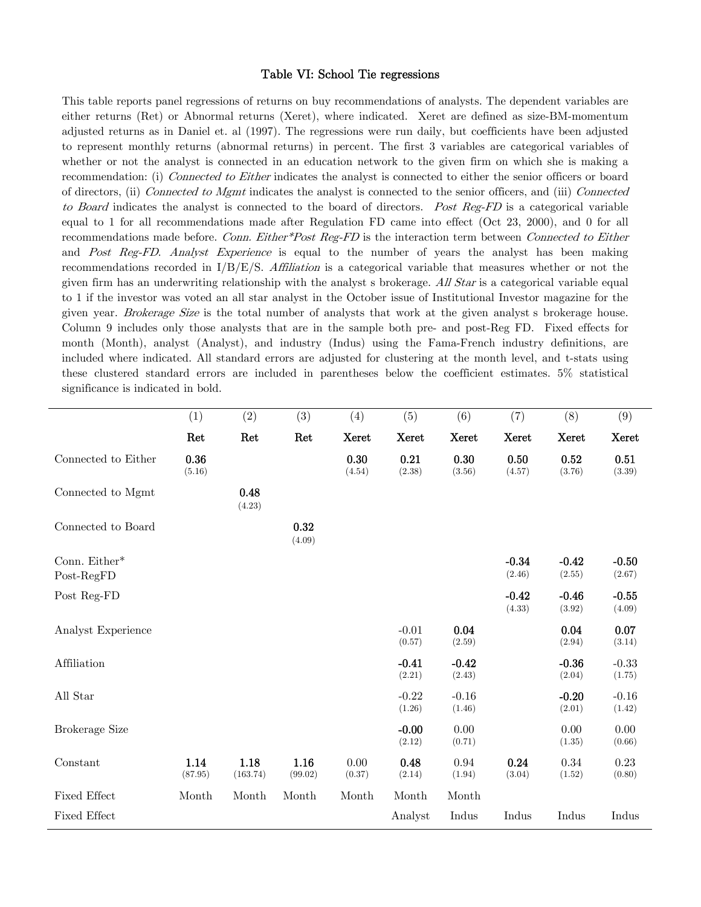### Table VI: School Tie regressions

This table reports panel regressions of returns on buy recommendations of analysts. The dependent variables are either returns (Ret) or Abnormal returns (Xeret), where indicated. Xeret are defined as size-BM-momentum adjusted returns as in Daniel et. al (1997). The regressions were run daily, but coefficients have been adjusted to represent monthly returns (abnormal returns) in percent. The first 3 variables are categorical variables of whether or not the analyst is connected in an education network to the given firm on which she is making a recommendation: (i) *Connected to Either* indicates the analyst is connected to either the senior officers or board of directors, (ii) *Connected to Mgmt* indicates the analyst is connected to the senior officers, and (iii) *Connected to Board* indicates the analyst is connected to the board of directors. *Post Reg-FD* is a categorical variable equal to 1 for all recommendations made after Regulation FD came into effect (Oct 23, 2000), and 0 for all recommendations made before. *Conn. Either*Post Reg-FD* is the interaction term between *Connected to Either* and *Post Reg-FD*. *Analyst Experience* is equal to the number of years the analyst has been making recommendations recorded in I/B/E/S. *Affiliation* is a categorical variable that measures whether or not the given firm has an underwriting relationship with the analyst s brokerage. *All Star* is a categorical variable equal to 1 if the investor was voted an all star analyst in the October issue of Institutional Investor magazine for the given year. *Brokerage Size* is the total number of analysts that work at the given analyst s brokerage house. Column 9 includes only those analysts that are in the sample both pre- and post-Reg FD. Fixed effects for month (Month), analyst (Analyst), and industry (Indus) using the Fama-French industry definitions, are included where indicated. All standard errors are adjusted for clustering at the month level, and t-stats using these clustered standard errors are included in parentheses below the coefficient estimates. 5% statistical significance is indicated in bold.

| | (1) | (2) | (3) | (4) | (5) | (6) | (7) | (8) | (9) |
|---|---|---|---|---|---|---|---|---|---|
| | **Ret** | **Ret** | **Ret** | **Xeret** | **Xeret** | **Xeret** | **Xeret** | **Xeret** | **Xeret** |
| Connected to Either | **0.36** | | | **0.30** | **0.21** | **0.30** | **0.50** | **0.52** | **0.51** |
| | (5.16) | | | (4.54) | (2.38) | (3.56) | (4.57) | (3.76) | (3.39) |
| Connected to Mgmt | | **0.48** | | | | | | | |
| | | (4.23) | | | | | | | |
| Connected to Board | | | **0.32** | | | | | | |
| | | | (4.09) | | | | | | |
| Conn. Either* Post-RegFD | | | | | | | **-0.34** | **-0.42** | **-0.50** |
| | | | | | | | (2.46) | (2.55) | (2.67) |
| Post Reg-FD | | | | | | | **-0.42** | **-0.46** | **-0.55** |
| | | | | | | | (4.33) | (3.92) | (4.09) |
| Analyst Experience | | | | | -0.01 | **0.04** | | **0.04** | **0.07** |
| | | | | | (0.57) | (2.59) | | (2.94) | (3.14) |
| Affiliation | | | | | **-0.41** | **-0.42** | | **-0.36** | -0.33 |
| | | | | | (2.21) | (2.43) | | (2.04) | (1.75) |
| All Star | | | | | -0.22 | -0.16 | | **-0.20** | -0.16 |
| | | | | | (1.26) | (1.46) | | (2.01) | (1.42) |
| Brokerage Size | | | | | **-0.00** | 0.00 | | 0.00 | 0.00 |
| | | | | | (2.12) | (0.71) | | (1.35) | (0.66) |
| Constant | **1.14** | **1.18** | **1.16** | 0.00 | **0.48** | 0.94 | **0.24** | 0.34 | 0.23 |
| | (87.95) | (163.74) | (99.02) | (0.37) | (2.14) | (1.94) | (3.04) | (1.52) | (0.80) |
| Fixed Effect | Month | Month | Month | Month | Month | Month | | | |
| Fixed Effect | | | | | Analyst | Indus | Indus | Indus | Indus |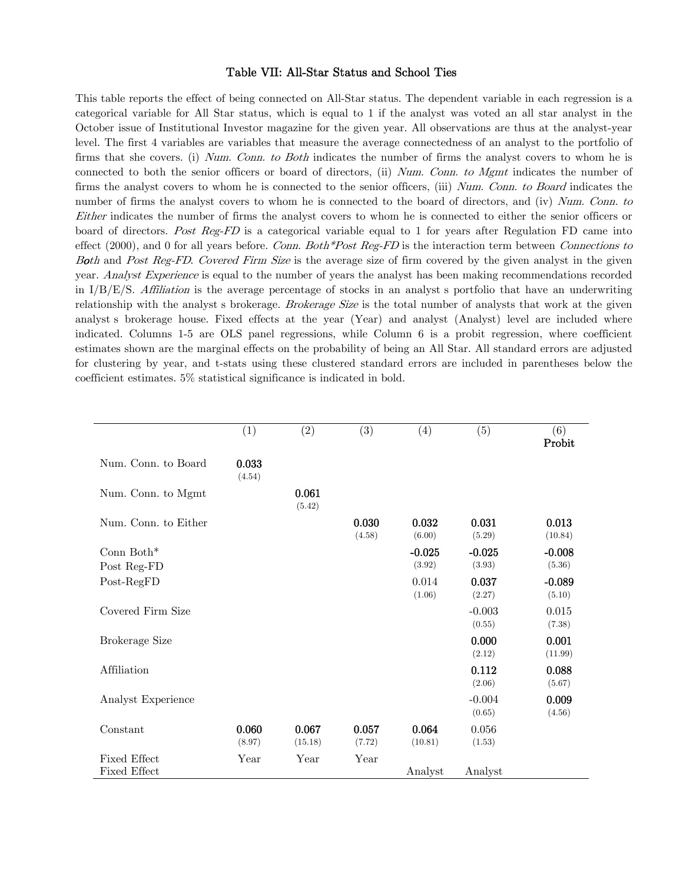### Table VII: All-Star Status and School Ties

This table reports the effect of being connected on All-Star status. The dependent variable in each regression is a categorical variable for All Star status, which is equal to 1 if the analyst was voted an all star analyst in the October issue of Institutional Investor magazine for the given year. All observations are thus at the analyst-year level. The first 4 variables are variables that measure the average connectedness of an analyst to the portfolio of firms that she covers. (i) *Num. Conn. to Both* indicates the number of firms the analyst covers to whom he is connected to both the senior officers or board of directors, (ii) *Num. Conn. to Mgmt* indicates the number of firms the analyst covers to whom he is connected to the senior officers, (iii) *Num. Conn. to Board* indicates the number of firms the analyst covers to whom he is connected to the board of directors, and (iv) *Num. Conn. to Either* indicates the number of firms the analyst covers to whom he is connected to either the senior officers or board of directors. *Post Reg-FD* is a categorical variable equal to 1 for years after Regulation FD came into effect (2000), and 0 for all years before. *Conn. Both*Post Reg-FD* is the interaction term between *Connections to Both* and *Post Reg-FD*. *Covered Firm Size* is the average size of firm covered by the given analyst in the given year. *Analyst Experience* is equal to the number of years the analyst has been making recommendations recorded in I/B/E/S. *Affiliation* is the average percentage of stocks in an analyst s portfolio that have an underwriting relationship with the analyst s brokerage. *Brokerage Size* is the total number of analysts that work at the given analyst s brokerage house. Fixed effects at the year (Year) and analyst (Analyst) level are included where indicated. Columns 1-5 are OLS panel regressions, while Column 6 is a probit regression, where coefficient estimates shown are the marginal effects on the probability of being an All Star. All standard errors are adjusted for clustering by year, and t-stats using these clustered standard errors are included in parentheses below the coefficient estimates. 5% statistical significance is indicated in bold.

| | (1) | (2) | (3) | (4) | (5) | (6) Probit |
|---|---|---|---|---|---|---|
| Num. Conn. to Board | **0.033** | | | | | |
| | (4.54) | | | | | |
| Num. Conn. to Mgmt | | **0.061** | | | | |
| | | (5.42) | | | | |
| Num. Conn. to Either | | | **0.030** | **0.032** | **0.031** | **0.013** |
| | | | (4.58) | (6.00) | (5.29) | (10.84) |
| Conn Both* Post Reg-FD | | | | **-0.025** | **-0.025** | **-0.008** |
| | | | | (3.92) | (3.93) | (5.36) |
| Post-RegFD | | | | 0.014 | **0.037** | **-0.089** |
| | | | | (1.06) | (2.27) | (5.10) |
| Covered Firm Size | | | | | -0.003 | 0.015 |
| | | | | | (0.55) | (7.38) |
| Brokerage Size | | | | | **0.000** | **0.001** |
| | | | | | (2.12) | (11.99) |
| Affiliation | | | | | **0.112** | **0.088** |
| | | | | | (2.06) | (5.67) |
| Analyst Experience | | | | | -0.004 | **0.009** |
| | | | | | (0.65) | (4.56) |
| Constant | **0.060** | **0.067** | **0.057** | **0.064** | 0.056 | |
| | (8.97) | (15.18) | (7.72) | (10.81) | (1.53) | |
| Fixed Effect | Year | Year | Year | | | |
| Fixed Effect | | | | Analyst | Analyst | |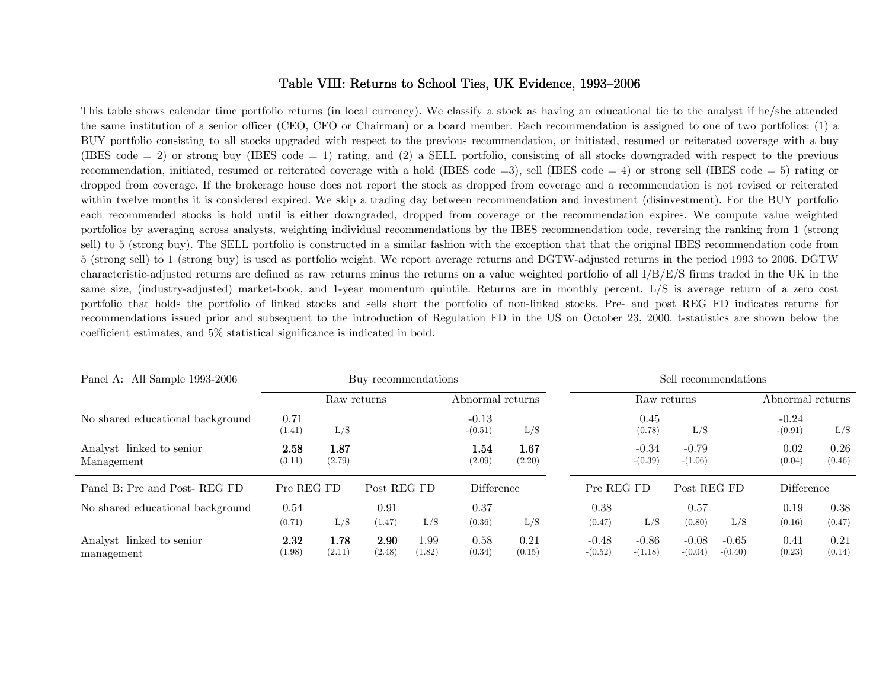# Table VIII: Returns to School Ties, UK Evidence, 1993–2006

This table shows calendar time portfolio returns (in local currency). We classify a stock as having an educational tie to the analyst if he/she attended the same institution of a senior officer (CEO, CFO or Chairman) or a board member. Each recommendation is assigned to one of two portfolios: (1) a BUY portfolio consisting to all stocks upgraded with respect to the previous recommendation, or initiated, resumed or reiterated coverage with a buy (IBES code = 2) or strong buy (IBES code = 1) rating, and (2) a SELL portfolio, consisting of all stocks downgraded with respect to the previous recommendation, initiated, resumed or reiterated coverage with a hold (IBES code =3), sell (IBES code = 4) or strong sell (IBES code = 5) rating or dropped from coverage. If the brokerage house does not report the stock as dropped from coverage and a recommendation is not revised or reiterated within twelve months it is considered expired. We skip a trading day between recommendation and investment (disinvestment). For the BUY portfolio each recommended stocks is hold until is either downgraded, dropped from coverage or the recommendation expires. We compute value weighted portfolios by averaging across analysts, weighting individual recommendations by the IBES recommendation code, reversing the ranking from 1 (strong sell) to 5 (strong buy). The SELL portfolio is constructed in a similar fashion with the exception that that the original IBES recommendation code from 5 (strong sell) to 1 (strong buy) is used as portfolio weight. We report average returns and DGTW-adjusted returns in the period 1993 to 2006. DGTW characteristic-adjusted returns are defined as raw returns minus the returns on a value weighted portfolio of all I/B/E/S firms traded in the UK in the same size, (industry-adjusted) market-book, and 1-year momentum quintile. Returns are in monthly percent. L/S is average return of a zero cost portfolio that holds the portfolio of linked stocks and sells short the portfolio of non-linked stocks. Pre- and post REG FD indicates returns for recommendations issued prior and subsequent to the introduction of Regulation FD in the US on October 23, 2000. t-statistics are shown below the coefficient estimates, and 5% statistical significance is indicated in bold.

| Panel A: All Sample 1993-2006 | Buy recommendations | | | | Sell recommendations | | | |
|---|---|---|---|---|---|---|---|---|
| | Raw returns | | Abnormal returns | | Raw returns | | Abnormal returns | |
| | | L/S | | L/S | | L/S | | L/S |
| No shared educational background | 0.71 | | -0.13 | | 0.45 | | -0.24 | |
| | (1.41) | | -(0.51) | | (0.78) | | -(0.91) | |
| Analyst linked to senior Management | **2.58** | **1.87** | **1.54** | **1.67** | -0.34 | -0.79 | 0.02 | 0.26 |
| | (3.11) | (2.79) | (2.09) | (2.20) | -(0.39) | -(1.06) | (0.04) | (0.46) |

| Panel B: Pre and Post- REG FD | Buy: Pre REG FD | | Buy: Post REG FD | | Buy: Difference | | Sell: Pre REG FD | | Sell: Post REG FD | | Sell: Difference | |
|---|---|---|---|---|---|---|---|---|---|---|---|---|
| | | L/S | | L/S | | L/S | | L/S | | L/S | | L/S |
| No shared educational background | 0.54 | | 0.91 | | 0.37 | | 0.38 | | 0.57 | | 0.19 | 0.38 |
| | (0.71) | | (1.47) | | (0.36) | | (0.47) | | (0.80) | | (0.16) | (0.47) |
| Analyst linked to senior management | **2.32** | **1.78** | **2.90** | 1.99 | 0.58 | 0.21 | -0.48 | -0.86 | -0.08 | -0.65 | 0.41 | 0.21 |
| | (1.98) | (2.11) | (2.48) | (1.82) | (0.34) | (0.15) | -(0.52) | -(1.18) | -(0.04) | -(0.40) | (0.23) | (0.14) |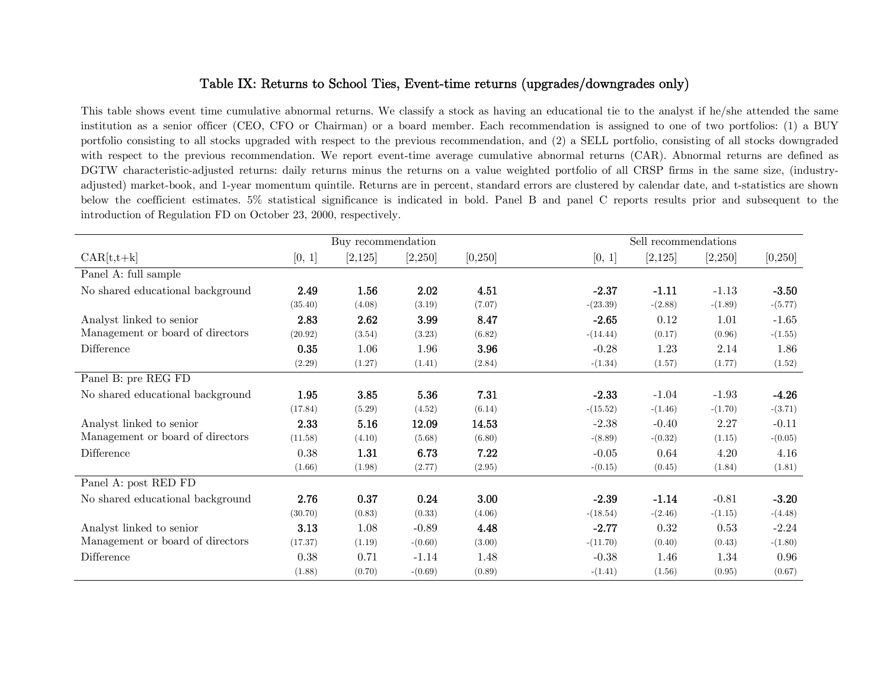# Table IX: Returns to School Ties, Event-time returns (upgrades/downgrades only)

This table shows event time cumulative abnormal returns. We classify a stock as having an educational tie to the analyst if he/she attended the same institution as a senior officer (CEO, CFO or Chairman) or a board member. Each recommendation is assigned to one of two portfolios: (1) a BUY portfolio consisting to all stocks upgraded with respect to the previous recommendation, and (2) a SELL portfolio, consisting of all stocks downgraded with respect to the previous recommendation. We report event-time average cumulative abnormal returns (CAR). Abnormal returns are defined as DGTW characteristic-adjusted returns: daily returns minus the returns on a value weighted portfolio of all CRSP firms in the same size, (industry-adjusted) market-book, and 1-year momentum quintile. Returns are in percent, standard errors are clustered by calendar date, and t-statistics are shown below the coefficient estimates. 5% statistical significance is indicated in bold. Panel B and panel C reports results prior and subsequent to the introduction of Regulation FD on October 23, 2000, respectively.

| | Buy recommendation | | | | Sell recommendations | | | |
|---|---|---|---|---|---|---|---|---|
| CAR[t,t+k] | [0, 1] | [2,125] | [2,250] | [0,250] | [0, 1] | [2,125] | [2,250] | [0,250] |
| **Panel A: full sample** | | | | | | | | |
| No shared educational background | **2.49** | **1.56** | **2.02** | **4.51** | **-2.37** | **-1.11** | -1.13 | **-3.50** |
| | (35.40) | (4.08) | (3.19) | (7.07) | -(23.39) | -(2.88) | -(1.89) | -(5.77) |
| Analyst linked to senior Management or board of directors | **2.83** | **2.62** | **3.99** | **8.47** | **-2.65** | 0.12 | 1.01 | -1.65 |
| | (20.92) | (3.54) | (3.23) | (6.82) | -(14.44) | (0.17) | (0.96) | -(1.55) |
| Difference | **0.35** | 1.06 | 1.96 | **3.96** | -0.28 | 1.23 | 2.14 | 1.86 |
| | (2.29) | (1.27) | (1.41) | (2.84) | -(1.34) | (1.57) | (1.77) | (1.52) |
| **Panel B: pre REG FD** | | | | | | | | |
| No shared educational background | **1.95** | **3.85** | **5.36** | **7.31** | **-2.33** | -1.04 | -1.93 | **-4.26** |
| | (17.84) | (5.29) | (4.52) | (6.14) | -(15.52) | -(1.46) | -(1.70) | -(3.71) |
| Analyst linked to senior Management or board of directors | **2.33** | **5.16** | **12.09** | **14.53** | -2.38 | -0.40 | 2.27 | -0.11 |
| | (11.58) | (4.10) | (5.68) | (6.80) | -(8.89) | -(0.32) | (1.15) | -(0.05) |
| Difference | 0.38 | **1.31** | **6.73** | **7.22** | -0.05 | 0.64 | 4.20 | 4.16 |
| | (1.66) | (1.98) | (2.77) | (2.95) | -(0.15) | (0.45) | (1.84) | (1.81) |
| **Panel A: post RED FD** | | | | | | | | |
| No shared educational background | **2.76** | **0.37** | **0.24** | **3.00** | **-2.39** | **-1.14** | -0.81 | **-3.20** |
| | (30.70) | (0.83) | (0.33) | (4.06) | -(18.54) | -(2.46) | -(1.15) | -(4.48) |
| Analyst linked to senior Management or board of directors | **3.13** | 1.08 | -0.89 | **4.48** | **-2.77** | 0.32 | 0.53 | -2.24 |
| | (17.37) | (1.19) | -(0.60) | (3.00) | -(11.70) | (0.40) | (0.43) | -(1.80) |
| Difference | 0.38 | 0.71 | -1.14 | 1.48 | -0.38 | 1.46 | 1.34 | 0.96 |
| | (1.88) | (0.70) | -(0.69) | (0.89) | -(1.41) | (1.56) | (0.95) | (0.67) |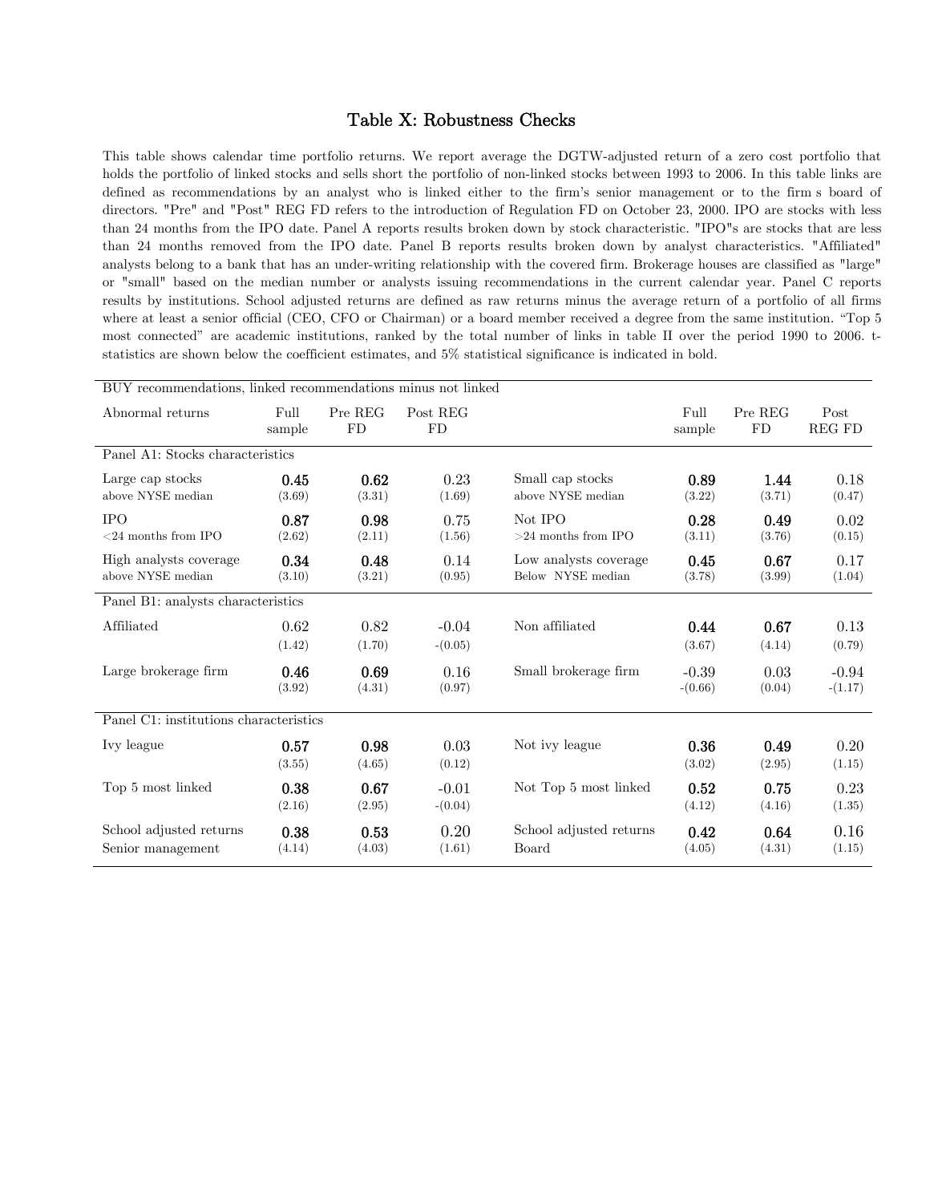# Table X: Robustness Checks

This table shows calendar time portfolio returns. We report average the DGTW-adjusted return of a zero cost portfolio that holds the portfolio of linked stocks and sells short the portfolio of non-linked stocks between 1993 to 2006. In this table links are defined as recommendations by an analyst who is linked either to the firm's senior management or to the firm s board of directors. "Pre" and "Post" REG FD refers to the introduction of Regulation FD on October 23, 2000. IPO are stocks with less than 24 months from the IPO date. Panel A reports results broken down by stock characteristic. "IPO"s are stocks that are less than 24 months removed from the IPO date. Panel B reports results broken down by analyst characteristics. "Affiliated" analysts belong to a bank that has an under-writing relationship with the covered firm. Brokerage houses are classified as "large" or "small" based on the median number or analysts issuing recommendations in the current calendar year. Panel C reports results by institutions. School adjusted returns are defined as raw returns minus the average return of a portfolio of all firms where at least a senior official (CEO, CFO or Chairman) or a board member received a degree from the same institution. "Top 5 most connected" are academic institutions, ranked by the total number of links in table II over the period 1990 to 2006. t-statistics are shown below the coefficient estimates, and 5% statistical significance is indicated in bold.

| BUY recommendations, linked recommendations minus not linked | | | | | | | |
|---|---|---|---|---|---|---|---|
| Abnormal returns | Full sample | Pre REG FD | Post REG FD | | Full sample | Pre REG FD | Post REG FD |
| **Panel A1: Stocks characteristics** | | | | | | | |
| Large cap stocks | **0.45** | **0.62** | 0.23 | Small cap stocks | **0.89** | **1.44** | 0.18 |
| above NYSE median | (3.69) | (3.31) | (1.69) | above NYSE median | (3.22) | (3.71) | (0.47) |
| IPO | **0.87** | **0.98** | 0.75 | Not IPO | **0.28** | **0.49** | 0.02 |
| <24 months from IPO | (2.62) | (2.11) | (1.56) | >24 months from IPO | (3.11) | (3.76) | (0.15) |
| High analysts coverage | **0.34** | **0.48** | 0.14 | Low analysts coverage | **0.45** | **0.67** | 0.17 |
| above NYSE median | (3.10) | (3.21) | (0.95) | Below NYSE median | (3.78) | (3.99) | (1.04) |
| **Panel B1: analysts characteristics** | | | | | | | |
| Affiliated | 0.62 | 0.82 | -0.04 | Non affiliated | **0.44** | **0.67** | 0.13 |
| | (1.42) | (1.70) | -(0.05) | | (3.67) | (4.14) | (0.79) |
| Large brokerage firm | **0.46** | **0.69** | 0.16 | Small brokerage firm | -0.39 | 0.03 | -0.94 |
| | (3.92) | (4.31) | (0.97) | | -(0.66) | (0.04) | -(1.17) |
| **Panel C1: institutions characteristics** | | | | | | | |
| Ivy league | **0.57** | **0.98** | 0.03 | Not ivy league | **0.36** | **0.49** | 0.20 |
| | (3.55) | (4.65) | (0.12) | | (3.02) | (2.95) | (1.15) |
| Top 5 most linked | **0.38** | **0.67** | -0.01 | Not Top 5 most linked | **0.52** | **0.75** | 0.23 |
| | (2.16) | (2.95) | -(0.04) | | (4.12) | (4.16) | (1.35) |
| School adjusted returns | **0.38** | **0.53** | 0.20 | School adjusted returns | **0.42** | **0.64** | 0.16 |
| Senior management | (4.14) | (4.03) | (1.61) | Board | (4.05) | (4.31) | (1.15) |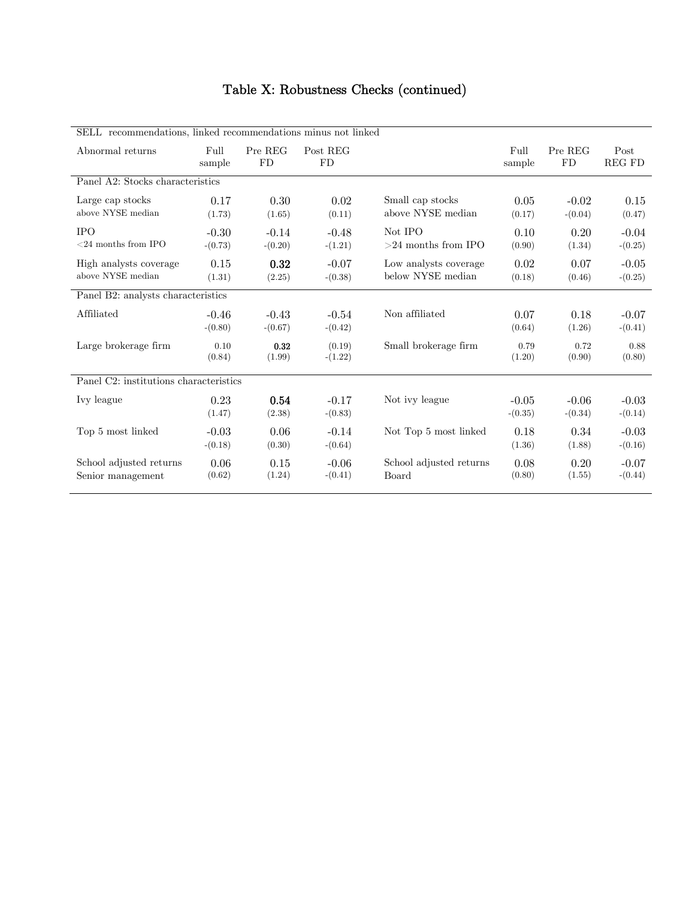# Table X: Robustness Checks (continued)

| SELL recommendations, linked recommendations minus not linked | | | | | | | |
|---|---|---|---|---|---|---|---|
| Abnormal returns | Full sample | Pre REG FD | Post REG FD | | Full sample | Pre REG FD | Post REG FD |
| **Panel A2: Stocks characteristics** | | | | | | | |
| Large cap stocks | 0.17 | 0.30 | 0.02 | Small cap stocks | 0.05 | -0.02 | 0.15 |
| above NYSE median | (1.73) | (1.65) | (0.11) | above NYSE median | (0.17) | -(0.04) | (0.47) |
| IPO | -0.30 | -0.14 | -0.48 | Not IPO | 0.10 | 0.20 | -0.04 |
| <24 months from IPO | -(0.73) | -(0.20) | -(1.21) | >24 months from IPO | (0.90) | (1.34) | -(0.25) |
| High analysts coverage | 0.15 | **0.32** | -0.07 | Low analysts coverage | 0.02 | 0.07 | -0.05 |
| above NYSE median | (1.31) | (2.25) | -(0.38) | below NYSE median | (0.18) | (0.46) | -(0.25) |
| **Panel B2: analysts characteristics** | | | | | | | |
| Affiliated | -0.46 | -0.43 | -0.54 | Non affiliated | 0.07 | 0.18 | -0.07 |
| | -(0.80) | -(0.67) | -(0.42) | | (0.64) | (1.26) | -(0.41) |
| Large brokerage firm | 0.10 | **0.32** | (0.19) | Small brokerage firm | 0.79 | 0.72 | 0.88 |
| | (0.84) | (1.99) | -(1.22) | | (1.20) | (0.90) | (0.80) |
| **Panel C2: institutions characteristics** | | | | | | | |
| Ivy league | 0.23 | **0.54** | -0.17 | Not ivy league | -0.05 | -0.06 | -0.03 |
| | (1.47) | (2.38) | -(0.83) | | -(0.35) | -(0.34) | -(0.14) |
| Top 5 most linked | -0.03 | 0.06 | -0.14 | Not Top 5 most linked | 0.18 | 0.34 | -0.03 |
| | -(0.18) | (0.30) | -(0.64) | | (1.36) | (1.88) | -(0.16) |
| School adjusted returns | 0.06 | 0.15 | -0.06 | School adjusted returns | 0.08 | 0.20 | -0.07 |
| Senior management | (0.62) | (1.24) | -(0.41) | Board | (0.80) | (1.55) | -(0.44) |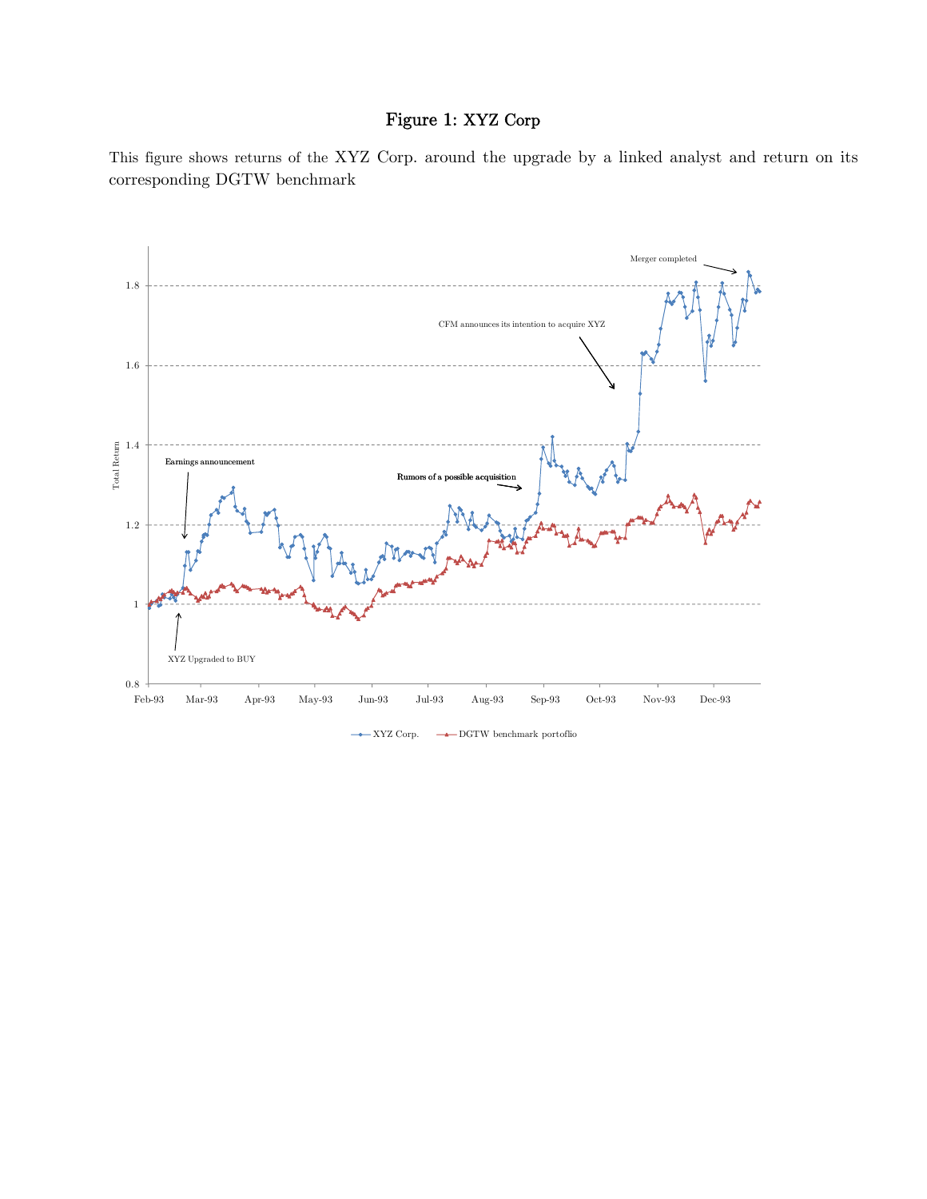# Figure 1: XYZ Corp

This figure shows returns of the XYZ Corp. around the upgrade by a linked analyst and return on its corresponding DGTW benchmark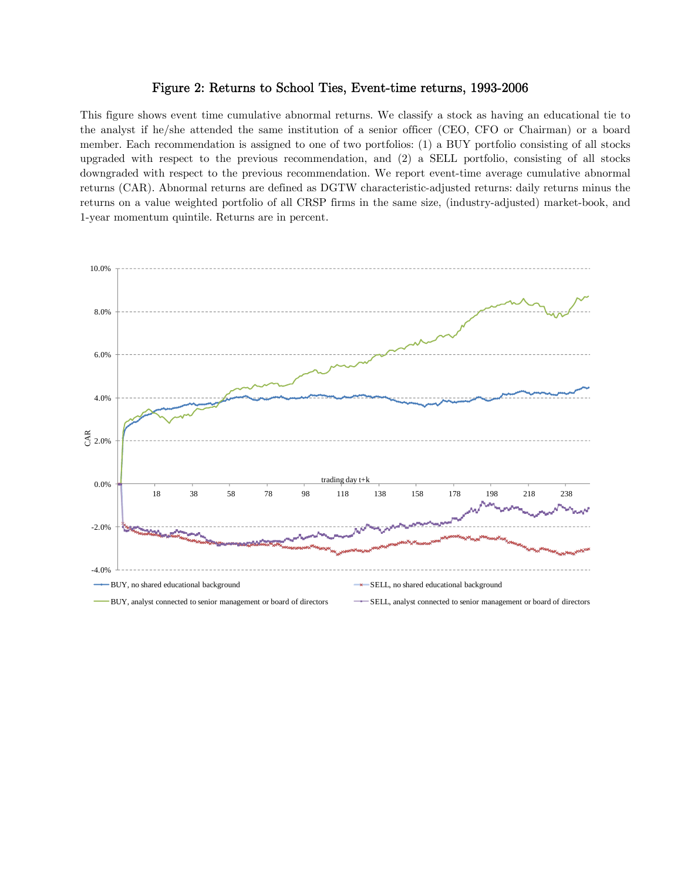## Figure 2: Returns to School Ties, Event-time returns, 1993-2006

This figure shows event time cumulative abnormal returns. We classify a stock as having an educational tie to the analyst if he/she attended the same institution of a senior officer (CEO, CFO or Chairman) or a board member. Each recommendation is assigned to one of two portfolios: (1) a BUY portfolio consisting of all stocks upgraded with respect to the previous recommendation, and (2) a SELL portfolio, consisting of all stocks downgraded with respect to the previous recommendation. We report event-time average cumulative abnormal returns (CAR). Abnormal returns are defined as DGTW characteristic-adjusted returns: daily returns minus the returns on a value weighted portfolio of all CRSP firms in the same size, (industry-adjusted) market-book, and 1-year momentum quintile. Returns are in percent.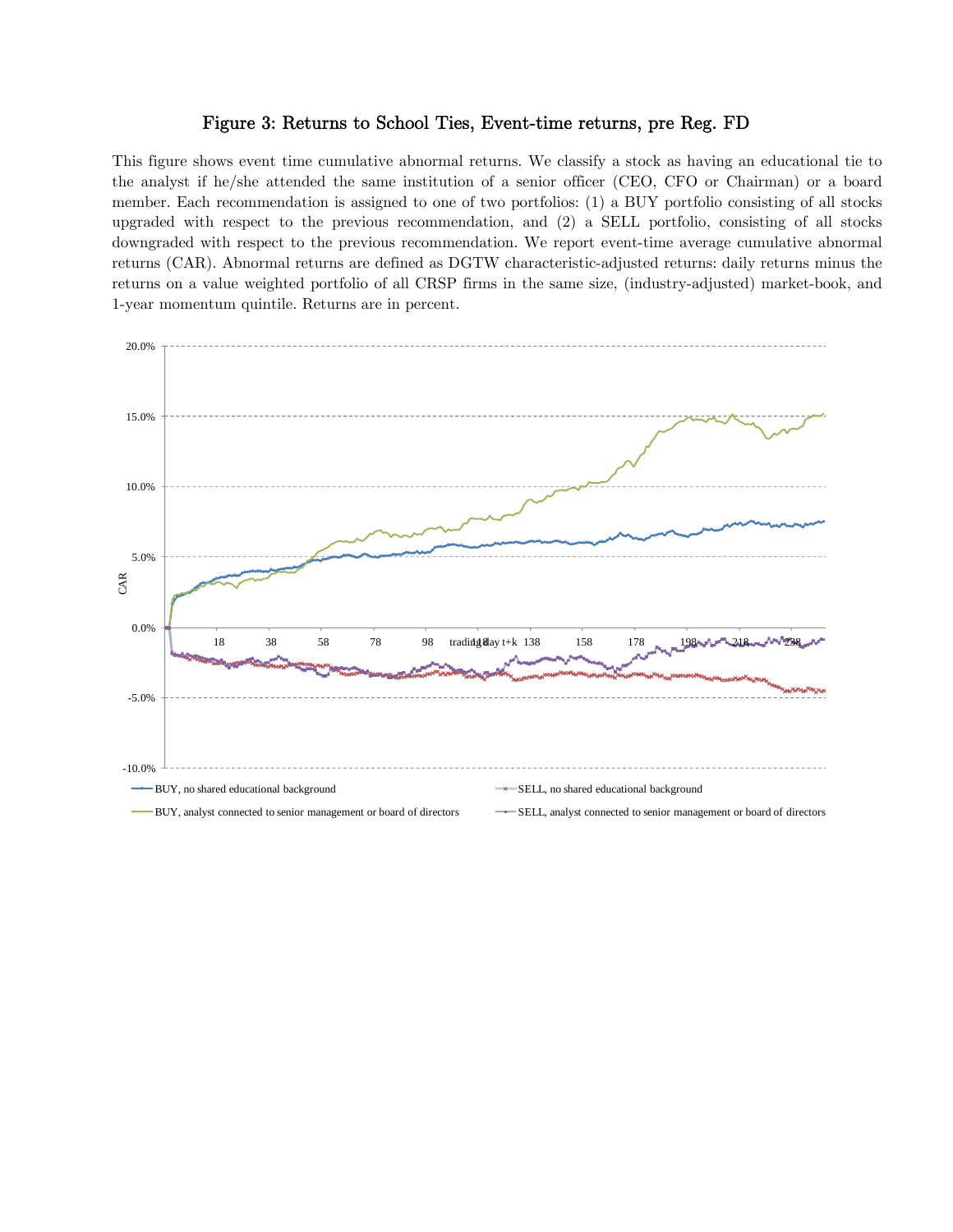# Figure 3: Returns to School Ties, Event-time returns, pre Reg. FD

This figure shows event time cumulative abnormal returns. We classify a stock as having an educational tie to the analyst if he/she attended the same institution of a senior officer (CEO, CFO or Chairman) or a board member. Each recommendation is assigned to one of two portfolios: (1) a BUY portfolio consisting of all stocks upgraded with respect to the previous recommendation, and (2) a SELL portfolio, consisting of all stocks downgraded with respect to the previous recommendation. We report event-time average cumulative abnormal returns (CAR). Abnormal returns are defined as DGTW characteristic-adjusted returns: daily returns minus the returns on a value weighted portfolio of all CRSP firms in the same size, (industry-adjusted) market-book, and 1-year momentum quintile. Returns are in percent.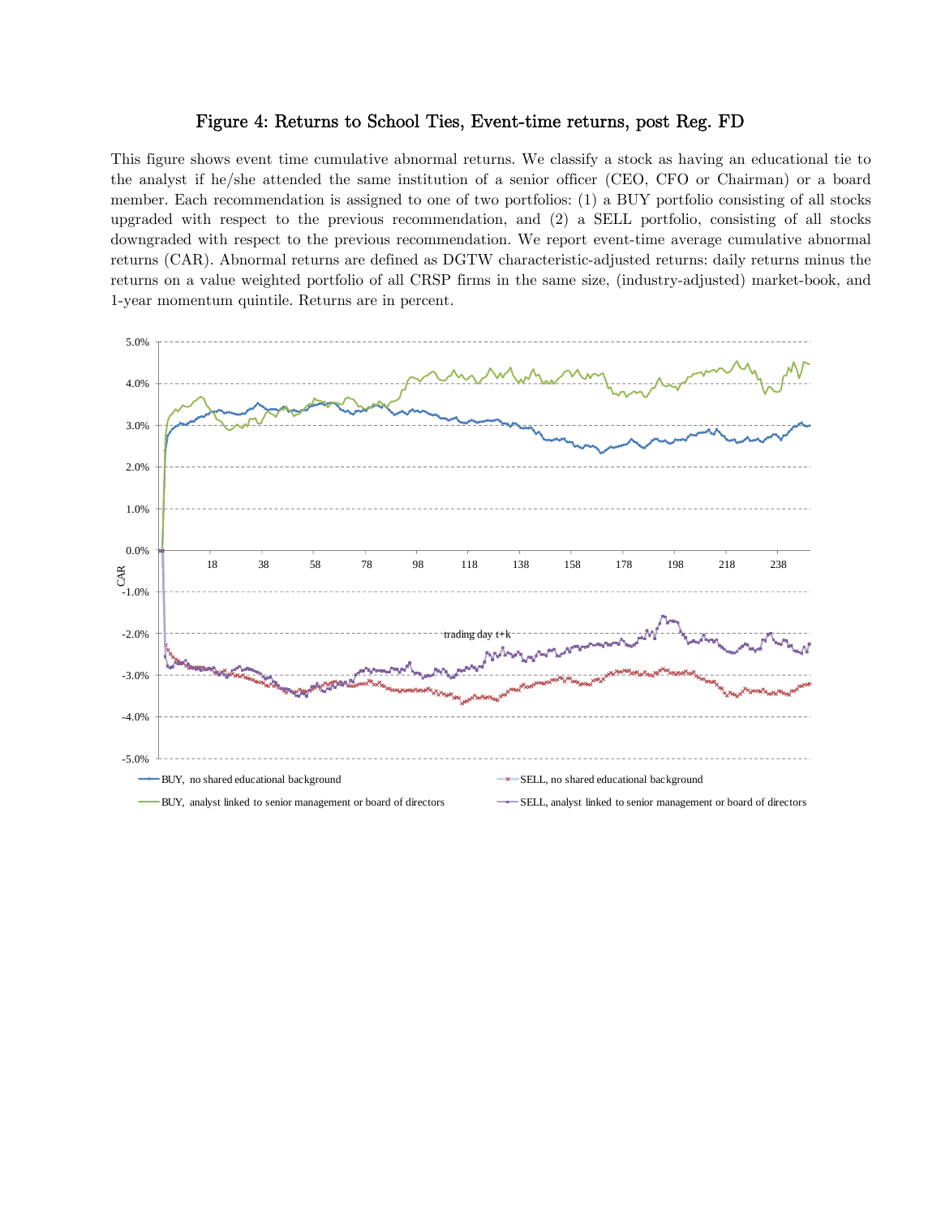## Figure 4: Returns to School Ties, Event-time returns, post Reg. FD

This figure shows event time cumulative abnormal returns. We classify a stock as having an educational tie to the analyst if he/she attended the same institution of a senior officer (CEO, CFO or Chairman) or a board member. Each recommendation is assigned to one of two portfolios: (1) a BUY portfolio consisting of all stocks upgraded with respect to the previous recommendation, and (2) a SELL portfolio, consisting of all stocks downgraded with respect to the previous recommendation. We report event-time average cumulative abnormal returns (CAR). Abnormal returns are defined as DGTW characteristic-adjusted returns: daily returns minus the returns on a value weighted portfolio of all CRSP firms in the same size, (industry-adjusted) market-book, and 1-year momentum quintile. Returns are in percent.

5.0%
4.0%
3.0%
2.0%
1.0%
0.0%
-1.0%
-2.0%
-3.0%
-4.0%
-5.0%

CAR

18 38 58 78 98 118 138 158 178 198 218 238

trading day t+k

BUY, no shared educational background

SELL, no shared educational background

BUY, analyst linked to senior management or board of directors

SELL, analyst linked to senior management or board of directors